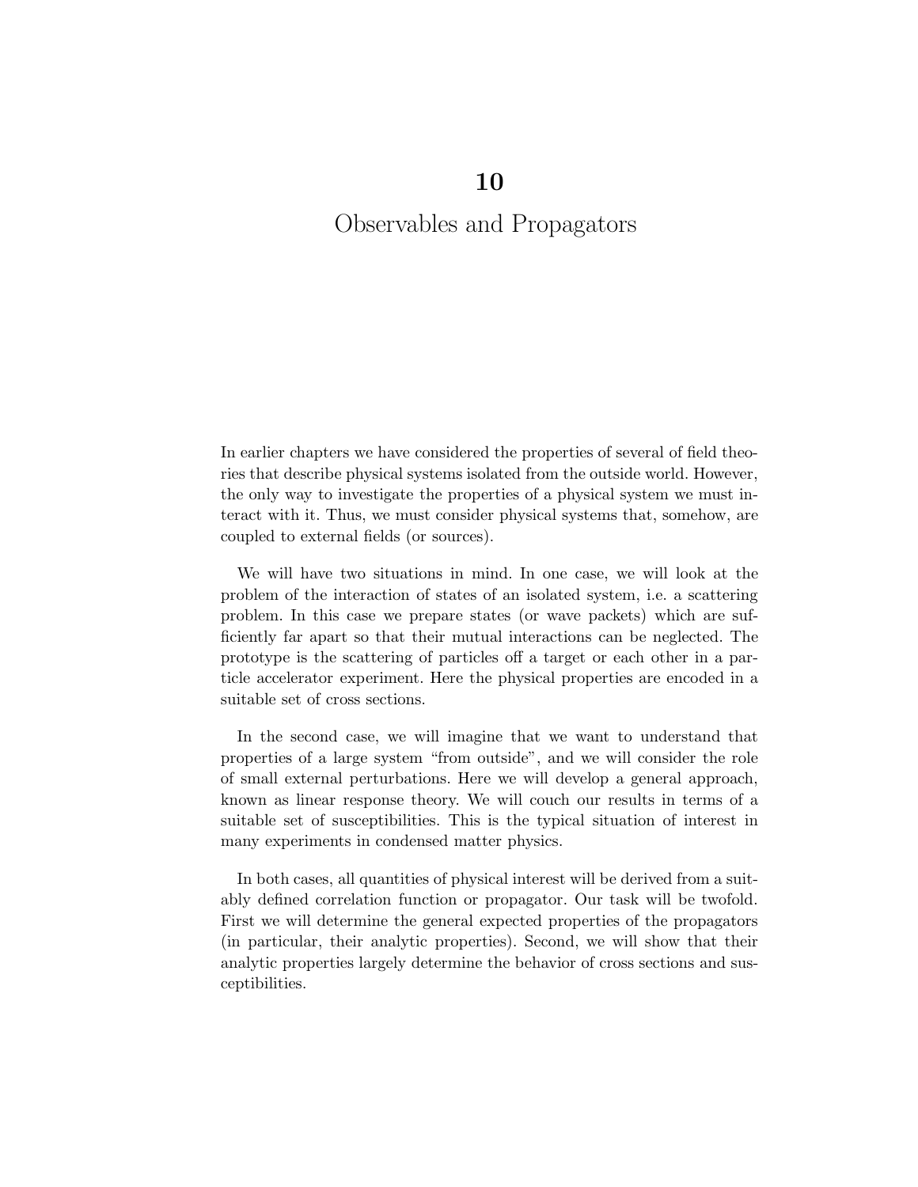# 10

# Observables and Propagators

In earlier chapters we have considered the properties of several of field theories that describe physical systems isolated from the outside world. However, the only way to investigate the properties of a physical system we must interact with it. Thus, we must consider physical systems that, somehow, are coupled to external fields (or sources).

We will have two situations in mind. In one case, we will look at the problem of the interaction of states of an isolated system, i.e. a scattering problem. In this case we prepare states (or wave packets) which are sufficiently far apart so that their mutual interactions can be neglected. The prototype is the scattering of particles off a target or each other in a particle accelerator experiment. Here the physical properties are encoded in a suitable set of cross sections.

In the second case, we will imagine that we want to understand that properties of a large system "from outside", and we will consider the role of small external perturbations. Here we will develop a general approach, known as linear response theory. We will couch our results in terms of a suitable set of susceptibilities. This is the typical situation of interest in many experiments in condensed matter physics.

In both cases, all quantities of physical interest will be derived from a suitably defined correlation function or propagator. Our task will be twofold. First we will determine the general expected properties of the propagators (in particular, their analytic properties). Second, we will show that their analytic properties largely determine the behavior of cross sections and susceptibilities.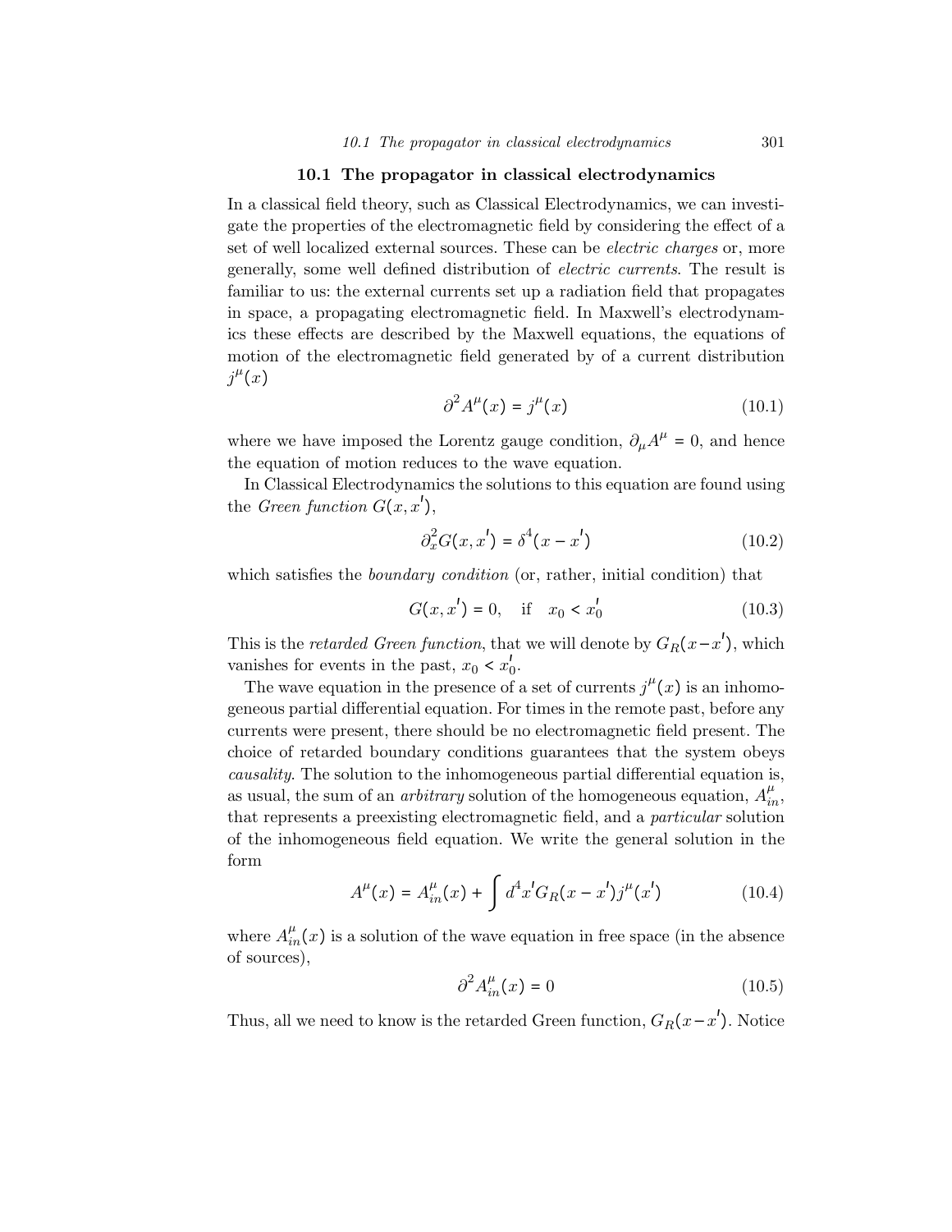## 10.1 The propagator in classical electrodynamics

In a classical field theory, such as Classical Electrodynamics, we can investigate the properties of the electromagnetic field by considering the effect of a set of well localized external sources. These can be *electric charges* or, more generally, some well defined distribution of *electric currents*. The result is familiar to us: the external currents set up a radiation field that propagates in space, a propagating electromagnetic field. In Maxwell's electrodynamics these effects are described by the Maxwell equations, the equations of motion of the electromagnetic field generated by of a current distribution $j^\mu(x)$

$$\partial^2 A^\mu(x) = j^\mu(x) \tag{10.1}$$

where we have imposed the Lorentz gauge condition, $\partial_\mu A^\mu = 0$, and hence the equation of motion reduces to the wave equation.

In Classical Electrodynamics the solutions to this equation are found using the *Green function* $G(x, x')$,

$$\partial_x^2 G(x, x') = \delta^4(x - x') \tag{10.2}$$

which satisfies the *boundary condition* (or, rather, initial condition) that

$$G(x, x') = 0, \quad \text{if} \quad x_0 < x_0' \tag{10.3}$$

This is the *retarded Green function*, that we will denote by $G_R(x-x')$, which vanishes for events in the past, $x_0 < x_0'$.

The wave equation in the presence of a set of currents $j^\mu(x)$ is an inhomogeneous partial differential equation. For times in the remote past, before any currents were present, there should be no electromagnetic field present. The choice of retarded boundary conditions guarantees that the system obeys *causality*. The solution to the inhomogeneous partial differential equation is, as usual, the sum of an *arbitrary* solution of the homogeneous equation, $A_{in}^\mu$, that represents a preexisting electromagnetic field, and a *particular* solution of the inhomogeneous field equation. We write the general solution in the form

$$A^\mu(x) = A_{in}^\mu(x) + \int d^4x' G_R(x - x') j^\mu(x') \tag{10.4}$$

where $A_{in}^\mu(x)$ is a solution of the wave equation in free space (in the absence of sources),

$$\partial^2 A_{in}^\mu(x) = 0 \tag{10.5}$$

Thus, all we need to know is the retarded Green function, $G_R(x-x')$. Notice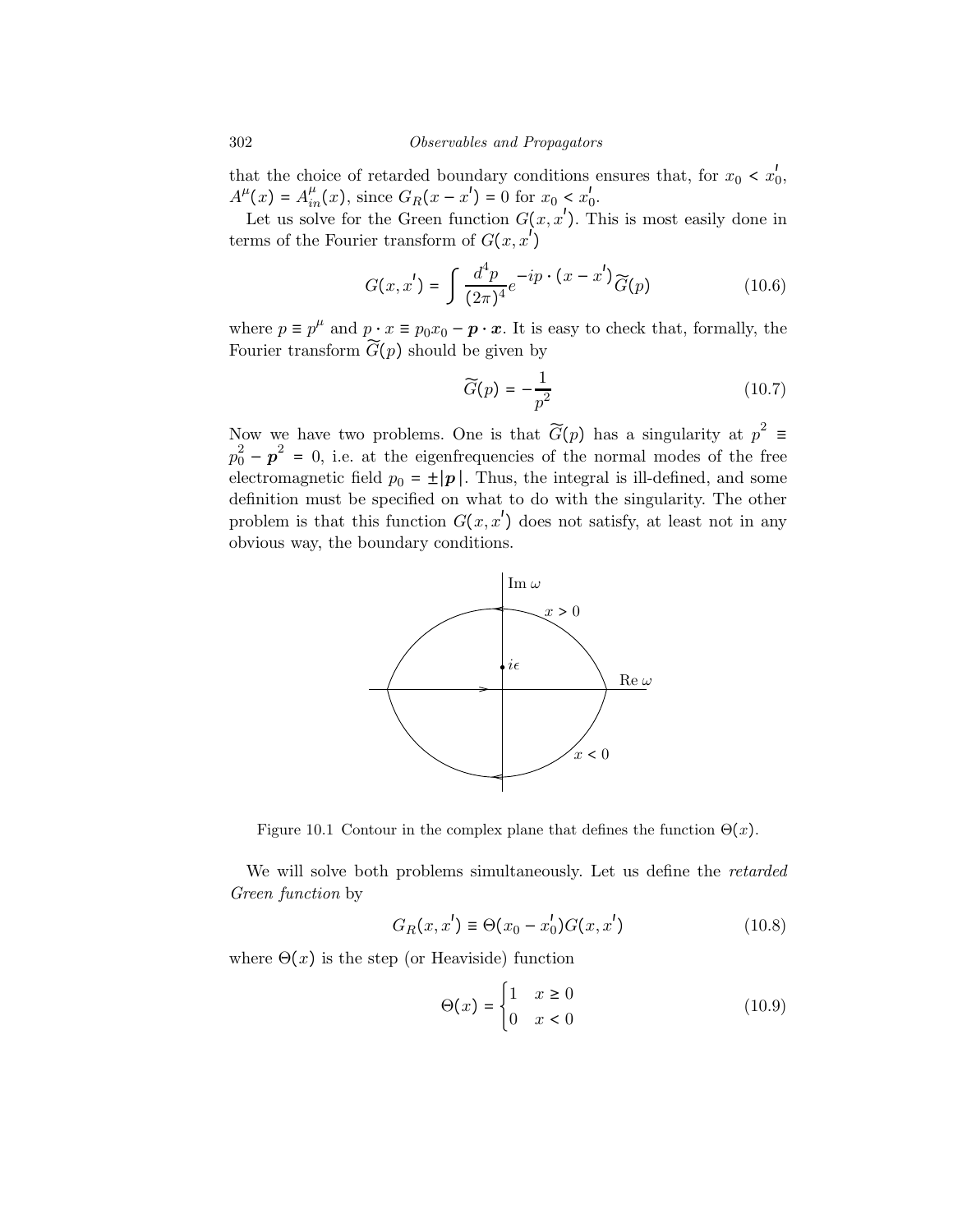that the choice of retarded boundary conditions ensures that, for $x_0 < x_0'$, $A^\mu(x) = A^\mu_{in}(x)$, since $G_R(x - x') = 0$ for $x_0 < x_0'$.

Let us solve for the Green function $G(x, x')$. This is most easily done in terms of the Fourier transform of $G(x, x')$

$$G(x, x') = \int \frac{d^4p}{(2\pi)^4} e^{-ip \cdot (x - x')} \widetilde{G}(p) \tag{10.6}$$

where $p \equiv p^\mu$ and $p \cdot x \equiv p_0 x_0 - \boldsymbol{p} \cdot \boldsymbol{x}$. It is easy to check that, formally, the Fourier transform $\widetilde{G}(p)$ should be given by

$$\widetilde{G}(p) = -\frac{1}{p^2} \tag{10.7}$$

Now we have two problems. One is that $\widetilde{G}(p)$ has a singularity at $p^2 \equiv p_0^2 - \boldsymbol{p}^2 = 0$, i.e. at the eigenfrequencies of the normal modes of the free electromagnetic field $p_0 = \pm|\boldsymbol{p}|$. Thus, the integral is ill-defined, and some definition must be specified on what to do with the singularity. The other problem is that this function $G(x, x')$ does not satisfy, at least not in any obvious way, the boundary conditions.

Figure 10.1 Contour in the complex plane that defines the function $\Theta(x)$.

We will solve both problems simultaneously. Let us define the *retarded Green function* by

$$G_R(x, x') \equiv \Theta(x_0 - x_0') G(x, x') \tag{10.8}$$

where $\Theta(x)$ is the step (or Heaviside) function

$$\Theta(x) = \begin{cases} 1 & x \geq 0 \\ 0 & x < 0 \end{cases} \tag{10.9}$$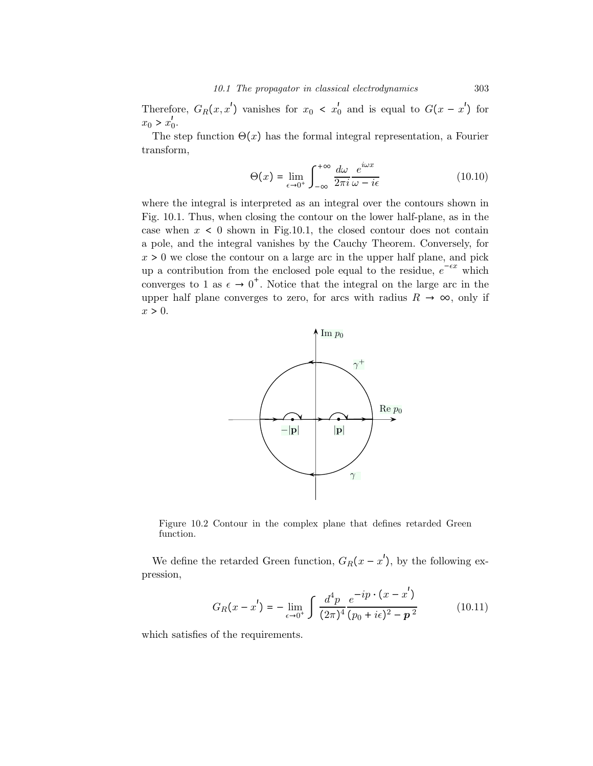Therefore, $G_R(x, x')$ vanishes for $x_0 < x_0'$ and is equal to $G(x - x')$ for $x_0 > x_0'$.

The step function $\Theta(x)$ has the formal integral representation, a Fourier transform,

$$\Theta(x) = \lim_{\epsilon \to 0^+} \int_{-\infty}^{+\infty} \frac{d\omega}{2\pi i} \frac{e^{i\omega x}}{\omega - i\epsilon} \tag{10.10}$$

where the integral is interpreted as an integral over the contours shown in Fig. 10.1. Thus, when closing the contour on the lower half-plane, as in the case when $x < 0$ shown in Fig.10.1, the closed contour does not contain a pole, and the integral vanishes by the Cauchy Theorem. Conversely, for $x > 0$ we close the contour on a large arc in the upper half plane, and pick up a contribution from the enclosed pole equal to the residue, $e^{-\epsilon x}$ which converges to 1 as $\epsilon \to 0^+$. Notice that the integral on the large arc in the upper half plane converges to zero, for arcs with radius $R \to \infty$, only if $x > 0$.

Figure 10.2 Contour in the complex plane that defines retarded Green function.

We define the retarded Green function, $G_R(x - x')$, by the following expression,

$$G_R(x - x') = - \lim_{\epsilon \to 0^+} \int \frac{d^4 p}{(2\pi)^4} \frac{e^{-ip \cdot (x - x')}}{(p_0 + i\epsilon)^2 - \boldsymbol{p}^2} \tag{10.11}$$

which satisfies of the requirements.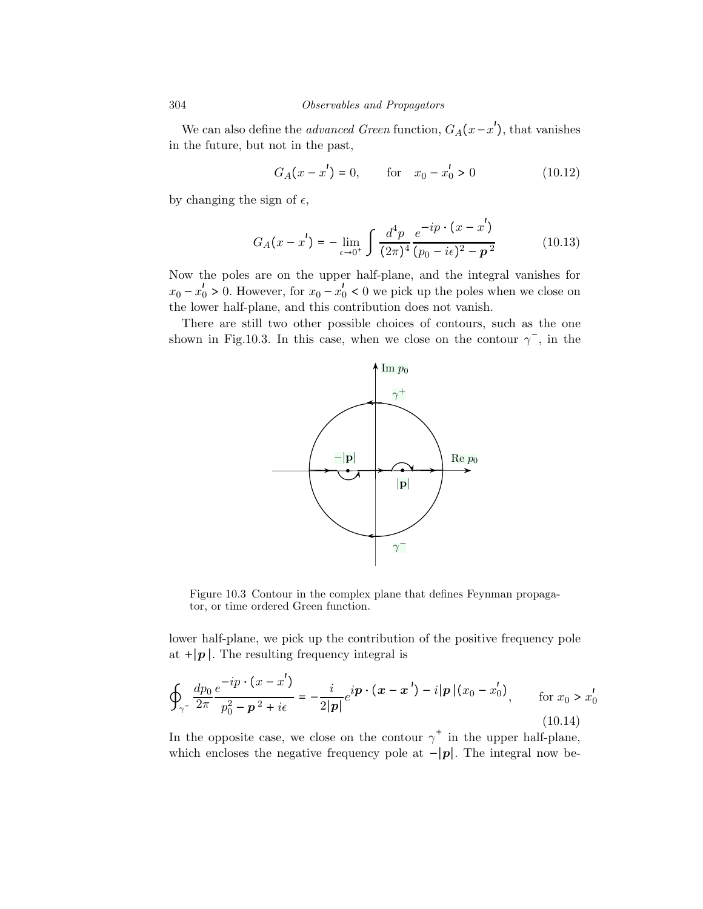We can also define the *advanced Green* function, $G_A(x-x')$, that vanishes in the future, but not in the past,

$$G_A(x-x') = 0, \qquad \text{for} \quad x_0 - x_0' > 0 \tag{10.12}$$

by changing the sign of $\epsilon$,

$$G_A(x-x') = -\lim_{\epsilon\to 0^+}\int \frac{d^4p}{(2\pi)^4}\frac{e^{-ip\cdot(x-x')}}{(p_0-i\epsilon)^2 - \boldsymbol{p}^2} \tag{10.13}$$

Now the poles are on the upper half-plane, and the integral vanishes for $x_0 - x_0' > 0$. However, for $x_0 - x_0' < 0$ we pick up the poles when we close on the lower half-plane, and this contribution does not vanish.

There are still two other possible choices of contours, such as the one shown in Fig.10.3. In this case, when we close on the contour $\gamma^-$, in the lower half-plane, we pick up the contribution of the positive frequency pole at $+|\boldsymbol{p}|$. The resulting frequency integral is

Figure 10.3 Contour in the complex plane that defines Feynman propagator, or time ordered Green function.

$$\oint_{\gamma^-}\frac{dp_0}{2\pi}\frac{e^{-ip\cdot(x-x')}}{p_0^2 - \boldsymbol{p}^2 + i\epsilon} = -\frac{i}{2|\boldsymbol{p}|}e^{i\boldsymbol{p}\cdot(\boldsymbol{x}-\boldsymbol{x}') - i|\boldsymbol{p}|(x_0-x_0')}, \qquad \text{for } x_0 > x_0' \tag{10.14}$$

In the opposite case, we close on the contour $\gamma^+$ in the upper half-plane, which encloses the negative frequency pole at $-|\boldsymbol{p}|$. The integral now be-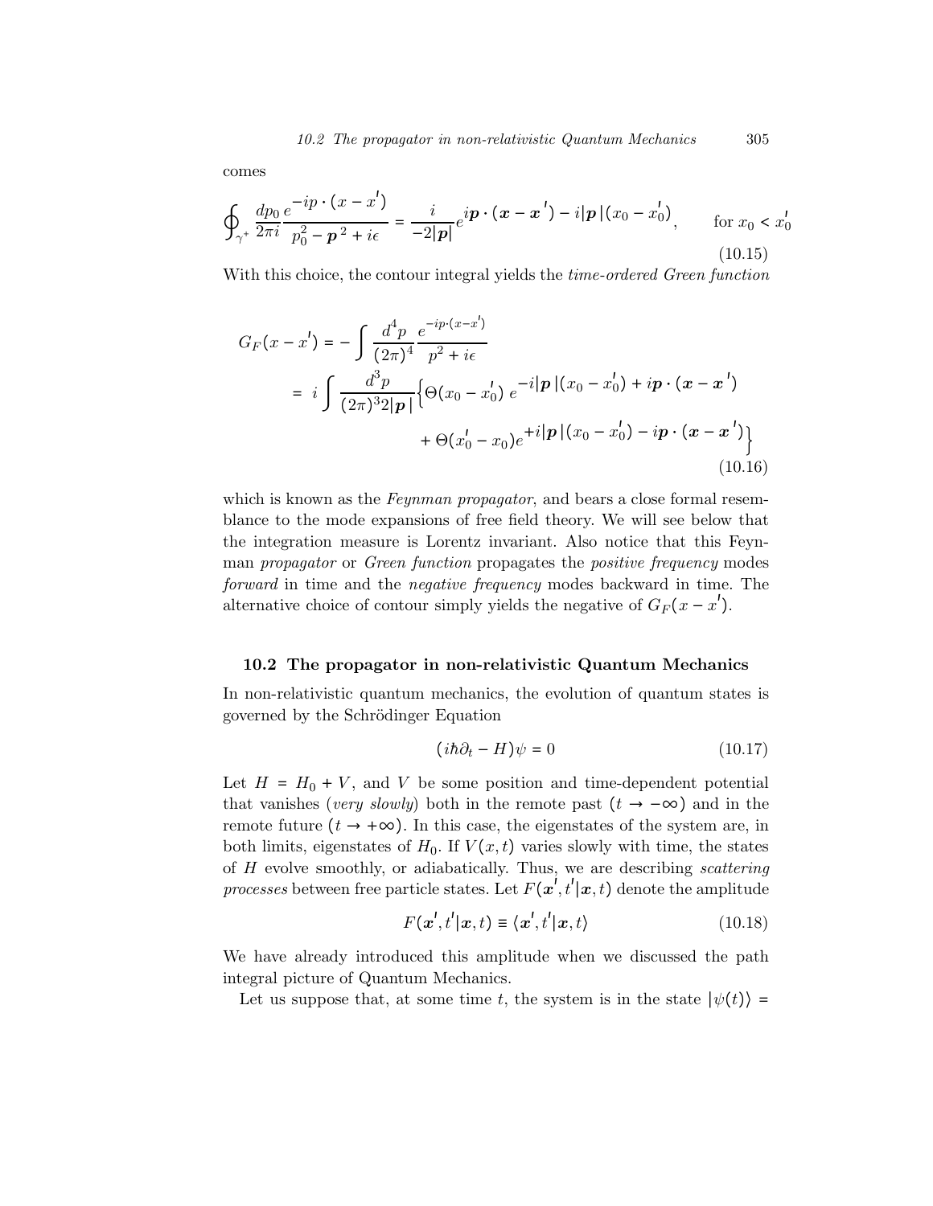comes

$$\oint_{\gamma^+} \frac{dp_0}{2\pi i} \frac{e^{-ip\cdot(x-x')}}{p_0^2 - \boldsymbol{p}^2 + i\epsilon} = \frac{i}{-2|\boldsymbol{p}|} e^{i\boldsymbol{p}\cdot(\boldsymbol{x}-\boldsymbol{x}') - i|\boldsymbol{p}|(x_0 - x_0')}, \qquad \text{for } x_0 < x_0' \tag{10.15}$$

With this choice, the contour integral yields the *time-ordered Green function*

$$\begin{aligned} G_F(x-x') &= -\int \frac{d^4p}{(2\pi)^4} \frac{e^{-ip\cdot(x-x')}}{p^2 + i\epsilon} \\ &= i\int \frac{d^3p}{(2\pi)^3 2|\boldsymbol{p}|} \Big\{ \Theta(x_0 - x_0')\, e^{-i|\boldsymbol{p}|(x_0 - x_0') + i\boldsymbol{p}\cdot(\boldsymbol{x}-\boldsymbol{x}')} \\ &\qquad\qquad + \Theta(x_0' - x_0) e^{+i|\boldsymbol{p}|(x_0 - x_0') - i\boldsymbol{p}\cdot(\boldsymbol{x}-\boldsymbol{x}')} \Big\} \end{aligned} \tag{10.16}$$

which is known as the *Feynman propagator*, and bears a close formal resemblance to the mode expansions of free field theory. We will see below that the integration measure is Lorentz invariant. Also notice that this Feynman *propagator* or *Green function* propagates the *positive frequency* modes *forward* in time and the *negative frequency* modes backward in time. The alternative choice of contour simply yields the negative of $G_F(x-x')$.

## 10.2 The propagator in non-relativistic Quantum Mechanics

In non-relativistic quantum mechanics, the evolution of quantum states is governed by the Schrödinger Equation

$$(i\hbar\partial_t - H)\psi = 0 \tag{10.17}$$

Let $H = H_0 + V$, and $V$ be some position and time-dependent potential that vanishes (*very slowly*) both in the remote past $(t \to -\infty)$ and in the remote future $(t \to +\infty)$. In this case, the eigenstates of the system are, in both limits, eigenstates of $H_0$. If $V(x,t)$ varies slowly with time, the states of $H$ evolve smoothly, or adiabatically. Thus, we are describing *scattering processes* between free particle states. Let $F(\boldsymbol{x}', t'|\boldsymbol{x}, t)$ denote the amplitude

$$F(\boldsymbol{x}', t'|\boldsymbol{x}, t) \equiv \langle \boldsymbol{x}', t'|\boldsymbol{x}, t\rangle \tag{10.18}$$

We have already introduced this amplitude when we discussed the path integral picture of Quantum Mechanics.

Let us suppose that, at some time $t$, the system is in the state $|\psi(t)\rangle =$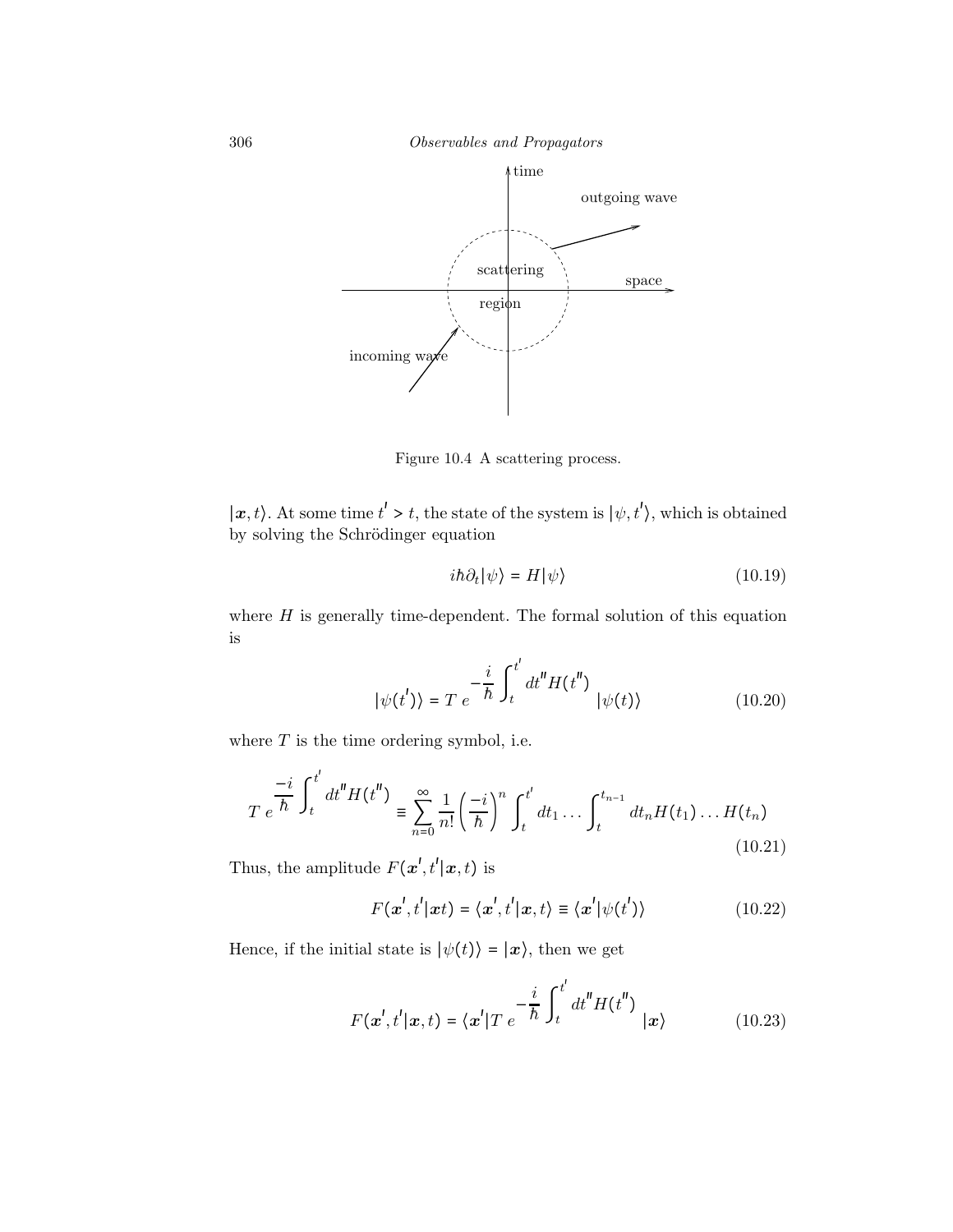Figure 10.4 A scattering process.

$|\boldsymbol{x}, t\rangle$. At some time $t' > t$, the state of the system is $|\psi, t'\rangle$, which is obtained by solving the Schrödinger equation

$$i\hbar\partial_t|\psi\rangle = H|\psi\rangle \tag{10.19}$$

where $H$ is generally time-dependent. The formal solution of this equation is

$$|\psi(t')\rangle = T\ e^{-\frac{i}{\hbar}\int_t^{t'} dt'' H(t'')}\ |\psi(t)\rangle \tag{10.20}$$

where $T$ is the time ordering symbol, i.e.

$$T\ e^{\frac{-i}{\hbar}\int_t^{t'} dt'' H(t'')} \equiv \sum_{n=0}^{\infty}\frac{1}{n!}\left(\frac{-i}{\hbar}\right)^n \int_t^{t'} dt_1 \ldots \int_t^{t_{n-1}} dt_n H(t_1)\ldots H(t_n) \tag{10.21}$$

Thus, the amplitude $F(\boldsymbol{x}', t'|\boldsymbol{x}, t)$ is

$$F(\boldsymbol{x}', t'|\boldsymbol{x}t) = \langle \boldsymbol{x}', t'|\boldsymbol{x}, t\rangle \equiv \langle \boldsymbol{x}'|\psi(t')\rangle \tag{10.22}$$

Hence, if the initial state is $|\psi(t)\rangle = |\boldsymbol{x}\rangle$, then we get

$$F(\boldsymbol{x}', t'|\boldsymbol{x}, t) = \langle \boldsymbol{x}'|T\ e^{-\frac{i}{\hbar}\int_t^{t'} dt'' H(t'')}\ |\boldsymbol{x}\rangle \tag{10.23}$$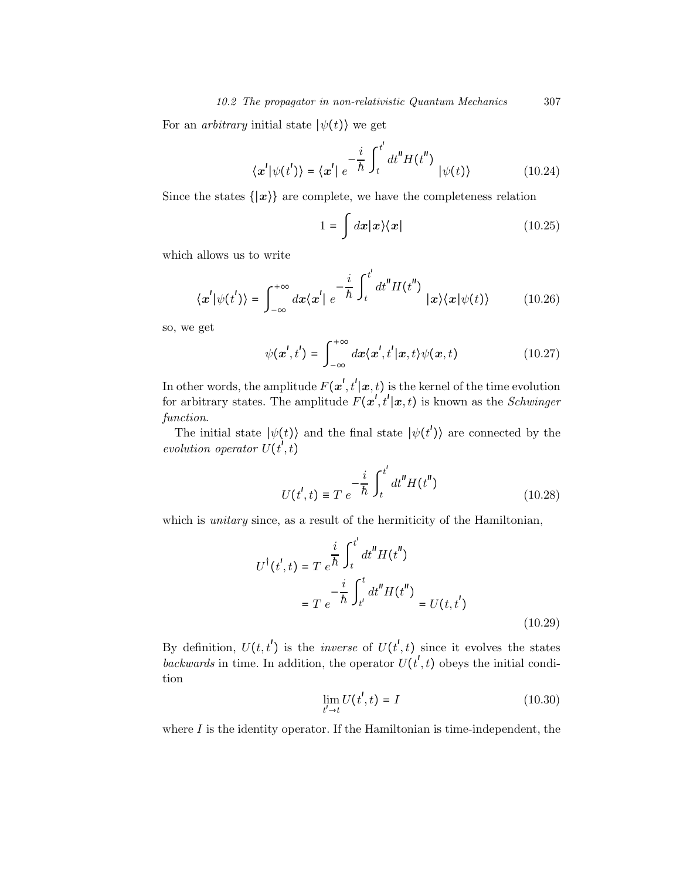For an *arbitrary* initial state $|\psi(t)\rangle$ we get

$$\langle \boldsymbol{x}' | \psi(t') \rangle = \langle \boldsymbol{x}' | \; e^{-\frac{i}{\hbar} \int_t^{t'} dt'' H(t'')} \; |\psi(t)\rangle \tag{10.24}$$

Since the states $\{|\boldsymbol{x}\rangle\}$ are complete, we have the completeness relation

$$1 = \int d\boldsymbol{x} |\boldsymbol{x}\rangle\langle \boldsymbol{x}| \tag{10.25}$$

which allows us to write

$$\langle \boldsymbol{x}' | \psi(t') \rangle = \int_{-\infty}^{+\infty} d\boldsymbol{x} \langle \boldsymbol{x}' | \; e^{-\frac{i}{\hbar} \int_t^{t'} dt'' H(t'')} \; |\boldsymbol{x}\rangle\langle \boldsymbol{x}|\psi(t)\rangle \tag{10.26}$$

so, we get

$$\psi(\boldsymbol{x}', t') = \int_{-\infty}^{+\infty} d\boldsymbol{x} \langle \boldsymbol{x}', t' | \boldsymbol{x}, t\rangle \psi(\boldsymbol{x}, t) \tag{10.27}$$

In other words, the amplitude $F(\boldsymbol{x}', t'|\boldsymbol{x}, t)$ is the kernel of the time evolution for arbitrary states. The amplitude $F(\boldsymbol{x}', t'|\boldsymbol{x}, t)$ is known as the *Schwinger function*.

The initial state $|\psi(t)\rangle$ and the final state $|\psi(t')\rangle$ are connected by the *evolution operator* $U(t', t)$

$$U(t', t) \equiv T \; e^{-\frac{i}{\hbar} \int_t^{t'} dt'' H(t'')} \tag{10.28}$$

which is *unitary* since, as a result of the hermiticity of the Hamiltonian,

$$\begin{aligned} U^\dagger(t', t) &= T \; e^{\frac{i}{\hbar} \int_t^{t'} dt'' H(t'')} \\ &= T \; e^{-\frac{i}{\hbar} \int_{t'}^{t} dt'' H(t'')} = U(t, t') \end{aligned} \tag{10.29}$$

By definition, $U(t, t')$ is the *inverse* of $U(t', t)$ since it evolves the states *backwards* in time. In addition, the operator $U(t', t)$ obeys the initial condition

$$\lim_{t' \to t} U(t', t) = I \tag{10.30}$$

where $I$ is the identity operator. If the Hamiltonian is time-independent, the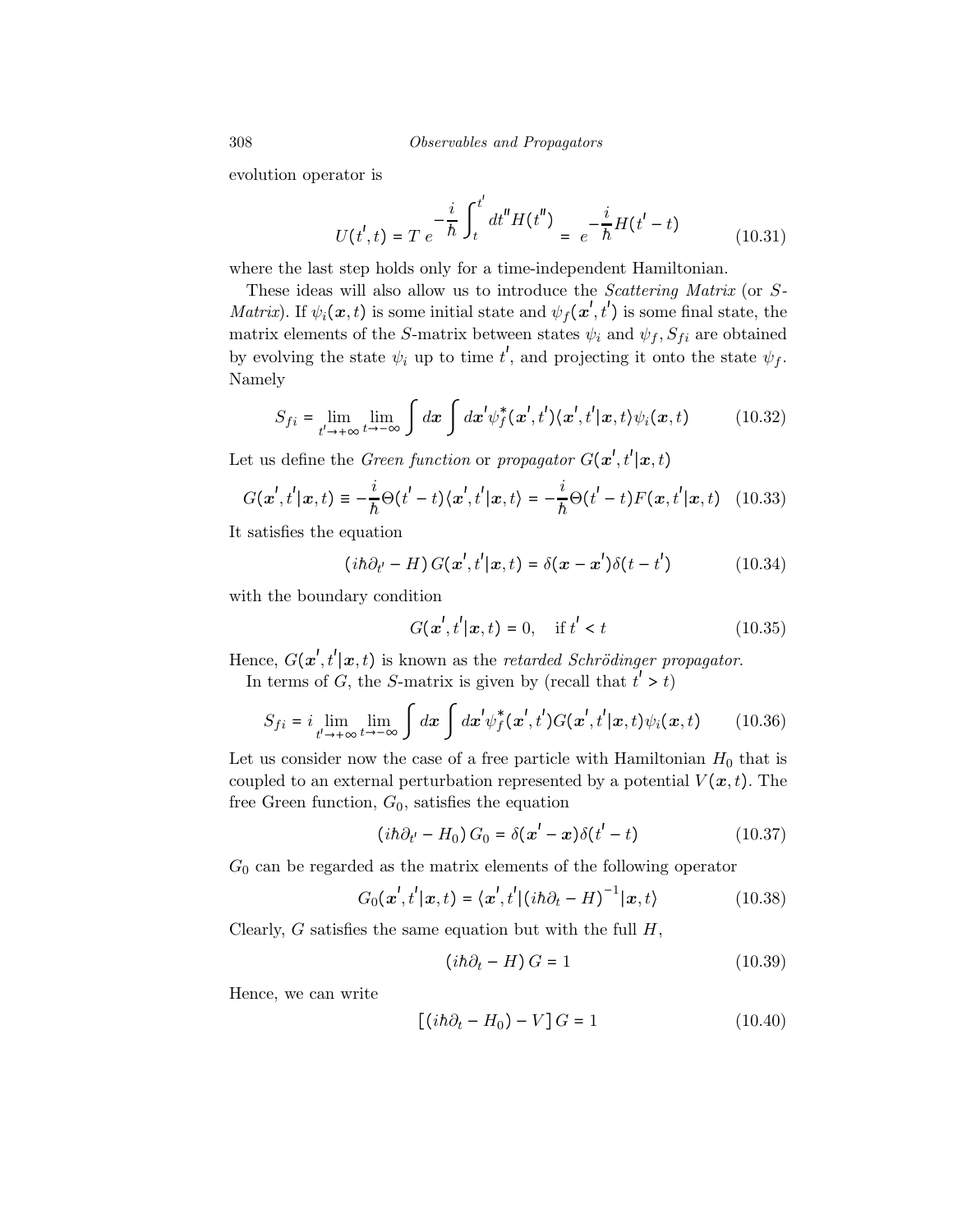evolution operator is

$$U(t', t) = T\, e^{-\frac{i}{\hbar}\int_t^{t'} dt'' H(t'')} = e^{-\frac{i}{\hbar} H(t'-t)} \tag{10.31}$$

where the last step holds only for a time-independent Hamiltonian.

These ideas will also allow us to introduce the *Scattering Matrix* (or *S-Matrix*). If $\psi_i(\boldsymbol{x}, t)$ is some initial state and $\psi_f(\boldsymbol{x}', t')$ is some final state, the matrix elements of the $S$-matrix between states $\psi_i$ and $\psi_f$, $S_{fi}$ are obtained by evolving the state $\psi_i$ up to time $t'$, and projecting it onto the state $\psi_f$. Namely

$$S_{fi} = \lim_{t'\to+\infty} \lim_{t\to-\infty} \int d\boldsymbol{x} \int d\boldsymbol{x}' \psi_f^*(\boldsymbol{x}', t') \langle \boldsymbol{x}', t' | \boldsymbol{x}, t\rangle \psi_i(\boldsymbol{x}, t) \tag{10.32}$$

Let us define the *Green function* or *propagator* $G(\boldsymbol{x}', t' | \boldsymbol{x}, t)$

$$G(\boldsymbol{x}', t' | \boldsymbol{x}, t) \equiv -\frac{i}{\hbar}\Theta(t'-t)\langle \boldsymbol{x}', t' | \boldsymbol{x}, t\rangle = -\frac{i}{\hbar}\Theta(t'-t) F(\boldsymbol{x}, t' | \boldsymbol{x}, t) \tag{10.33}$$

It satisfies the equation

$$(i\hbar\partial_{t'} - H)\, G(\boldsymbol{x}', t' | \boldsymbol{x}, t) = \delta(\boldsymbol{x} - \boldsymbol{x}')\delta(t - t') \tag{10.34}$$

with the boundary condition

$$G(\boldsymbol{x}', t' | \boldsymbol{x}, t) = 0, \quad \text{if } t' < t \tag{10.35}$$

Hence, $G(\boldsymbol{x}', t' | \boldsymbol{x}, t)$ is known as the *retarded Schrödinger propagator*.

In terms of $G$, the $S$-matrix is given by (recall that $t' > t$)

$$S_{fi} = i \lim_{t'\to+\infty} \lim_{t\to-\infty} \int d\boldsymbol{x} \int d\boldsymbol{x}' \psi_f^*(\boldsymbol{x}', t') G(\boldsymbol{x}', t' | \boldsymbol{x}, t) \psi_i(\boldsymbol{x}, t) \tag{10.36}$$

Let us consider now the case of a free particle with Hamiltonian $H_0$ that is coupled to an external perturbation represented by a potential $V(\boldsymbol{x}, t)$. The free Green function, $G_0$, satisfies the equation

$$(i\hbar\partial_{t'} - H_0)\, G_0 = \delta(\boldsymbol{x}' - \boldsymbol{x})\delta(t' - t) \tag{10.37}$$

$G_0$ can be regarded as the matrix elements of the following operator

$$G_0(\boldsymbol{x}', t' | \boldsymbol{x}, t) = \langle \boldsymbol{x}', t' | (i\hbar\partial_t - H)^{-1} | \boldsymbol{x}, t\rangle \tag{10.38}$$

Clearly, $G$ satisfies the same equation but with the full $H$,

$$(i\hbar\partial_t - H)\, G = 1 \tag{10.39}$$

Hence, we can write

$$\left[(i\hbar\partial_t - H_0) - V\right] G = 1 \tag{10.40}$$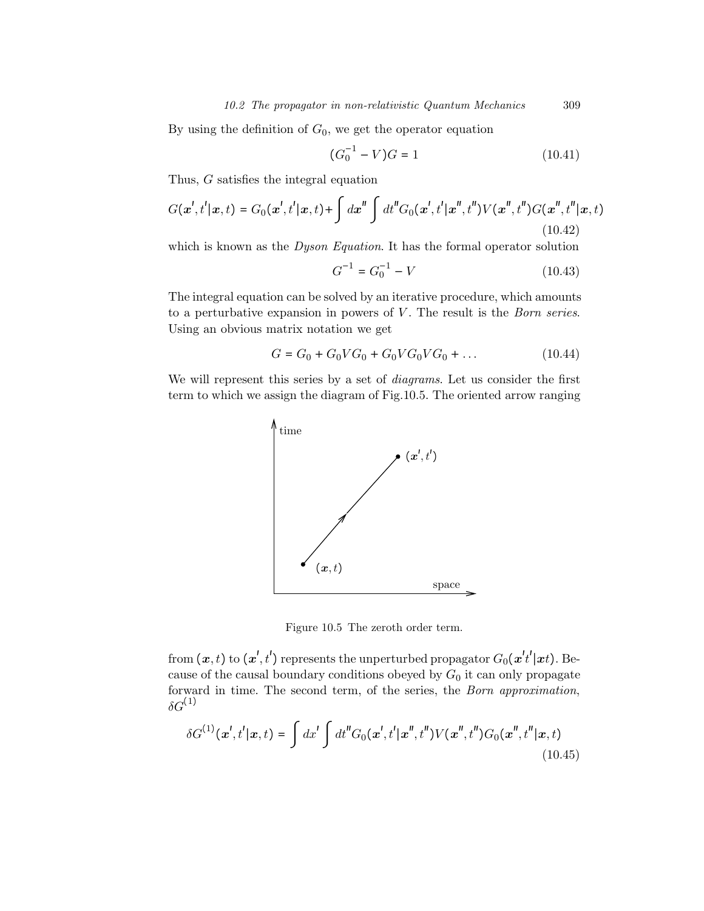By using the definition of $G_0$, we get the operator equation

$$(G_0^{-1} - V)G = 1 \tag{10.41}$$

Thus, $G$ satisfies the integral equation

$$G(\boldsymbol{x}', t'|\boldsymbol{x}, t) = G_0(\boldsymbol{x}', t'|\boldsymbol{x}, t) + \int d\boldsymbol{x}'' \int dt'' G_0(\boldsymbol{x}', t'|\boldsymbol{x}'', t'') V(\boldsymbol{x}'', t'') G(\boldsymbol{x}'', t''|\boldsymbol{x}, t) \tag{10.42}$$

which is known as the *Dyson Equation*. It has the formal operator solution

$$G^{-1} = G_0^{-1} - V \tag{10.43}$$

The integral equation can be solved by an iterative procedure, which amounts to a perturbative expansion in powers of $V$. The result is the *Born series*. Using an obvious matrix notation we get

$$G = G_0 + G_0 V G_0 + G_0 V G_0 V G_0 + \ldots \tag{10.44}$$

We will represent this series by a set of *diagrams*. Let us consider the first term to which we assign the diagram of Fig.10.5. The oriented arrow ranging

Figure 10.5 The zeroth order term.

from $(\boldsymbol{x}, t)$ to $(\boldsymbol{x}', t')$ represents the unperturbed propagator $G_0(\boldsymbol{x}' t' | \boldsymbol{x} t)$. Because of the causal boundary conditions obeyed by $G_0$ it can only propagate forward in time. The second term, of the series, the *Born approximation*, $\delta G^{(1)}$

$$\delta G^{(1)}(\boldsymbol{x}', t'|\boldsymbol{x}, t) = \int dx' \int dt'' G_0(\boldsymbol{x}', t'|\boldsymbol{x}'', t'') V(\boldsymbol{x}'', t'') G_0(\boldsymbol{x}'', t''|\boldsymbol{x}, t) \tag{10.45}$$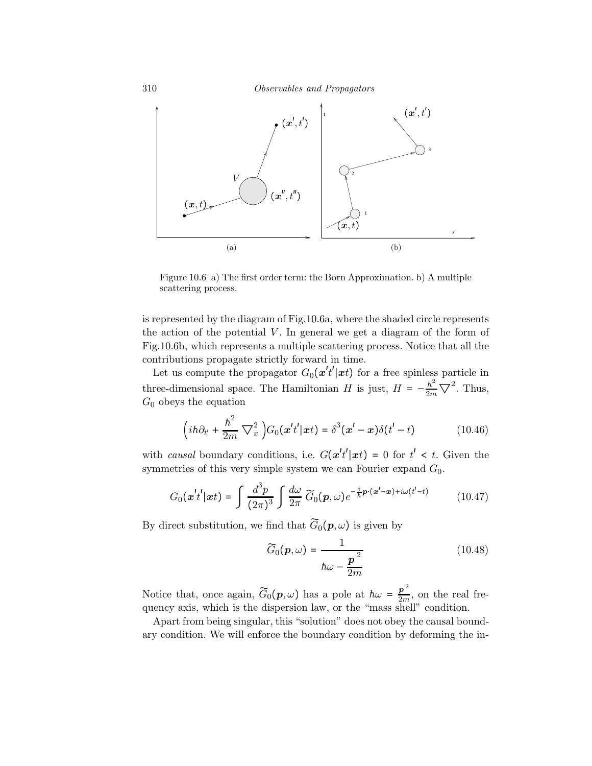Figure 10.6 a) The first order term: the Born Approximation. b) A multiple scattering process.

is represented by the diagram of Fig.10.6a, where the shaded circle represents the action of the potential $V$. In general we get a diagram of the form of Fig.10.6b, which represents a multiple scattering process. Notice that all the contributions propagate strictly forward in time.

Let us compute the propagator $G_0(\boldsymbol{x}'t'|\boldsymbol{x}t)$ for a free spinless particle in three-dimensional space. The Hamiltonian $H$ is just, $H = -\frac{\hbar^2}{2m}\nabla^2$. Thus, $G_0$ obeys the equation

$$\left(i\hbar\partial_{t'} + \frac{\hbar^2}{2m}\nabla_x^2\right)G_0(\boldsymbol{x}'t'|\boldsymbol{x}t) = \delta^3(\boldsymbol{x}'-\boldsymbol{x})\delta(t'-t) \tag{10.46}$$

with *causal* boundary conditions, i.e. $G(\boldsymbol{x}'t'|\boldsymbol{x}t) = 0$ for $t' < t$. Given the symmetries of this very simple system we can Fourier expand $G_0$.

$$G_0(\boldsymbol{x}'t'|\boldsymbol{x}t) = \int \frac{d^3p}{(2\pi)^3}\int \frac{d\omega}{2\pi}\,\widetilde{G}_0(\boldsymbol{p},\omega)e^{-\frac{i}{\hbar}\boldsymbol{p}\cdot(\boldsymbol{x}'-\boldsymbol{x})+i\omega(t'-t)} \tag{10.47}$$

By direct substitution, we find that $\widetilde{G}_0(\boldsymbol{p},\omega)$ is given by

$$\widetilde{G}_0(\boldsymbol{p},\omega) = \frac{1}{\hbar\omega - \dfrac{\boldsymbol{p}^2}{2m}} \tag{10.48}$$

Notice that, once again, $\widetilde{G}_0(\boldsymbol{p},\omega)$ has a pole at $\hbar\omega = \frac{\boldsymbol{p}^2}{2m}$, on the real frequency axis, which is the dispersion law, or the "mass shell" condition.

Apart from being singular, this "solution" does not obey the causal boundary condition. We will enforce the boundary condition by deforming the in-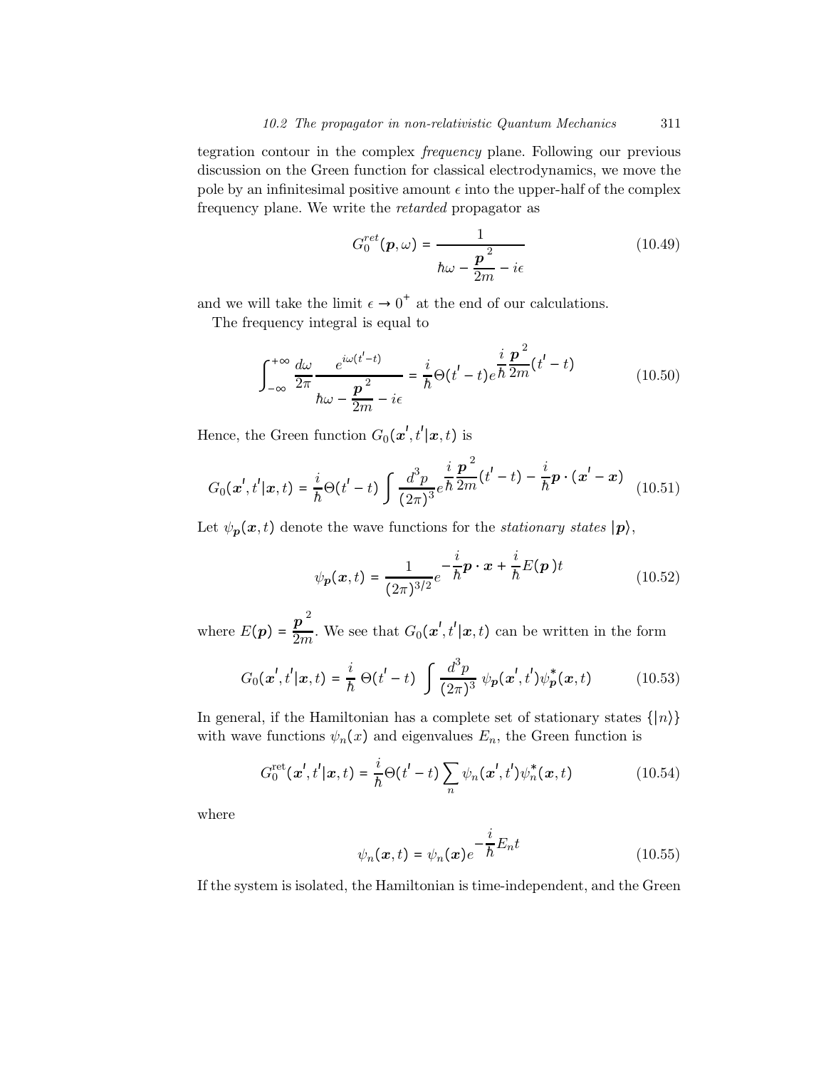tegration contour in the complex *frequency* plane. Following our previous discussion on the Green function for classical electrodynamics, we move the pole by an infinitesimal positive amount $\epsilon$ into the upper-half of the complex frequency plane. We write the *retarded* propagator as

$$G_0^{ret}(\boldsymbol{p}, \omega) = \frac{1}{\hbar\omega - \frac{\boldsymbol{p}^2}{2m} - i\epsilon} \tag{10.49}$$

and we will take the limit $\epsilon \to 0^+$ at the end of our calculations.

The frequency integral is equal to

$$\int_{-\infty}^{+\infty} \frac{d\omega}{2\pi} \frac{e^{i\omega(t'-t)}}{\hbar\omega - \frac{\boldsymbol{p}^2}{2m} - i\epsilon} = \frac{i}{\hbar}\Theta(t'-t)e^{\frac{i}{\hbar}\frac{\boldsymbol{p}^2}{2m}(t'-t)} \tag{10.50}$$

Hence, the Green function $G_0(\boldsymbol{x}', t'|\boldsymbol{x}, t)$ is

$$G_0(\boldsymbol{x}', t'|\boldsymbol{x}, t) = \frac{i}{\hbar}\Theta(t'-t) \int \frac{d^3p}{(2\pi)^3} e^{\frac{i}{\hbar}\frac{\boldsymbol{p}^2}{2m}(t'-t) - \frac{i}{\hbar}\boldsymbol{p}\cdot(\boldsymbol{x}'-\boldsymbol{x})} \tag{10.51}$$

Let $\psi_{\boldsymbol{p}}(\boldsymbol{x}, t)$ denote the wave functions for the *stationary states* $|\boldsymbol{p}\rangle$,

$$\psi_{\boldsymbol{p}}(\boldsymbol{x}, t) = \frac{1}{(2\pi)^{3/2}} e^{-\frac{i}{\hbar}\boldsymbol{p}\cdot\boldsymbol{x} + \frac{i}{\hbar}E(\boldsymbol{p})t} \tag{10.52}$$

where $E(\boldsymbol{p}) = \frac{\boldsymbol{p}^2}{2m}$. We see that $G_0(\boldsymbol{x}', t'|\boldsymbol{x}, t)$ can be written in the form

$$G_0(\boldsymbol{x}', t'|\boldsymbol{x}, t) = \frac{i}{\hbar}\ \Theta(t'-t)\ \int \frac{d^3p}{(2\pi)^3}\ \psi_{\boldsymbol{p}}(\boldsymbol{x}', t')\psi_{\boldsymbol{p}}^*(\boldsymbol{x}, t) \tag{10.53}$$

In general, if the Hamiltonian has a complete set of stationary states $\{|n\rangle\}$ with wave functions $\psi_n(x)$ and eigenvalues $E_n$, the Green function is

$$G_0^{\text{ret}}(\boldsymbol{x}', t'|\boldsymbol{x}, t) = \frac{i}{\hbar}\Theta(t'-t)\sum_n \psi_n(\boldsymbol{x}', t')\psi_n^*(\boldsymbol{x}, t) \tag{10.54}$$

where

$$\psi_n(\boldsymbol{x}, t) = \psi_n(\boldsymbol{x})e^{-\frac{i}{\hbar}E_n t} \tag{10.55}$$

If the system is isolated, the Hamiltonian is time-independent, and the Green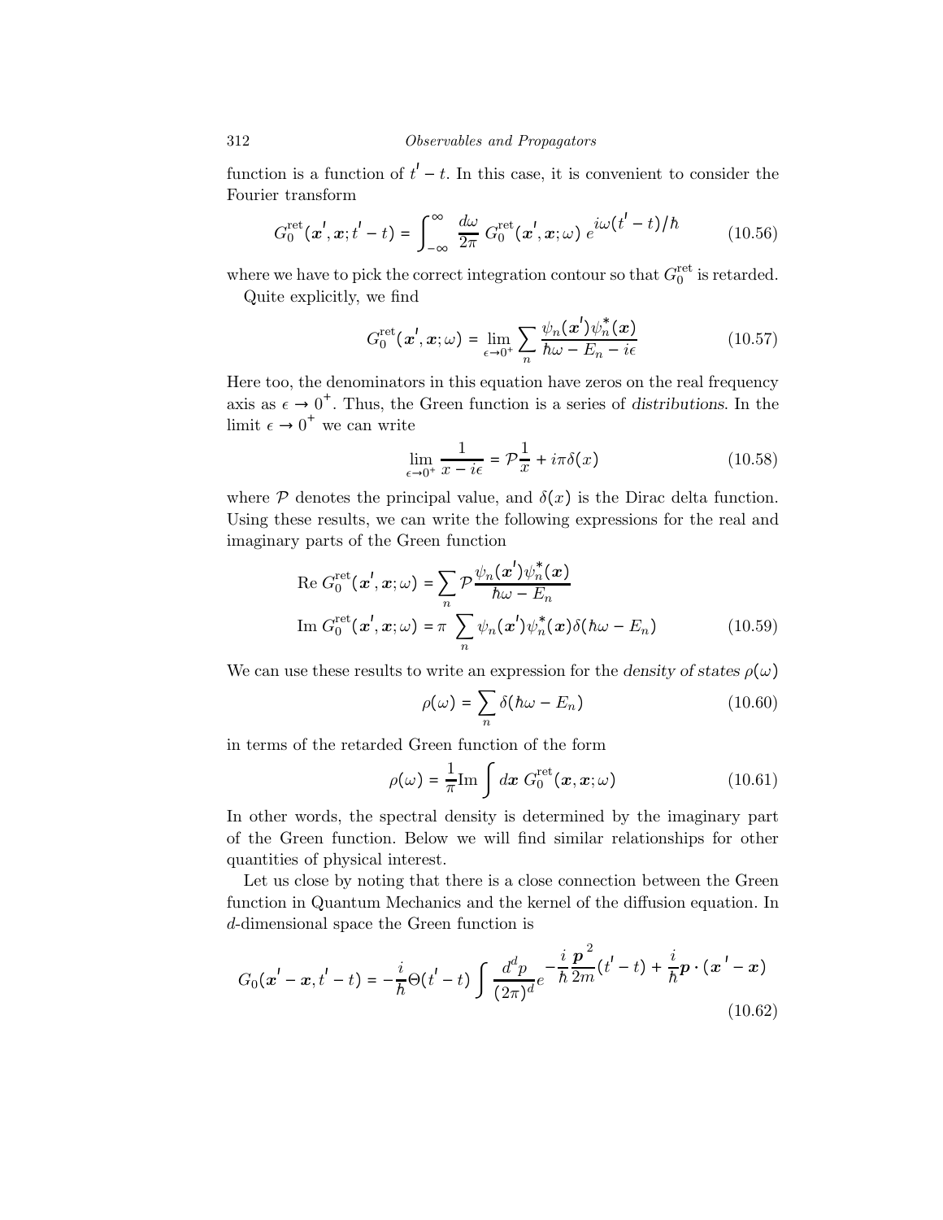function is a function of $t' - t$. In this case, it is convenient to consider the Fourier transform

$$G_0^{\rm ret}(\boldsymbol{x}', \boldsymbol{x}; t' - t) = \int_{-\infty}^{\infty} \frac{d\omega}{2\pi}\, G_0^{\rm ret}(\boldsymbol{x}', \boldsymbol{x}; \omega)\, e^{i\omega(t' - t)/\hbar} \tag{10.56}$$

where we have to pick the correct integration contour so that $G_0^{\rm ret}$ is retarded.

Quite explicitly, we find

$$G_0^{\rm ret}(\boldsymbol{x}', \boldsymbol{x}; \omega) = \lim_{\epsilon \to 0^+} \sum_n \frac{\psi_n(\boldsymbol{x}')\psi_n^*(\boldsymbol{x})}{\hbar\omega - E_n - i\epsilon} \tag{10.57}$$

Here too, the denominators in this equation have zeros on the real frequency axis as $\epsilon \to 0^+$. Thus, the Green function is a series of *distributions*. In the limit $\epsilon \to 0^+$ we can write

$$\lim_{\epsilon \to 0^+} \frac{1}{x - i\epsilon} = \mathcal{P}\frac{1}{x} + i\pi\delta(x) \tag{10.58}$$

where $\mathcal{P}$ denotes the principal value, and $\delta(x)$ is the Dirac delta function. Using these results, we can write the following expressions for the real and imaginary parts of the Green function

$$\begin{aligned}
\text{Re}\, G_0^{\rm ret}(\boldsymbol{x}', \boldsymbol{x}; \omega) &= \sum_n \mathcal{P}\frac{\psi_n(\boldsymbol{x}')\psi_n^*(\boldsymbol{x})}{\hbar\omega - E_n} \\
\text{Im}\, G_0^{\rm ret}(\boldsymbol{x}', \boldsymbol{x}; \omega) &= \pi \sum_n \psi_n(\boldsymbol{x}')\psi_n^*(\boldsymbol{x})\delta(\hbar\omega - E_n)
\end{aligned} \tag{10.59}$$

We can use these results to write an expression for the *density of states* $\rho(\omega)$

$$\rho(\omega) = \sum_n \delta(\hbar\omega - E_n) \tag{10.60}$$

in terms of the retarded Green function of the form

$$\rho(\omega) = \frac{1}{\pi}\text{Im} \int d\boldsymbol{x}\; G_0^{\rm ret}(\boldsymbol{x}, \boldsymbol{x}; \omega) \tag{10.61}$$

In other words, the spectral density is determined by the imaginary part of the Green function. Below we will find similar relationships for other quantities of physical interest.

Let us close by noting that there is a close connection between the Green function in Quantum Mechanics and the kernel of the diffusion equation. In $d$-dimensional space the Green function is

$$G_0(\boldsymbol{x}' - \boldsymbol{x}, t' - t) = -\frac{i}{\hbar}\Theta(t' - t) \int \frac{d^d p}{(2\pi)^d} e^{-\frac{i}{\hbar}\frac{\boldsymbol{p}^2}{2m}(t' - t) + \frac{i}{\hbar}\boldsymbol{p}\cdot(\boldsymbol{x}' - \boldsymbol{x})} \tag{10.62}$$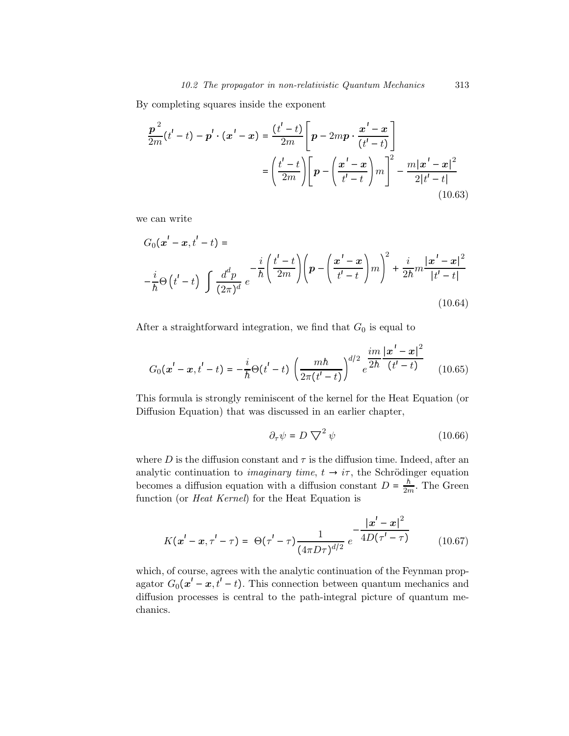By completing squares inside the exponent

$$\frac{\boldsymbol{p}^2}{2m}(t'-t) - \boldsymbol{p}'\cdot(\boldsymbol{x}'-\boldsymbol{x}) = \frac{(t'-t)}{2m}\left[\boldsymbol{p} - 2m\boldsymbol{p}\cdot\frac{\boldsymbol{x}'-\boldsymbol{x}}{(t'-t)}\right]$$
$$= \left(\frac{t'-t}{2m}\right)\left[\boldsymbol{p} - \left(\frac{\boldsymbol{x}'-\boldsymbol{x}}{t'-t}\right)m\right]^2 - \frac{m|\boldsymbol{x}'-\boldsymbol{x}|^2}{2|t'-t|} \tag{10.63}$$

we can write

$$G_0(\boldsymbol{x}'-\boldsymbol{x}, t'-t) =$$
$$-\frac{i}{\hbar}\Theta\left(t'-t\right)\int\frac{d^dp}{(2\pi)^d}\, e^{-\frac{i}{\hbar}\left(\frac{t'-t}{2m}\right)\left(\boldsymbol{p}-\left(\frac{\boldsymbol{x}'-\boldsymbol{x}}{t'-t}\right)m\right)^2 + \frac{i}{2\hbar}m\frac{|\boldsymbol{x}'-\boldsymbol{x}|^2}{|t'-t|}} \tag{10.64}$$

After a straightforward integration, we find that $G_0$ is equal to

$$G_0(\boldsymbol{x}'-\boldsymbol{x}, t'-t) = -\frac{i}{\hbar}\Theta(t'-t)\,\left(\frac{m\hbar}{2\pi(t'-t)}\right)^{d/2}\, e^{\frac{im}{2\hbar}\frac{|\boldsymbol{x}'-\boldsymbol{x}|^2}{(t'-t)}} \tag{10.65}$$

This formula is strongly reminiscent of the kernel for the Heat Equation (or Diffusion Equation) that was discussed in an earlier chapter,

$$\partial_\tau\psi = D\,\nabla^2\,\psi \tag{10.66}$$

where $D$ is the diffusion constant and $\tau$ is the diffusion time. Indeed, after an analytic continuation to *imaginary time*, $t \to i\tau$, the Schrödinger equation becomes a diffusion equation with a diffusion constant $D = \frac{\hbar}{2m}$. The Green function (or *Heat Kernel*) for the Heat Equation is

$$K(\boldsymbol{x}'-\boldsymbol{x}, \tau'-\tau) = \;\Theta(\tau'-\tau)\frac{1}{(4\pi D\tau)^{d/2}}\, e^{-\frac{|\boldsymbol{x}'-\boldsymbol{x}|^2}{4D(\tau'-\tau)}} \tag{10.67}$$

which, of course, agrees with the analytic continuation of the Feynman propagator $G_0(\boldsymbol{x}'-\boldsymbol{x}, t'-t)$. This connection between quantum mechanics and diffusion processes is central to the path-integral picture of quantum mechanics.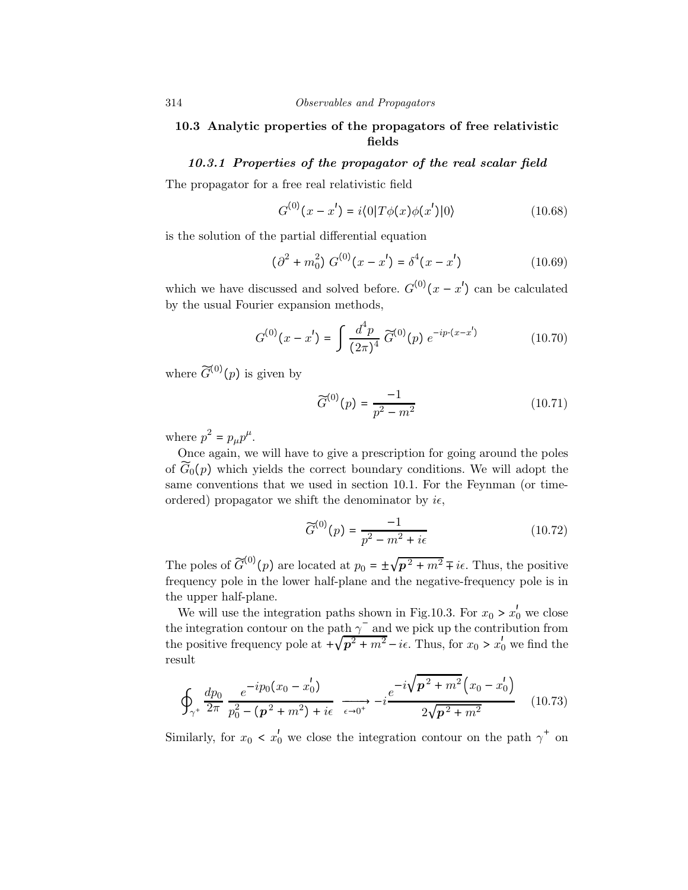## 10.3 Analytic properties of the propagators of free relativistic fields

### 10.3.1 Properties of the propagator of the real scalar field

The propagator for a free real relativistic field

$$G^{(0)}(x - x') = i\langle 0|T\phi(x)\phi(x')|0\rangle \tag{10.68}$$

is the solution of the partial differential equation

$$(\partial^2 + m_0^2)\; G^{(0)}(x - x') = \delta^4(x - x') \tag{10.69}$$

which we have discussed and solved before. $G^{(0)}(x - x')$ can be calculated by the usual Fourier expansion methods,

$$G^{(0)}(x - x') = \int \frac{d^4 p}{(2\pi)^4}\; \widetilde{G}^{(0)}(p)\; e^{-ip\cdot(x-x')} \tag{10.70}$$

where $\widetilde{G}^{(0)}(p)$ is given by

$$\widetilde{G}^{(0)}(p) = \frac{-1}{p^2 - m^2} \tag{10.71}$$

where $p^2 = p_\mu p^\mu$.

Once again, we will have to give a prescription for going around the poles of $\widetilde{G}_0(p)$ which yields the correct boundary conditions. We will adopt the same conventions that we used in section 10.1. For the Feynman (or time-ordered) propagator we shift the denominator by $i\epsilon$,

$$\widetilde{G}^{(0)}(p) = \frac{-1}{p^2 - m^2 + i\epsilon} \tag{10.72}$$

The poles of $\widetilde{G}^{(0)}(p)$ are located at $p_0 = \pm\sqrt{\boldsymbol{p}^2 + m^2} \mp i\epsilon$. Thus, the positive frequency pole in the lower half-plane and the negative-frequency pole is in the upper half-plane.

We will use the integration paths shown in Fig.10.3. For $x_0 > x_0'$ we close the integration contour on the path $\gamma^-$ and we pick up the contribution from the positive frequency pole at $+\sqrt{\boldsymbol{p}^2 + m^2} - i\epsilon$. Thus, for $x_0 > x_0'$ we find the result

$$\oint_{\gamma^+} \frac{dp_0}{2\pi}\; \frac{e^{-ip_0(x_0 - x_0')}}{p_0^2 - (\boldsymbol{p}^2 + m^2) + i\epsilon} \;\xrightarrow[\epsilon\to 0^+]{}\; -i\frac{e^{-i\sqrt{\boldsymbol{p}^2 + m^2}\left(x_0 - x_0'\right)}}{2\sqrt{\boldsymbol{p}^2 + m^2}} \tag{10.73}$$

Similarly, for $x_0 < x_0'$ we close the integration contour on the path $\gamma^+$ on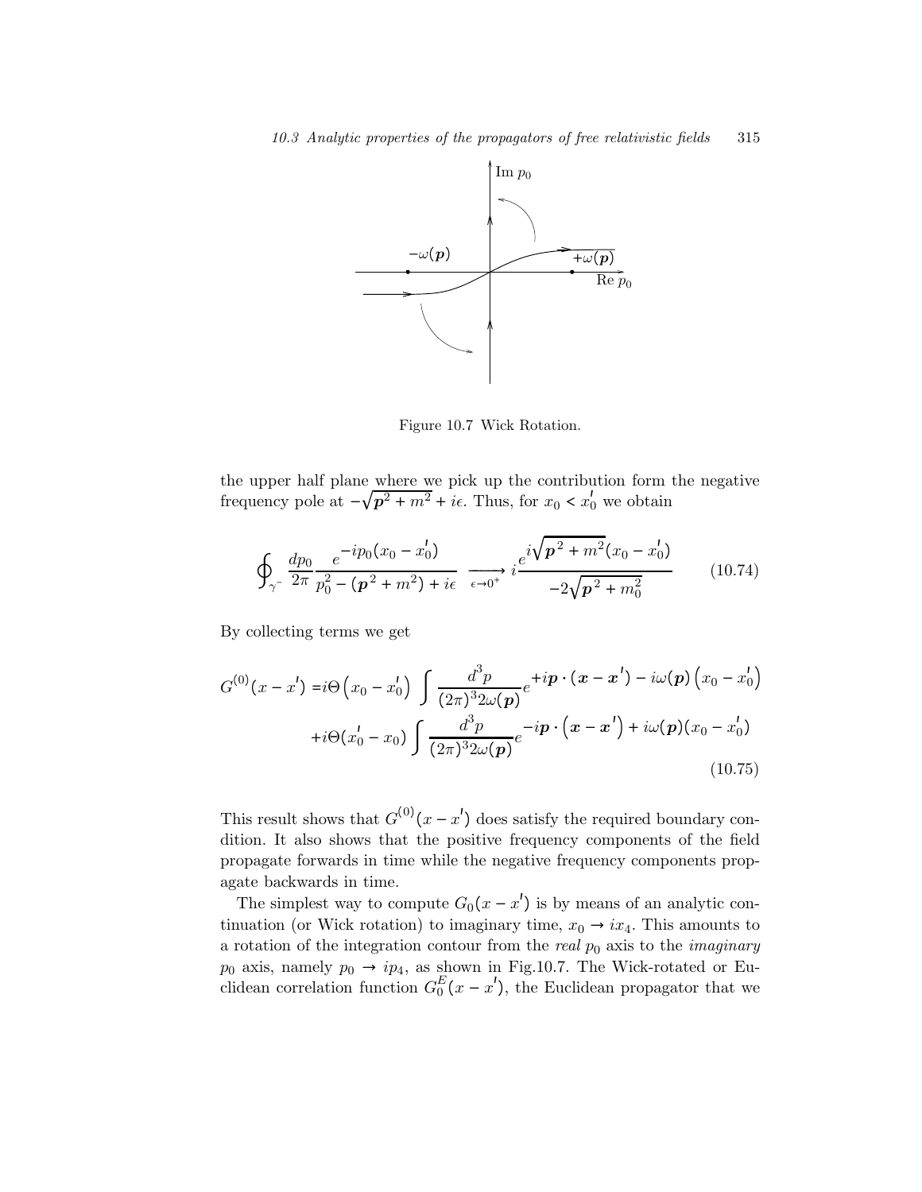Figure 10.7 Wick Rotation.

the upper half plane where we pick up the contribution form the negative frequency pole at $-\sqrt{\boldsymbol{p}^2 + m^2} + i\epsilon$. Thus, for $x_0 < x_0'$ we obtain

$$\oint_{\gamma^-} \frac{dp_0}{2\pi} \frac{e^{-ip_0(x_0 - x_0')}}{p_0^2 - (\boldsymbol{p}^2 + m^2) + i\epsilon} \xrightarrow[\epsilon \to 0^+]{} i \frac{e^{i\sqrt{\boldsymbol{p}^2 + m^2}(x_0 - x_0')}}{-2\sqrt{\boldsymbol{p}^2 + m_0^2}} \tag{10.74}$$

By collecting terms we get

$$\begin{aligned} G^{(0)}(x - x') = & i\Theta\left(x_0 - x_0'\right) \int \frac{d^3p}{(2\pi)^3 2\omega(\boldsymbol{p})} e^{+i\boldsymbol{p}\cdot(\boldsymbol{x} - \boldsymbol{x}') - i\omega(\boldsymbol{p})\left(x_0 - x_0'\right)} \\ & + i\Theta(x_0' - x_0) \int \frac{d^3p}{(2\pi)^3 2\omega(\boldsymbol{p})} e^{-i\boldsymbol{p}\cdot\left(\boldsymbol{x} - \boldsymbol{x}'\right) + i\omega(\boldsymbol{p})(x_0 - x_0')} \end{aligned} \tag{10.75}$$

This result shows that $G^{(0)}(x - x')$ does satisfy the required boundary condition. It also shows that the positive frequency components of the field propagate forwards in time while the negative frequency components propagate backwards in time.

The simplest way to compute $G_0(x - x')$ is by means of an analytic continuation (or Wick rotation) to imaginary time, $x_0 \to ix_4$. This amounts to a rotation of the integration contour from the *real* $p_0$ axis to the *imaginary* $p_0$ axis, namely $p_0 \to ip_4$, as shown in Fig.10.7. The Wick-rotated or Euclidean correlation function $G_0^E(x - x')$, the Euclidean propagator that we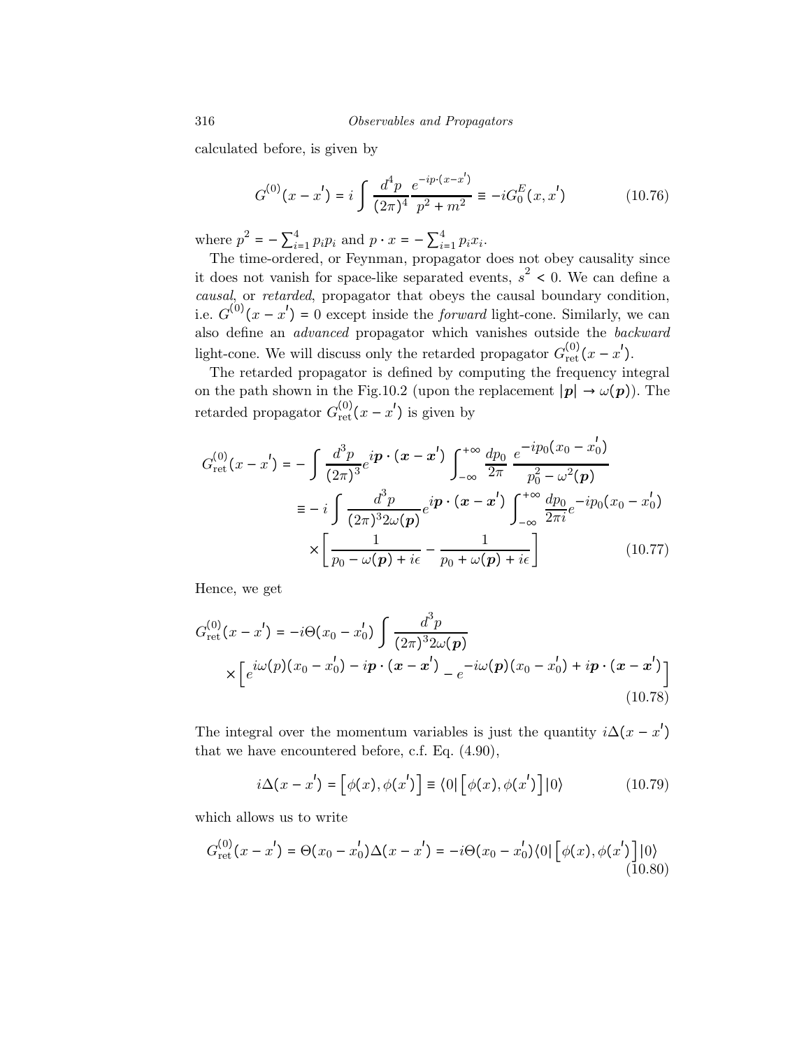calculated before, is given by

$$G^{(0)}(x - x') = i \int \frac{d^4p}{(2\pi)^4} \frac{e^{-ip\cdot(x-x')}}{p^2 + m^2} \equiv -iG_0^E(x, x') \tag{10.76}$$

where $p^2 = -\sum_{i=1}^4 p_i p_i$ and $p \cdot x = -\sum_{i=1}^4 p_i x_i$.

The time-ordered, or Feynman, propagator does not obey causality since it does not vanish for space-like separated events, $s^2 < 0$. We can define a *causal*, or *retarded*, propagator that obeys the causal boundary condition, i.e. $G^{(0)}(x - x') = 0$ except inside the *forward* light-cone. Similarly, we can also define an *advanced* propagator which vanishes outside the *backward* light-cone. We will discuss only the retarded propagator $G^{(0)}_{\rm ret}(x - x')$.

The retarded propagator is defined by computing the frequency integral on the path shown in the Fig.10.2 (upon the replacement $|\boldsymbol{p}| \to \omega(\boldsymbol{p})$). The retarded propagator $G^{(0)}_{\rm ret}(x - x')$ is given by

$$\begin{aligned} G^{(0)}_{\rm ret}(x - x') &= -\int \frac{d^3p}{(2\pi)^3} e^{i\boldsymbol{p}\cdot(\boldsymbol{x}-\boldsymbol{x}')} \int_{-\infty}^{+\infty} \frac{dp_0}{2\pi} \frac{e^{-ip_0(x_0 - x_0')}}{p_0^2 - \omega^2(\boldsymbol{p})} \\ &\equiv -i \int \frac{d^3p}{(2\pi)^3 2\omega(\boldsymbol{p})} e^{i\boldsymbol{p}\cdot(\boldsymbol{x}-\boldsymbol{x}')} \int_{-\infty}^{+\infty} \frac{dp_0}{2\pi i} e^{-ip_0(x_0 - x_0')} \\ &\quad \times \left[ \frac{1}{p_0 - \omega(\boldsymbol{p}) + i\epsilon} - \frac{1}{p_0 + \omega(\boldsymbol{p}) + i\epsilon} \right] \end{aligned} \tag{10.77}$$

Hence, we get

$$\begin{aligned} G^{(0)}_{\rm ret}(x - x') &= -i\Theta(x_0 - x_0') \int \frac{d^3p}{(2\pi)^3 2\omega(\boldsymbol{p})} \\ &\quad \times \left[ e^{i\omega(p)(x_0 - x_0') - i\boldsymbol{p}\cdot(\boldsymbol{x}-\boldsymbol{x}')} - e^{-i\omega(\boldsymbol{p})(x_0 - x_0') + i\boldsymbol{p}\cdot(\boldsymbol{x}-\boldsymbol{x}')} \right] \end{aligned} \tag{10.78}$$

The integral over the momentum variables is just the quantity $i\Delta(x - x')$ that we have encountered before, c.f. Eq. (4.90),

$$i\Delta(x - x') = \left[\phi(x), \phi(x')\right] \equiv \langle 0| \left[\phi(x), \phi(x')\right] |0\rangle \tag{10.79}$$

which allows us to write

$$G^{(0)}_{\rm ret}(x - x') = \Theta(x_0 - x_0')\Delta(x - x') = -i\Theta(x_0 - x_0')\langle 0| \left[\phi(x), \phi(x')\right] |0\rangle \tag{10.80}$$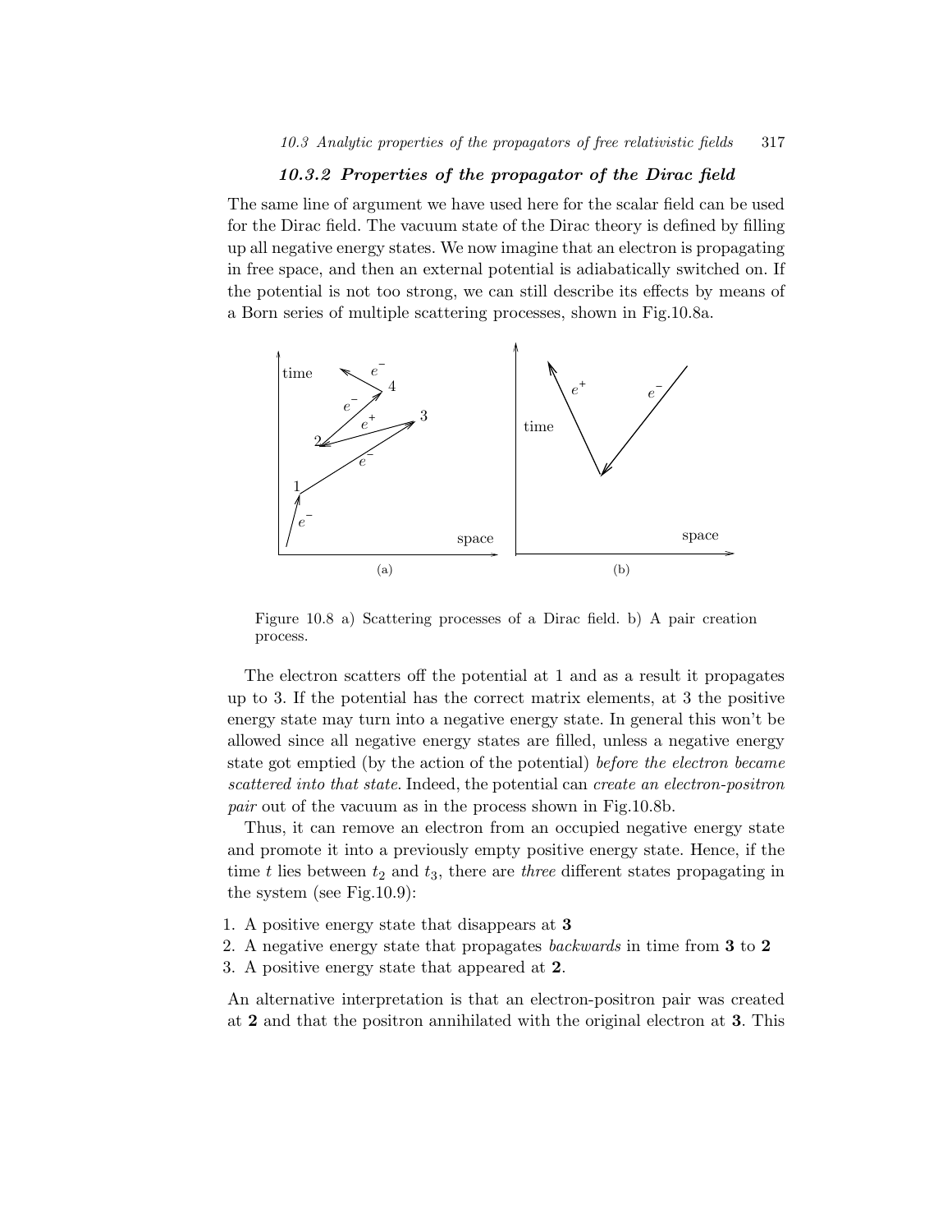### 10.3.2 Properties of the propagator of the Dirac field

The same line of argument we have used here for the scalar field can be used for the Dirac field. The vacuum state of the Dirac theory is defined by filling up all negative energy states. We now imagine that an electron is propagating in free space, and then an external potential is adiabatically switched on. If the potential is not too strong, we can still describe its effects by means of a Born series of multiple scattering processes, shown in Fig.10.8a.

Figure 10.8 a) Scattering processes of a Dirac field. b) A pair creation process.

The electron scatters off the potential at 1 and as a result it propagates up to 3. If the potential has the correct matrix elements, at 3 the positive energy state may turn into a negative energy state. In general this won't be allowed since all negative energy states are filled, unless a negative energy state got emptied (by the action of the potential) *before the electron became scattered into that state.* Indeed, the potential can *create an electron-positron pair* out of the vacuum as in the process shown in Fig.10.8b.

Thus, it can remove an electron from an occupied negative energy state and promote it into a previously empty positive energy state. Hence, if the time $t$ lies between $t_2$ and $t_3$, there are *three* different states propagating in the system (see Fig.10.9):

1. A positive energy state that disappears at **3**
2. A negative energy state that propagates *backwards* in time from **3** to **2**
3. A positive energy state that appeared at **2**.

An alternative interpretation is that an electron-positron pair was created at **2** and that the positron annihilated with the original electron at **3**. This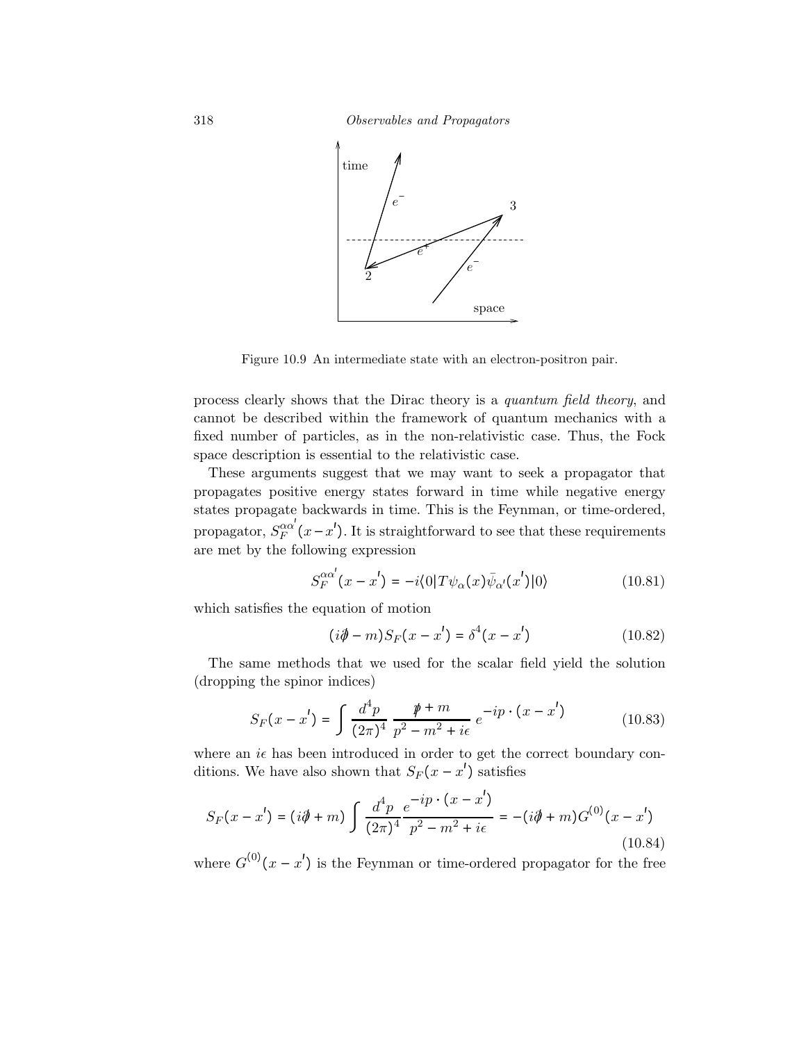Figure 10.9 An intermediate state with an electron-positron pair.

process clearly shows that the Dirac theory is a *quantum field theory*, and cannot be described within the framework of quantum mechanics with a fixed number of particles, as in the non-relativistic case. Thus, the Fock space description is essential to the relativistic case.

These arguments suggest that we may want to seek a propagator that propagates positive energy states forward in time while negative energy states propagate backwards in time. This is the Feynman, or time-ordered, propagator, $S_F^{\alpha\alpha'}(x-x')$. It is straightforward to see that these requirements are met by the following expression

$$S_F^{\alpha\alpha'}(x-x') = -i\langle 0|T\psi_\alpha(x)\bar{\psi}_{\alpha'}(x')|0\rangle \tag{10.81}$$

which satisfies the equation of motion

$$(i\not{\partial} - m)S_F(x-x') = \delta^4(x-x') \tag{10.82}$$

The same methods that we used for the scalar field yield the solution (dropping the spinor indices)

$$S_F(x-x') = \int \frac{d^4p}{(2\pi)^4}\, \frac{\not{p}+m}{p^2-m^2+i\epsilon}\, e^{-ip\cdot(x-x')} \tag{10.83}$$

where an $i\epsilon$ has been introduced in order to get the correct boundary conditions. We have also shown that $S_F(x-x')$ satisfies

$$S_F(x-x') = (i\not{\partial}+m)\int \frac{d^4p}{(2\pi)^4}\frac{e^{-ip\cdot(x-x')}}{p^2-m^2+i\epsilon} = -(i\not{\partial}+m)G^{(0)}(x-x') \tag{10.84}$$

where $G^{(0)}(x-x')$ is the Feynman or time-ordered propagator for the free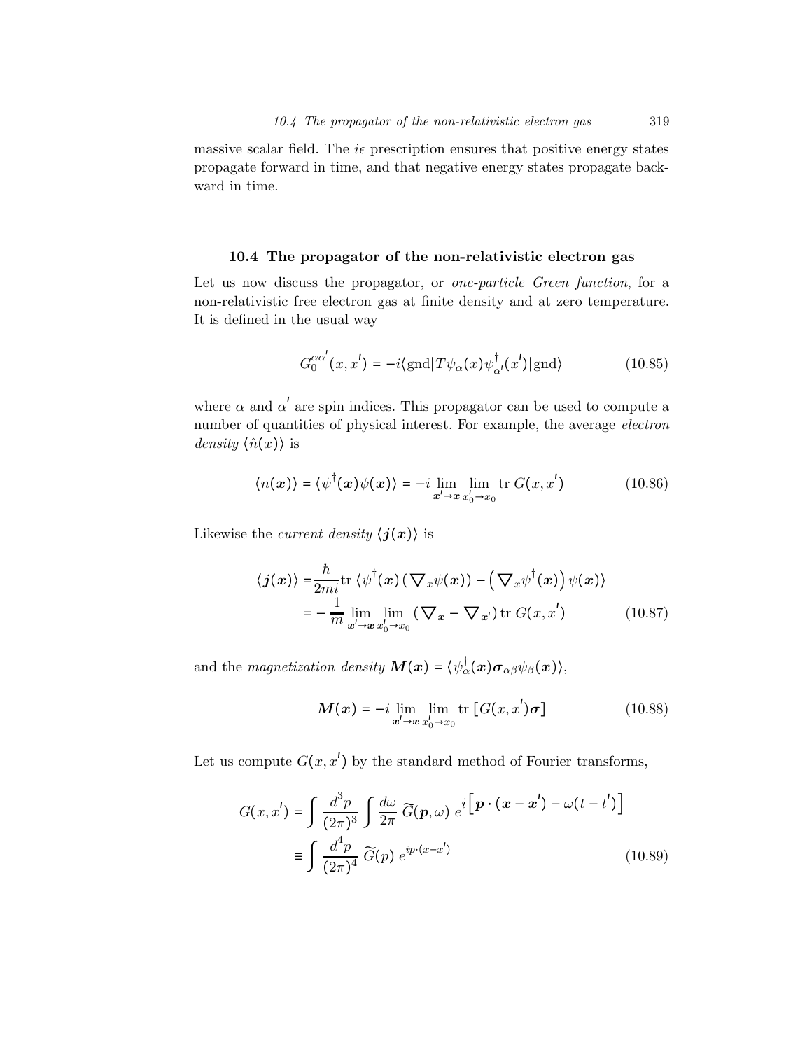massive scalar field. The $i\epsilon$ prescription ensures that positive energy states propagate forward in time, and that negative energy states propagate backward in time.

## 10.4 The propagator of the non-relativistic electron gas

Let us now discuss the propagator, or *one-particle Green function*, for a non-relativistic free electron gas at finite density and at zero temperature. It is defined in the usual way

$$G_0^{\alpha\alpha'}(x, x') = -i\langle \text{gnd}|T\psi_\alpha(x)\psi^\dagger_{\alpha'}(x')|\text{gnd}\rangle \tag{10.85}$$

where $\alpha$ and $\alpha'$ are spin indices. This propagator can be used to compute a number of quantities of physical interest. For example, the average *electron density* $\langle \hat{n}(x)\rangle$ is

$$\langle n(\boldsymbol{x})\rangle = \langle \psi^\dagger(\boldsymbol{x})\psi(\boldsymbol{x})\rangle = -i \lim_{\boldsymbol{x}'\to\boldsymbol{x}} \lim_{x_0'\to x_0} \text{tr}\, G(x, x') \tag{10.86}$$

Likewise the *current density* $\langle \boldsymbol{j}(\boldsymbol{x})\rangle$ is

$$\begin{aligned}\langle \boldsymbol{j}(\boldsymbol{x})\rangle =& \frac{\hbar}{2mi}\text{tr}\, \langle \psi^\dagger(\boldsymbol{x})\,(\boldsymbol{\nabla}_x\psi(\boldsymbol{x})) - \left(\boldsymbol{\nabla}_x\psi^\dagger(\boldsymbol{x})\right)\psi(\boldsymbol{x})\rangle \\ =& -\frac{1}{m}\lim_{\boldsymbol{x}'\to\boldsymbol{x}} \lim_{x_0'\to x_0} (\boldsymbol{\nabla}_{\boldsymbol{x}} - \boldsymbol{\nabla}_{\boldsymbol{x}'})\,\text{tr}\, G(x, x')\end{aligned} \tag{10.87}$$

and the *magnetization density* $\boldsymbol{M}(\boldsymbol{x}) = \langle \psi^\dagger_\alpha(\boldsymbol{x})\boldsymbol{\sigma}_{\alpha\beta}\psi_\beta(\boldsymbol{x})\rangle$,

$$\boldsymbol{M}(\boldsymbol{x}) = -i \lim_{\boldsymbol{x}'\to\boldsymbol{x}} \lim_{x_0'\to x_0} \text{tr}\left[G(x, x')\boldsymbol{\sigma}\right] \tag{10.88}$$

Let us compute $G(x, x')$ by the standard method of Fourier transforms,

$$\begin{aligned}G(x, x') =& \int \frac{d^3p}{(2\pi)^3}\int \frac{d\omega}{2\pi}\, \widetilde{G}(\boldsymbol{p}, \omega)\, e^{i\left[\boldsymbol{p}\cdot(\boldsymbol{x}-\boldsymbol{x}') - \omega(t-t')\right]} \\ \equiv& \int \frac{d^4p}{(2\pi)^4}\, \widetilde{G}(p)\, e^{ip\cdot(x-x')}\end{aligned} \tag{10.89}$$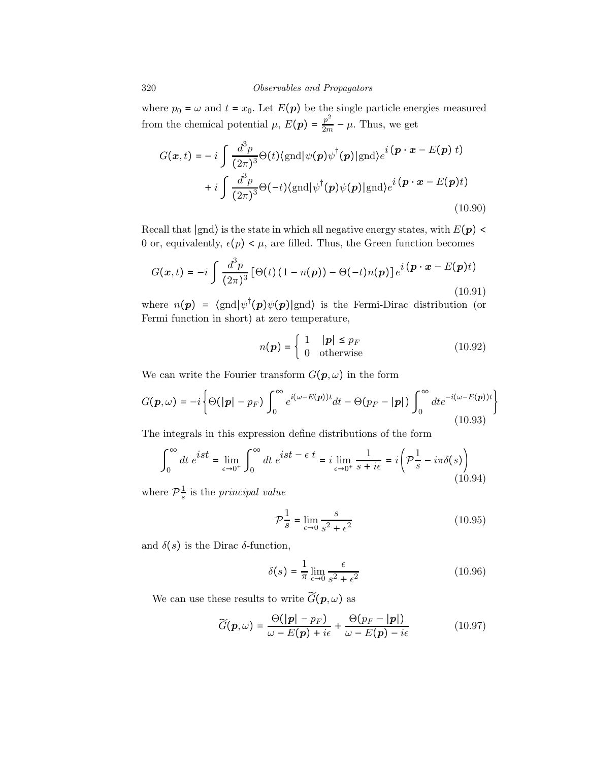where $p_0 = \omega$ and $t = x_0$. Let $E(\boldsymbol{p})$ be the single particle energies measured from the chemical potential $\mu$, $E(\boldsymbol{p}) = \frac{p^2}{2m} - \mu$. Thus, we get

$$
\begin{aligned}
G(\boldsymbol{x}, t) = &- i \int \frac{d^3p}{(2\pi)^3} \Theta(t) \langle \text{gnd} | \psi(\boldsymbol{p}) \psi^\dagger(\boldsymbol{p}) | \text{gnd} \rangle e^{i\,(\boldsymbol{p} \cdot \boldsymbol{x} - E(\boldsymbol{p})\ t)} \\
&+ i \int \frac{d^3p}{(2\pi)^3} \Theta(-t) \langle \text{gnd} | \psi^\dagger(\boldsymbol{p}) \psi(\boldsymbol{p}) | \text{gnd} \rangle e^{i\,(\boldsymbol{p} \cdot \boldsymbol{x} - E(\boldsymbol{p}) t)}
\end{aligned}
\tag{10.90}
$$

Recall that $|\text{gnd}\rangle$ is the state in which all negative energy states, with $E(\boldsymbol{p}) < 0$ or, equivalently, $\epsilon(p) < \mu$, are filled. Thus, the Green function becomes

$$
G(\boldsymbol{x}, t) = -i \int \frac{d^3p}{(2\pi)^3} \left[ \Theta(t) \left(1 - n(\boldsymbol{p})\right) - \Theta(-t) n(\boldsymbol{p}) \right] e^{i\,(\boldsymbol{p} \cdot \boldsymbol{x} - E(\boldsymbol{p}) t)}
\tag{10.91}
$$

where $n(\boldsymbol{p}) = \langle \text{gnd} | \psi^\dagger(\boldsymbol{p}) \psi(\boldsymbol{p}) | \text{gnd} \rangle$ is the Fermi-Dirac distribution (or Fermi function in short) at zero temperature,

$$
n(\boldsymbol{p}) = \begin{cases} 1 & |\boldsymbol{p}| \le p_F \\ 0 & \text{otherwise} \end{cases}
\tag{10.92}
$$

We can write the Fourier transform $G(\boldsymbol{p}, \omega)$ in the form

$$
G(\boldsymbol{p}, \omega) = -i \left\{ \Theta(|\boldsymbol{p}| - p_F) \int_0^\infty e^{i(\omega - E(\boldsymbol{p}))t} dt - \Theta(p_F - |\boldsymbol{p}|) \int_0^\infty dt e^{-i(\omega - E(\boldsymbol{p}))t} \right\}
\tag{10.93}
$$

The integrals in this expression define distributions of the form

$$
\int_0^\infty dt\ e^{ist} = \lim_{\epsilon \to 0^+} \int_0^\infty dt\ e^{ist - \epsilon\ t} = i \lim_{\epsilon \to 0^+} \frac{1}{s + i\epsilon} = i \left( \mathcal{P} \frac{1}{s} - i\pi \delta(s) \right)
\tag{10.94}
$$

where $\mathcal{P}\frac{1}{s}$ is the *principal value*

$$
\mathcal{P} \frac{1}{s} = \lim_{\epsilon \to 0} \frac{s}{s^2 + \epsilon^2}
\tag{10.95}
$$

and $\delta(s)$ is the Dirac $\delta$-function,

$$
\delta(s) = \frac{1}{\pi} \lim_{\epsilon \to 0} \frac{\epsilon}{s^2 + \epsilon^2}
\tag{10.96}
$$

We can use these results to write $\widetilde{G}(\boldsymbol{p}, \omega)$ as

$$
\widetilde{G}(\boldsymbol{p}, \omega) = \frac{\Theta(|\boldsymbol{p}| - p_F)}{\omega - E(\boldsymbol{p}) + i\epsilon} + \frac{\Theta(p_F - |\boldsymbol{p}|)}{\omega - E(\boldsymbol{p}) - i\epsilon}
\tag{10.97}
$$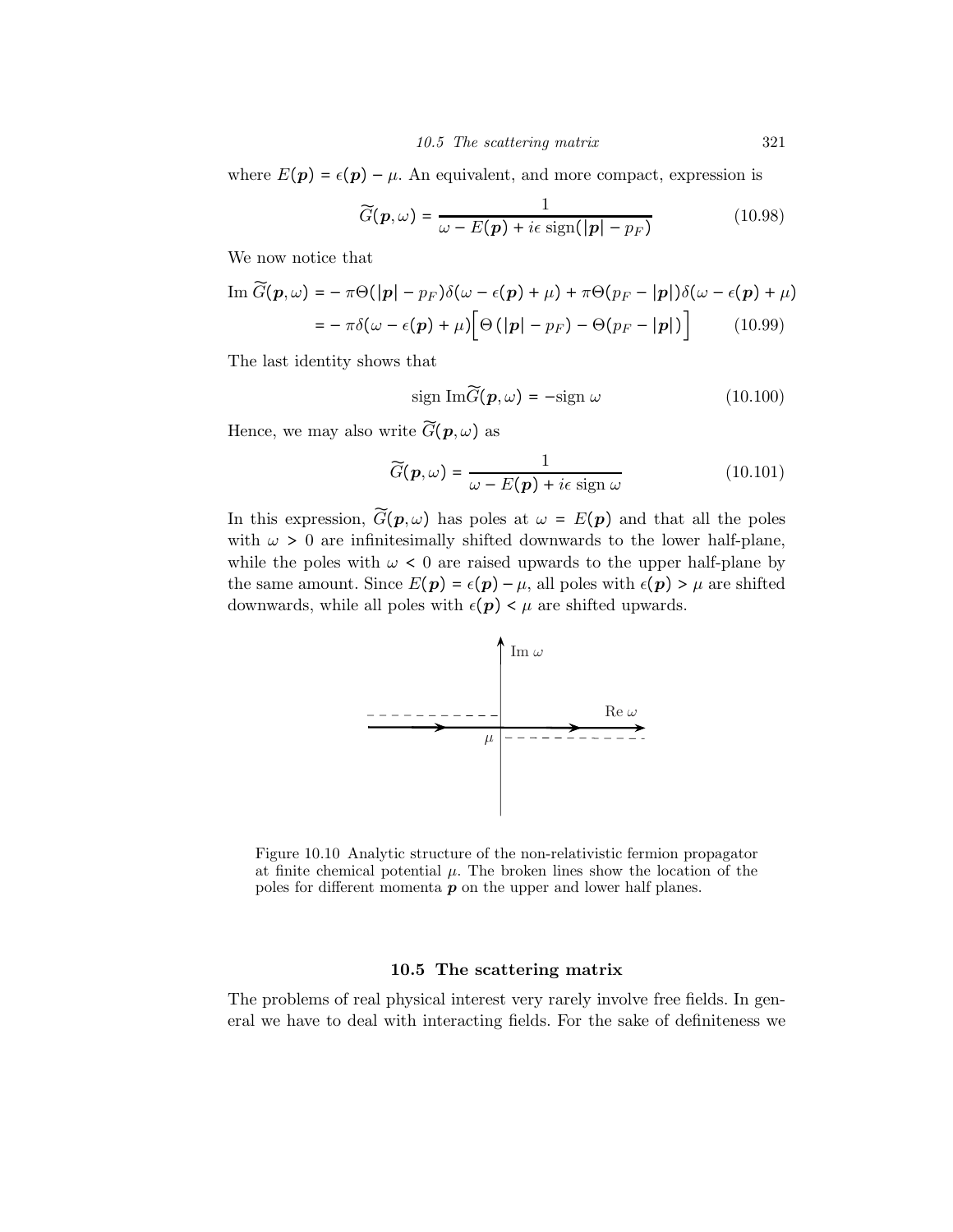where $E(\boldsymbol{p}) = \epsilon(\boldsymbol{p}) - \mu$. An equivalent, and more compact, expression is

$$\widetilde{G}(\boldsymbol{p},\omega) = \frac{1}{\omega - E(\boldsymbol{p}) + i\epsilon\,\mathrm{sign}(|\boldsymbol{p}| - p_F)} \tag{10.98}$$

We now notice that

$$\begin{aligned}
\mathrm{Im}\,\widetilde{G}(\boldsymbol{p},\omega) &= -\pi\Theta(|\boldsymbol{p}| - p_F)\delta(\omega - \epsilon(\boldsymbol{p}) + \mu) + \pi\Theta(p_F - |\boldsymbol{p}|)\delta(\omega - \epsilon(\boldsymbol{p}) + \mu) \\
&= -\pi\delta(\omega - \epsilon(\boldsymbol{p}) + \mu)\Big[\Theta(|\boldsymbol{p}| - p_F) - \Theta(p_F - |\boldsymbol{p}|)\Big] \qquad (10.99)
\end{aligned}$$

The last identity shows that

$$\mathrm{sign}\,\mathrm{Im}\widetilde{G}(\boldsymbol{p},\omega) = -\mathrm{sign}\,\omega \tag{10.100}$$

Hence, we may also write $\widetilde{G}(\boldsymbol{p},\omega)$ as

$$\widetilde{G}(\boldsymbol{p},\omega) = \frac{1}{\omega - E(\boldsymbol{p}) + i\epsilon\,\mathrm{sign}\,\omega} \tag{10.101}$$

In this expression, $\widetilde{G}(\boldsymbol{p},\omega)$ has poles at $\omega = E(\boldsymbol{p})$ and that all the poles with $\omega > 0$ are infinitesimally shifted downwards to the lower half-plane, while the poles with $\omega < 0$ are raised upwards to the upper half-plane by the same amount. Since $E(\boldsymbol{p}) = \epsilon(\boldsymbol{p}) - \mu$, all poles with $\epsilon(\boldsymbol{p}) > \mu$ are shifted downwards, while all poles with $\epsilon(\boldsymbol{p}) < \mu$ are shifted upwards.

Figure 10.10 Analytic structure of the non-relativistic fermion propagator at finite chemical potential $\mu$. The broken lines show the location of the poles for different momenta $\boldsymbol{p}$ on the upper and lower half planes.

## 10.5 The scattering matrix

The problems of real physical interest very rarely involve free fields. In general we have to deal with interacting fields. For the sake of definiteness we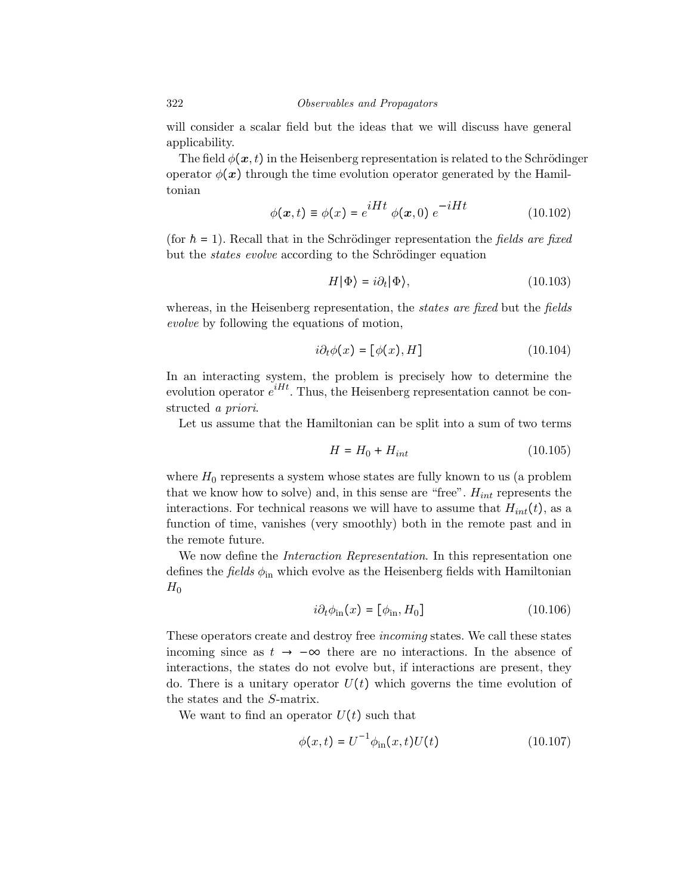will consider a scalar field but the ideas that we will discuss have general applicability.

The field $\phi(\boldsymbol{x}, t)$ in the Heisenberg representation is related to the Schrödinger operator $\phi(\boldsymbol{x})$ through the time evolution operator generated by the Hamiltonian

$$\phi(\boldsymbol{x}, t) \equiv \phi(x) = e^{iHt}\ \phi(\boldsymbol{x}, 0)\ e^{-iHt} \tag{10.102}$$

(for $\hbar = 1$). Recall that in the Schrödinger representation the *fields are fixed* but the *states evolve* according to the Schrödinger equation

$$H|\Phi\rangle = i\partial_t|\Phi\rangle, \tag{10.103}$$

whereas, in the Heisenberg representation, the *states are fixed* but the *fields evolve* by following the equations of motion,

$$i\partial_t\phi(x) = [\phi(x), H] \tag{10.104}$$

In an interacting system, the problem is precisely how to determine the evolution operator $e^{iHt}$. Thus, the Heisenberg representation cannot be constructed *a priori*.

Let us assume that the Hamiltonian can be split into a sum of two terms

$$H = H_0 + H_{int} \tag{10.105}$$

where $H_0$ represents a system whose states are fully known to us (a problem that we know how to solve) and, in this sense are "free". $H_{int}$ represents the interactions. For technical reasons we will have to assume that $H_{int}(t)$, as a function of time, vanishes (very smoothly) both in the remote past and in the remote future.

We now define the *Interaction Representation*. In this representation one defines the *fields* $\phi_{\text{in}}$ which evolve as the Heisenberg fields with Hamiltonian $H_0$

$$i\partial_t\phi_{\text{in}}(x) = [\phi_{\text{in}}, H_0] \tag{10.106}$$

These operators create and destroy free *incoming* states. We call these states incoming since as $t \to -\infty$ there are no interactions. In the absence of interactions, the states do not evolve but, if interactions are present, they do. There is a unitary operator $U(t)$ which governs the time evolution of the states and the $S$-matrix.

We want to find an operator $U(t)$ such that

$$\phi(x, t) = U^{-1}\phi_{\text{in}}(x, t)U(t) \tag{10.107}$$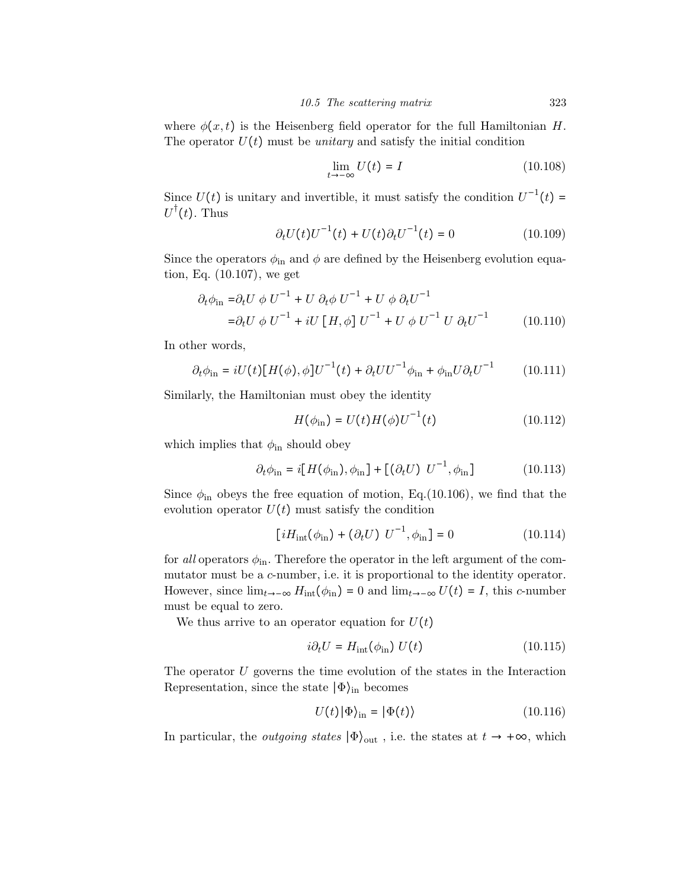where $\phi(x,t)$ is the Heisenberg field operator for the full Hamiltonian $H$. The operator $U(t)$ must be *unitary* and satisfy the initial condition

$$\lim_{t\to-\infty} U(t) = I \tag{10.108}$$

Since $U(t)$ is unitary and invertible, it must satisfy the condition $U^{-1}(t) = U^{\dagger}(t)$. Thus

$$\partial_t U(t) U^{-1}(t) + U(t)\partial_t U^{-1}(t) = 0 \tag{10.109}$$

Since the operators $\phi_{\text{in}}$ and $\phi$ are defined by the Heisenberg evolution equation, Eq. (10.107), we get

$$\begin{aligned}\partial_t \phi_{\text{in}} =& \partial_t U\ \phi\ U^{-1} + U\ \partial_t\phi\ U^{-1} + U\ \phi\ \partial_t U^{-1}\\ =& \partial_t U\ \phi\ U^{-1} + iU\left[H,\phi\right] U^{-1} + U\ \phi\ U^{-1}\ U\ \partial_t U^{-1}\end{aligned} \tag{10.110}$$

In other words,

$$\partial_t \phi_{\text{in}} = iU(t)[H(\phi),\phi]U^{-1}(t) + \partial_t U U^{-1}\phi_{\text{in}} + \phi_{\text{in}} U \partial_t U^{-1} \tag{10.111}$$

Similarly, the Hamiltonian must obey the identity

$$H(\phi_{\text{in}}) = U(t) H(\phi) U^{-1}(t) \tag{10.112}$$

which implies that $\phi_{\text{in}}$ should obey

$$\partial_t \phi_{\text{in}} = i[H(\phi_{\text{in}}),\phi_{\text{in}}] + [(\partial_t U)\ U^{-1},\phi_{\text{in}}] \tag{10.113}$$

Since $\phi_{\text{in}}$ obeys the free equation of motion, Eq.(10.106), we find that the evolution operator $U(t)$ must satisfy the condition

$$[iH_{\text{int}}(\phi_{\text{in}}) + (\partial_t U)\ U^{-1},\phi_{\text{in}}] = 0 \tag{10.114}$$

for *all* operators $\phi_{\text{in}}$. Therefore the operator in the left argument of the commutator must be a $c$-number, i.e. it is proportional to the identity operator. However, since $\lim_{t\to-\infty} H_{\text{int}}(\phi_{\text{in}}) = 0$ and $\lim_{t\to-\infty} U(t) = I$, this $c$-number must be equal to zero.

We thus arrive to an operator equation for $U(t)$

$$i\partial_t U = H_{\text{int}}(\phi_{\text{in}})\ U(t) \tag{10.115}$$

The operator $U$ governs the time evolution of the states in the Interaction Representation, since the state $|\Phi\rangle_{\text{in}}$ becomes

$$U(t)|\Phi\rangle_{\text{in}} = |\Phi(t)\rangle \tag{10.116}$$

In particular, the *outgoing states* $|\Phi\rangle_{\text{out}}$ , i.e. the states at $t\to+\infty$, which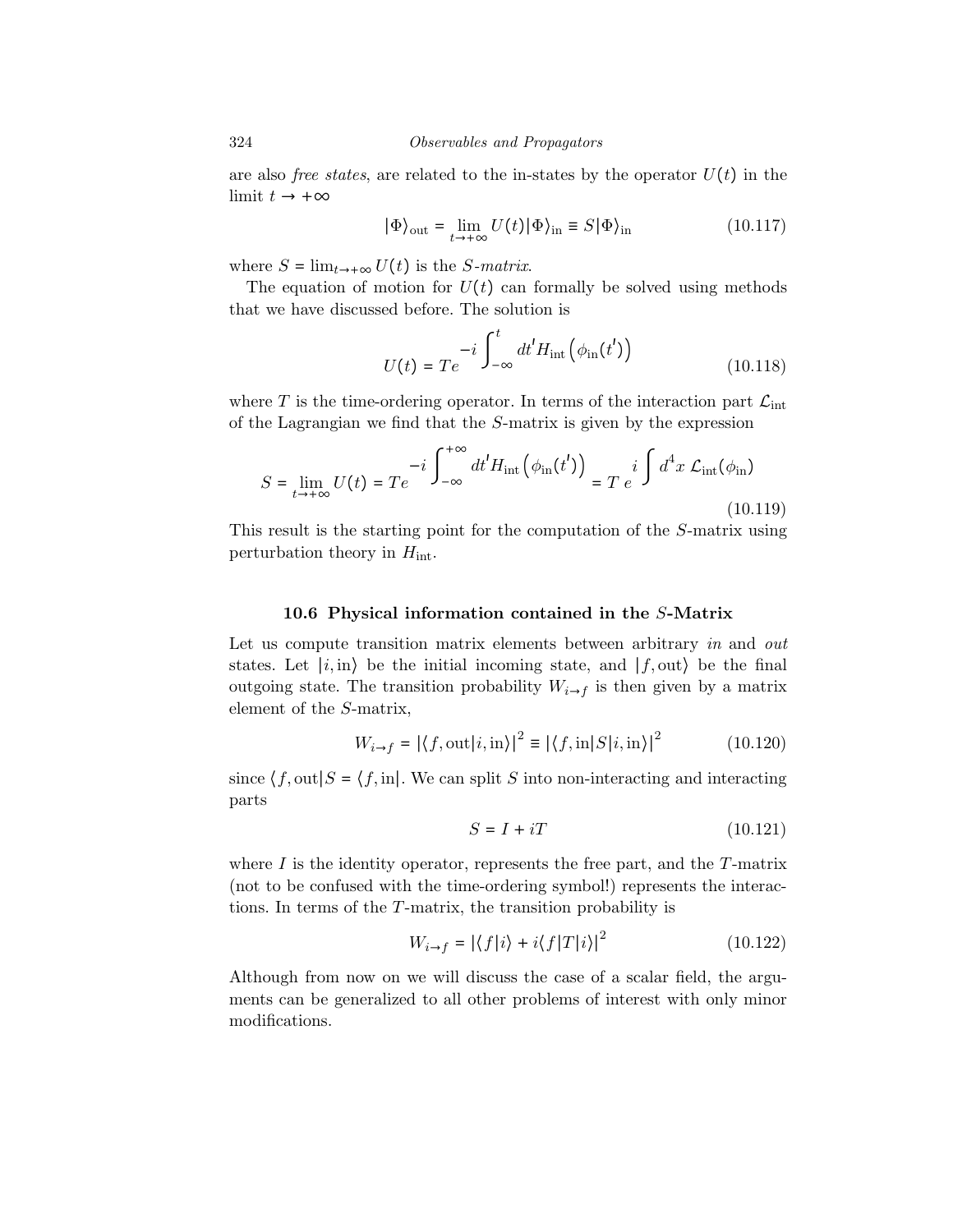are also *free states*, are related to the in-states by the operator $U(t)$ in the limit $t \to +\infty$

$$|\Phi\rangle_{\text{out}} = \lim_{t\to+\infty} U(t)|\Phi\rangle_{\text{in}} \equiv S|\Phi\rangle_{\text{in}} \tag{10.117}$$

where $S = \lim_{t\to+\infty} U(t)$ is the *S-matrix*.

The equation of motion for $U(t)$ can formally be solved using methods that we have discussed before. The solution is

$$U(t) = Te^{-i\int_{-\infty}^{t} dt' H_{\text{int}}\left(\phi_{\text{in}}(t')\right)} \tag{10.118}$$

where $T$ is the time-ordering operator. In terms of the interaction part $\mathcal{L}_{\text{int}}$ of the Lagrangian we find that the $S$-matrix is given by the expression

$$S = \lim_{t\to+\infty} U(t) = Te^{-i\int_{-\infty}^{+\infty} dt' H_{\text{int}}\left(\phi_{\text{in}}(t')\right)} = T\, e^{i\int d^4x\, \mathcal{L}_{\text{int}}(\phi_{\text{in}})} \tag{10.119}$$

This result is the starting point for the computation of the $S$-matrix using perturbation theory in $H_{\text{int}}$.

### 10.6 Physical information contained in the $S$-Matrix

Let us compute transition matrix elements between arbitrary *in* and *out* states. Let $|i, \text{in}\rangle$ be the initial incoming state, and $|f, \text{out}\rangle$ be the final outgoing state. The transition probability $W_{i\to f}$ is then given by a matrix element of the $S$-matrix,

$$W_{i\to f} = |\langle f, \text{out}|i, \text{in}\rangle|^2 \equiv |\langle f, \text{in}|S|i, \text{in}\rangle|^2 \tag{10.120}$$

since $\langle f, \text{out}|S = \langle f, \text{in}|$. We can split $S$ into non-interacting and interacting parts

$$S = I + iT \tag{10.121}$$

where $I$ is the identity operator, represents the free part, and the $T$-matrix (not to be confused with the time-ordering symbol!) represents the interactions. In terms of the $T$-matrix, the transition probability is

$$W_{i\to f} = |\langle f|i\rangle + i\langle f|T|i\rangle|^2 \tag{10.122}$$

Although from now on we will discuss the case of a scalar field, the arguments can be generalized to all other problems of interest with only minor modifications.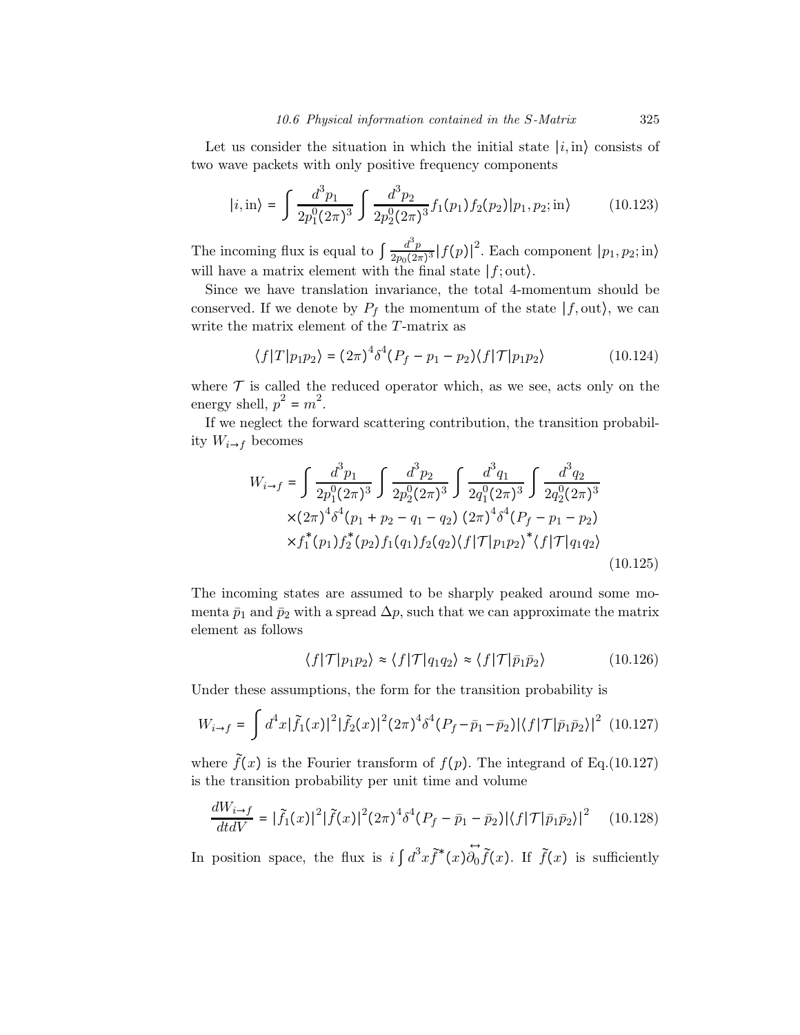Let us consider the situation in which the initial state $|i, \text{in}\rangle$ consists of two wave packets with only positive frequency components

$$|i, \text{in}\rangle = \int \frac{d^3p_1}{2p_1^0(2\pi)^3} \int \frac{d^3p_2}{2p_2^0(2\pi)^3} f_1(p_1) f_2(p_2) |p_1, p_2; \text{in}\rangle \tag{10.123}$$

The incoming flux is equal to $\int \frac{d^3p}{2p_0(2\pi)^3} |f(p)|^2$. Each component $|p_1, p_2; \text{in}\rangle$ will have a matrix element with the final state $|f; \text{out}\rangle$.

Since we have translation invariance, the total 4-momentum should be conserved. If we denote by $P_f$ the momentum of the state $|f, \text{out}\rangle$, we can write the matrix element of the $T$-matrix as

$$\langle f|T|p_1 p_2\rangle = (2\pi)^4 \delta^4(P_f - p_1 - p_2) \langle f|\mathcal{T}|p_1 p_2\rangle \tag{10.124}$$

where $\mathcal{T}$ is called the reduced operator which, as we see, acts only on the energy shell, $p^2 = m^2$.

If we neglect the forward scattering contribution, the transition probability $W_{i\to f}$ becomes

$$\begin{aligned} W_{i\to f} = &\int \frac{d^3p_1}{2p_1^0(2\pi)^3} \int \frac{d^3p_2}{2p_2^0(2\pi)^3} \int \frac{d^3q_1}{2q_1^0(2\pi)^3} \int \frac{d^3q_2}{2q_2^0(2\pi)^3} \\ &\times (2\pi)^4 \delta^4(p_1 + p_2 - q_1 - q_2) \, (2\pi)^4 \delta^4(P_f - p_1 - p_2) \\ &\times f_1^*(p_1) f_2^*(p_2) f_1(q_1) f_2(q_2) \langle f|\mathcal{T}|p_1 p_2\rangle^* \langle f|\mathcal{T}|q_1 q_2\rangle \end{aligned} \tag{10.125}$$

The incoming states are assumed to be sharply peaked around some momenta $\bar{p}_1$ and $\bar{p}_2$ with a spread $\Delta p$, such that we can approximate the matrix element as follows

$$\langle f|\mathcal{T}|p_1 p_2\rangle \approx \langle f|\mathcal{T}|q_1 q_2\rangle \approx \langle f|\mathcal{T}|\bar{p}_1 \bar{p}_2\rangle \tag{10.126}$$

Under these assumptions, the form for the transition probability is

$$W_{i\to f} = \int d^4x |\tilde{f}_1(x)|^2 |\tilde{f}_2(x)|^2 (2\pi)^4 \delta^4(P_f - \bar{p}_1 - \bar{p}_2) |\langle f|\mathcal{T}|\bar{p}_1 \bar{p}_2\rangle|^2 \tag{10.127}$$

where $\tilde{f}(x)$ is the Fourier transform of $f(p)$. The integrand of Eq.(10.127) is the transition probability per unit time and volume

$$\frac{dW_{i\to f}}{dt dV} = |\tilde{f}_1(x)|^2 |\tilde{f}(x)|^2 (2\pi)^4 \delta^4(P_f - \bar{p}_1 - \bar{p}_2) |\langle f|\mathcal{T}|\bar{p}_1 \bar{p}_2\rangle|^2 \tag{10.128}$$

In position space, the flux is $i \int d^3x \tilde{f}^*(x) \overleftrightarrow{\partial_0} \tilde{f}(x)$. If $\tilde{f}(x)$ is sufficiently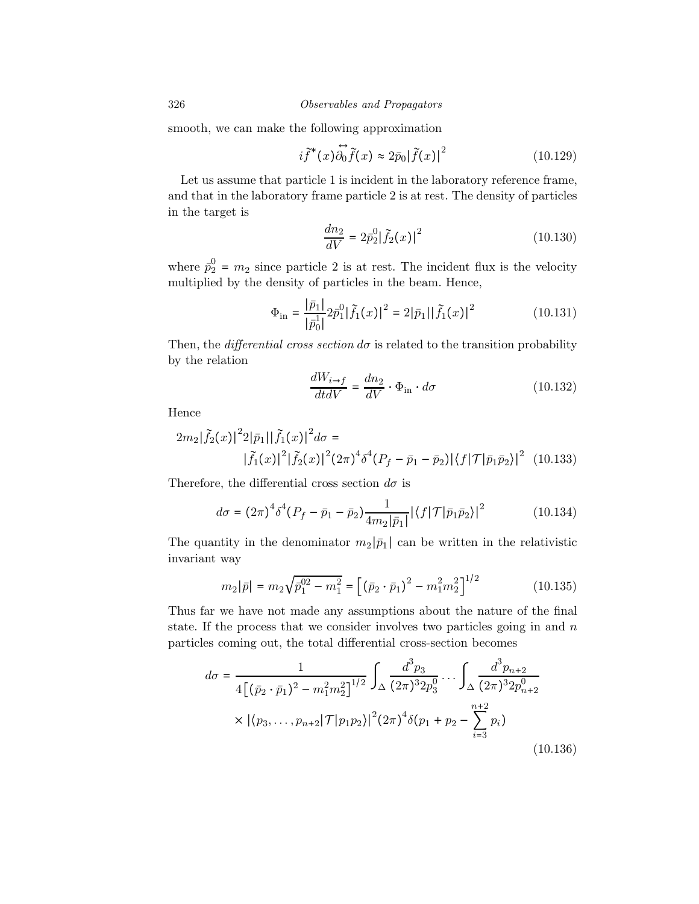smooth, we can make the following approximation

$$i\tilde{f}^*(x)\overleftrightarrow{\partial_0}\tilde{f}(x) \approx 2\bar{p}_0|\tilde{f}(x)|^2 \tag{10.129}$$

Let us assume that particle 1 is incident in the laboratory reference frame, and that in the laboratory frame particle 2 is at rest. The density of particles in the target is

$$\frac{dn_2}{dV} = 2\bar{p}_2^0|\tilde{f}_2(x)|^2 \tag{10.130}$$

where $\bar{p}_2^0 = m_2$ since particle 2 is at rest. The incident flux is the velocity multiplied by the density of particles in the beam. Hence,

$$\Phi_{\text{in}} = \frac{|\bar{p}_1|}{|\bar{p}_0^1|}2\bar{p}_1^0|\tilde{f}_1(x)|^2 = 2|\bar{p}_1||\tilde{f}_1(x)|^2 \tag{10.131}$$

Then, the *differential cross section* $d\sigma$ is related to the transition probability by the relation

$$\frac{dW_{i\to f}}{dtdV} = \frac{dn_2}{dV}\cdot\Phi_{\text{in}}\cdot d\sigma \tag{10.132}$$

Hence

$$2m_2|\tilde{f}_2(x)|^2 2|\bar{p}_1||\tilde{f}_1(x)|^2 d\sigma = |\tilde{f}_1(x)|^2|\tilde{f}_2(x)|^2(2\pi)^4\delta^4(P_f-\bar{p}_1-\bar{p}_2)|\langle f|\mathcal{T}|\bar{p}_1\bar{p}_2\rangle|^2 \tag{10.133}$$

Therefore, the differential cross section $d\sigma$ is

$$d\sigma = (2\pi)^4\delta^4(P_f-\bar{p}_1-\bar{p}_2)\frac{1}{4m_2|\bar{p}_1|}|\langle f|\mathcal{T}|\bar{p}_1\bar{p}_2\rangle|^2 \tag{10.134}$$

The quantity in the denominator $m_2|\bar{p}_1|$ can be written in the relativistic invariant way

$$m_2|\bar{p}| = m_2\sqrt{\bar{p}_1^{02}-m_1^2} = \left[(\bar{p}_2\cdot\bar{p}_1)^2 - m_1^2m_2^2\right]^{1/2} \tag{10.135}$$

Thus far we have not made any assumptions about the nature of the final state. If the process that we consider involves two particles going in and $n$ particles coming out, the total differential cross-section becomes

$$d\sigma = \frac{1}{4\left[(\bar{p}_2\cdot\bar{p}_1)^2-m_1^2m_2^2\right]^{1/2}}\int_\Delta\frac{d^3p_3}{(2\pi)^3 2p_3^0}\cdots\int_\Delta\frac{d^3p_{n+2}}{(2\pi)^3 2p_{n+2}^0} \times|\langle p_3,\ldots,p_{n+2}|\mathcal{T}|p_1p_2\rangle|^2(2\pi)^4\delta(p_1+p_2-\sum_{i=3}^{n+2}p_i) \tag{10.136}$$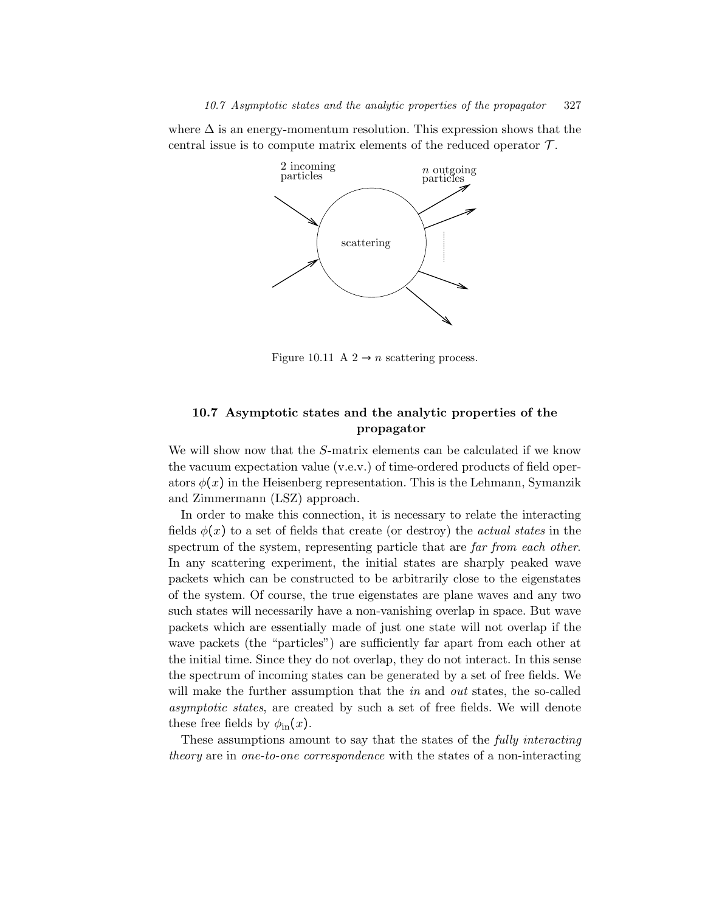where $\Delta$ is an energy-momentum resolution. This expression shows that the central issue is to compute matrix elements of the reduced operator $\mathcal{T}$.

Figure 10.11 A $2 \to n$ scattering process.

## 10.7 Asymptotic states and the analytic properties of the propagator

We will show now that the $S$-matrix elements can be calculated if we know the vacuum expectation value (v.e.v.) of time-ordered products of field operators $\phi(x)$ in the Heisenberg representation. This is the Lehmann, Symanzik and Zimmermann (LSZ) approach.

In order to make this connection, it is necessary to relate the interacting fields $\phi(x)$ to a set of fields that create (or destroy) the *actual states* in the spectrum of the system, representing particle that are *far from each other*. In any scattering experiment, the initial states are sharply peaked wave packets which can be constructed to be arbitrarily close to the eigenstates of the system. Of course, the true eigenstates are plane waves and any two such states will necessarily have a non-vanishing overlap in space. But wave packets which are essentially made of just one state will not overlap if the wave packets (the "particles") are sufficiently far apart from each other at the initial time. Since they do not overlap, they do not interact. In this sense the spectrum of incoming states can be generated by a set of free fields. We will make the further assumption that the *in* and *out* states, the so-called *asymptotic states*, are created by such a set of free fields. We will denote these free fields by $\phi_{\text{in}}(x)$.

These assumptions amount to say that the states of the *fully interacting theory* are in *one-to-one correspondence* with the states of a non-interacting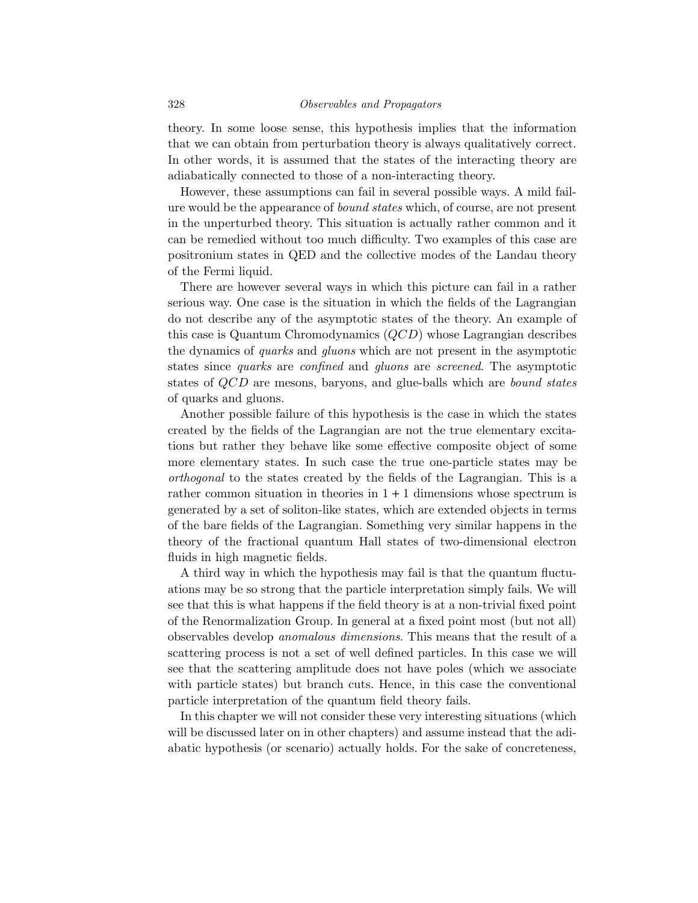theory. In some loose sense, this hypothesis implies that the information that we can obtain from perturbation theory is always qualitatively correct. In other words, it is assumed that the states of the interacting theory are adiabatically connected to those of a non-interacting theory.

However, these assumptions can fail in several possible ways. A mild failure would be the appearance of *bound states* which, of course, are not present in the unperturbed theory. This situation is actually rather common and it can be remedied without too much difficulty. Two examples of this case are positronium states in QED and the collective modes of the Landau theory of the Fermi liquid.

There are however several ways in which this picture can fail in a rather serious way. One case is the situation in which the fields of the Lagrangian do not describe any of the asymptotic states of the theory. An example of this case is Quantum Chromodynamics ($QCD$) whose Lagrangian describes the dynamics of *quarks* and *gluons* which are not present in the asymptotic states since *quarks* are *confined* and *gluons* are *screened*. The asymptotic states of $QCD$ are mesons, baryons, and glue-balls which are *bound states* of quarks and gluons.

Another possible failure of this hypothesis is the case in which the states created by the fields of the Lagrangian are not the true elementary excitations but rather they behave like some effective composite object of some more elementary states. In such case the true one-particle states may be *orthogonal* to the states created by the fields of the Lagrangian. This is a rather common situation in theories in $1 + 1$ dimensions whose spectrum is generated by a set of soliton-like states, which are extended objects in terms of the bare fields of the Lagrangian. Something very similar happens in the theory of the fractional quantum Hall states of two-dimensional electron fluids in high magnetic fields.

A third way in which the hypothesis may fail is that the quantum fluctuations may be so strong that the particle interpretation simply fails. We will see that this is what happens if the field theory is at a non-trivial fixed point of the Renormalization Group. In general at a fixed point most (but not all) observables develop *anomalous dimensions*. This means that the result of a scattering process is not a set of well defined particles. In this case we will see that the scattering amplitude does not have poles (which we associate with particle states) but branch cuts. Hence, in this case the conventional particle interpretation of the quantum field theory fails.

In this chapter we will not consider these very interesting situations (which will be discussed later on in other chapters) and assume instead that the adiabatic hypothesis (or scenario) actually holds. For the sake of concreteness,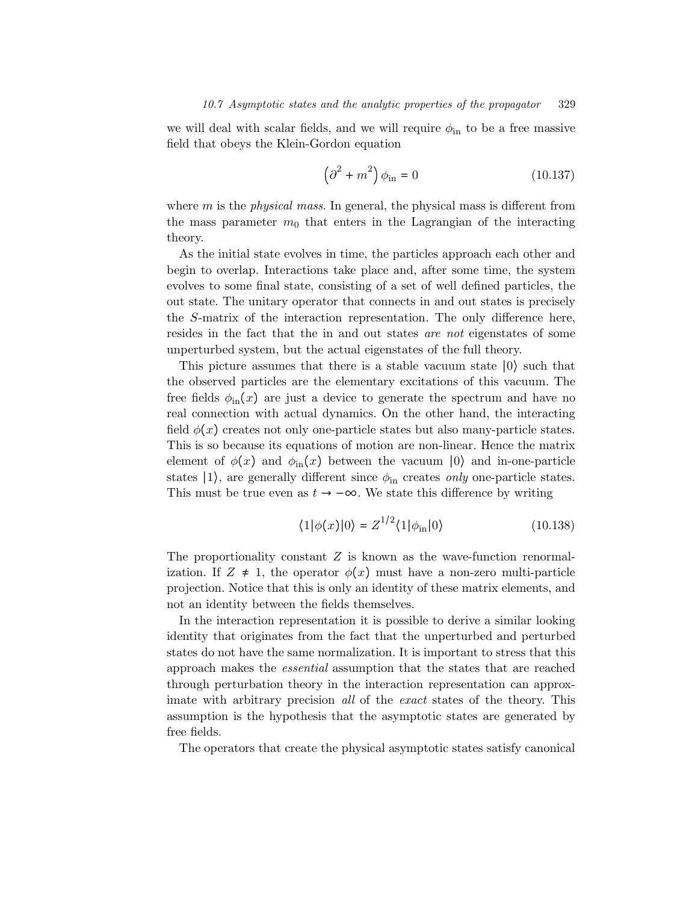we will deal with scalar fields, and we will require $\phi_{\text{in}}$ to be a free massive field that obeys the Klein-Gordon equation

$$\left(\partial^2 + m^2\right)\phi_{\text{in}} = 0 \tag{10.137}$$

where $m$ is the *physical mass*. In general, the physical mass is different from the mass parameter $m_0$ that enters in the Lagrangian of the interacting theory.

As the initial state evolves in time, the particles approach each other and begin to overlap. Interactions take place and, after some time, the system evolves to some final state, consisting of a set of well defined particles, the out state. The unitary operator that connects in and out states is precisely the $S$-matrix of the interaction representation. The only difference here, resides in the fact that the in and out states *are not* eigenstates of some unperturbed system, but the actual eigenstates of the full theory.

This picture assumes that there is a stable vacuum state $|0\rangle$ such that the observed particles are the elementary excitations of this vacuum. The free fields $\phi_{\text{in}}(x)$ are just a device to generate the spectrum and have no real connection with actual dynamics. On the other hand, the interacting field $\phi(x)$ creates not only one-particle states but also many-particle states. This is so because its equations of motion are non-linear. Hence the matrix element of $\phi(x)$ and $\phi_{\text{in}}(x)$ between the vacuum $|0\rangle$ and in-one-particle states $|1\rangle$, are generally different since $\phi_{\text{in}}$ creates *only* one-particle states. This must be true even as $t \to -\infty$. We state this difference by writing

$$\langle 1|\phi(x)|0\rangle = Z^{1/2}\langle 1|\phi_{\text{in}}|0\rangle \tag{10.138}$$

The proportionality constant $Z$ is known as the wave-function renormalization. If $Z \neq 1$, the operator $\phi(x)$ must have a non-zero multi-particle projection. Notice that this is only an identity of these matrix elements, and not an identity between the fields themselves.

In the interaction representation it is possible to derive a similar looking identity that originates from the fact that the unperturbed and perturbed states do not have the same normalization. It is important to stress that this approach makes the *essential* assumption that the states that are reached through perturbation theory in the interaction representation can approximate with arbitrary precision *all* of the *exact* states of the theory. This assumption is the hypothesis that the asymptotic states are generated by free fields.

The operators that create the physical asymptotic states satisfy canonical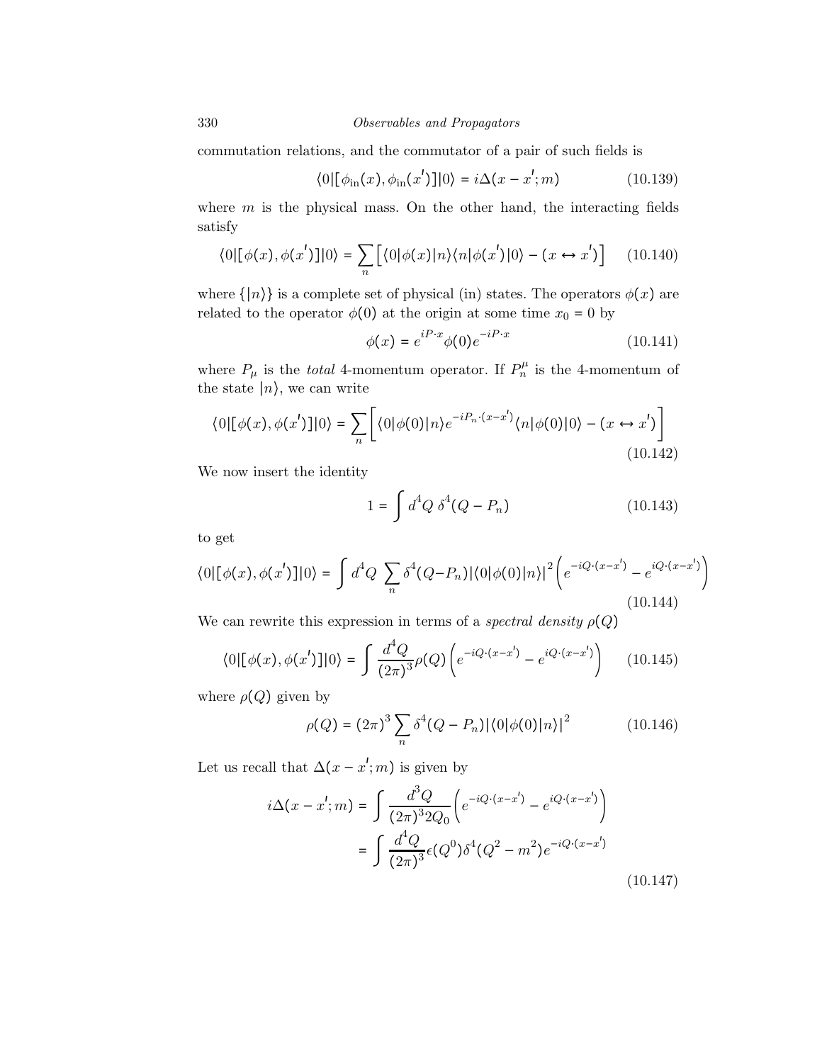commutation relations, and the commutator of a pair of such fields is

$$\langle 0|[\phi_{\rm in}(x), \phi_{\rm in}(x')]|0\rangle = i\Delta(x - x'; m) \tag{10.139}$$

where $m$ is the physical mass. On the other hand, the interacting fields satisfy

$$\langle 0|[\phi(x), \phi(x')]|0\rangle = \sum_n \Big[\langle 0|\phi(x)|n\rangle\langle n|\phi(x')|0\rangle - (x \leftrightarrow x')\Big] \tag{10.140}$$

where $\{|n\rangle\}$ is a complete set of physical (in) states. The operators $\phi(x)$ are related to the operator $\phi(0)$ at the origin at some time $x_0 = 0$ by

$$\phi(x) = e^{iP\cdot x}\phi(0)e^{-iP\cdot x} \tag{10.141}$$

where $P_\mu$ is the *total* 4-momentum operator. If $P_n^\mu$ is the 4-momentum of the state $|n\rangle$, we can write

$$\langle 0|[\phi(x), \phi(x')]|0\rangle = \sum_n \left[\langle 0|\phi(0)|n\rangle e^{-iP_n\cdot(x-x')}\langle n|\phi(0)|0\rangle - (x \leftrightarrow x')\right] \tag{10.142}$$

We now insert the identity

$$1 = \int d^4Q\; \delta^4(Q - P_n) \tag{10.143}$$

to get

$$\langle 0|[\phi(x), \phi(x')]|0\rangle = \int d^4Q\; \sum_n \delta^4(Q - P_n)|\langle 0|\phi(0)|n\rangle|^2 \left(e^{-iQ\cdot(x-x')} - e^{iQ\cdot(x-x')}\right) \tag{10.144}$$

We can rewrite this expression in terms of a *spectral density* $\rho(Q)$

$$\langle 0|[\phi(x), \phi(x')]|0\rangle = \int \frac{d^4Q}{(2\pi)^3}\rho(Q)\left(e^{-iQ\cdot(x-x')} - e^{iQ\cdot(x-x')}\right) \tag{10.145}$$

where $\rho(Q)$ given by

$$\rho(Q) = (2\pi)^3 \sum_n \delta^4(Q - P_n)|\langle 0|\phi(0)|n\rangle|^2 \tag{10.146}$$

Let us recall that $\Delta(x - x'; m)$ is given by

$$\begin{aligned} i\Delta(x - x'; m) &= \int \frac{d^3Q}{(2\pi)^3 2Q_0}\left(e^{-iQ\cdot(x-x')} - e^{iQ\cdot(x-x')}\right) \\ &= \int \frac{d^4Q}{(2\pi)^3}\epsilon(Q^0)\delta^4(Q^2 - m^2)e^{-iQ\cdot(x-x')} \end{aligned} \tag{10.147}$$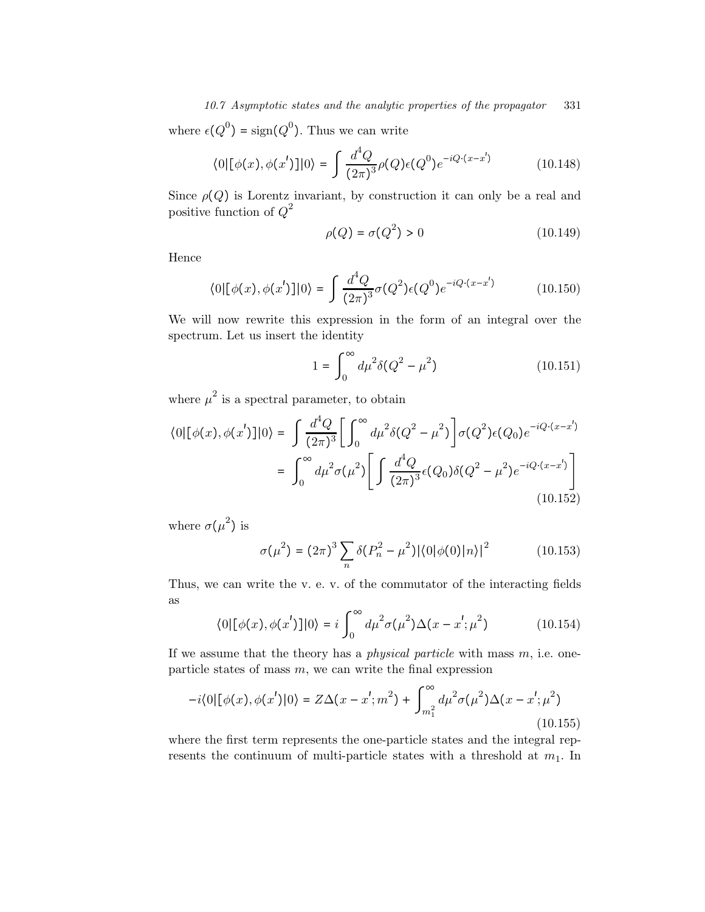where $\epsilon(Q^0) = \text{sign}(Q^0)$. Thus we can write

$$\langle 0|[\phi(x), \phi(x')]|0\rangle = \int \frac{d^4Q}{(2\pi)^3} \rho(Q) \epsilon(Q^0) e^{-iQ\cdot(x-x')} \tag{10.148}$$

Since $\rho(Q)$ is Lorentz invariant, by construction it can only be a real and positive function of $Q^2$

$$\rho(Q) = \sigma(Q^2) > 0 \tag{10.149}$$

Hence

$$\langle 0|[\phi(x), \phi(x')]|0\rangle = \int \frac{d^4Q}{(2\pi)^3} \sigma(Q^2) \epsilon(Q^0) e^{-iQ\cdot(x-x')} \tag{10.150}$$

We will now rewrite this expression in the form of an integral over the spectrum. Let us insert the identity

$$1 = \int_0^\infty d\mu^2 \delta(Q^2 - \mu^2) \tag{10.151}$$

where $\mu^2$ is a spectral parameter, to obtain

$$\begin{aligned}
\langle 0|[\phi(x), \phi(x')]|0\rangle &= \int \frac{d^4Q}{(2\pi)^3} \left[ \int_0^\infty d\mu^2 \delta(Q^2 - \mu^2) \right] \sigma(Q^2) \epsilon(Q_0) e^{-iQ\cdot(x-x')} \\
&= \int_0^\infty d\mu^2 \sigma(\mu^2) \left[ \int \frac{d^4Q}{(2\pi)^3} \epsilon(Q_0) \delta(Q^2 - \mu^2) e^{-iQ\cdot(x-x')} \right]
\end{aligned} \tag{10.152}$$

where $\sigma(\mu^2)$ is

$$\sigma(\mu^2) = (2\pi)^3 \sum_n \delta(P_n^2 - \mu^2) |\langle 0|\phi(0)|n\rangle|^2 \tag{10.153}$$

Thus, we can write the v. e. v. of the commutator of the interacting fields as

$$\langle 0|[\phi(x), \phi(x')]|0\rangle = i \int_0^\infty d\mu^2 \sigma(\mu^2) \Delta(x - x'; \mu^2) \tag{10.154}$$

If we assume that the theory has a *physical particle* with mass $m$, i.e. one-particle states of mass $m$, we can write the final expression

$$-i\langle 0|[\phi(x), \phi(x')|0\rangle = Z\Delta(x - x'; m^2) + \int_{m_1^2}^\infty d\mu^2 \sigma(\mu^2) \Delta(x - x'; \mu^2) \tag{10.155}$$

where the first term represents the one-particle states and the integral represents the continuum of multi-particle states with a threshold at $m_1$. In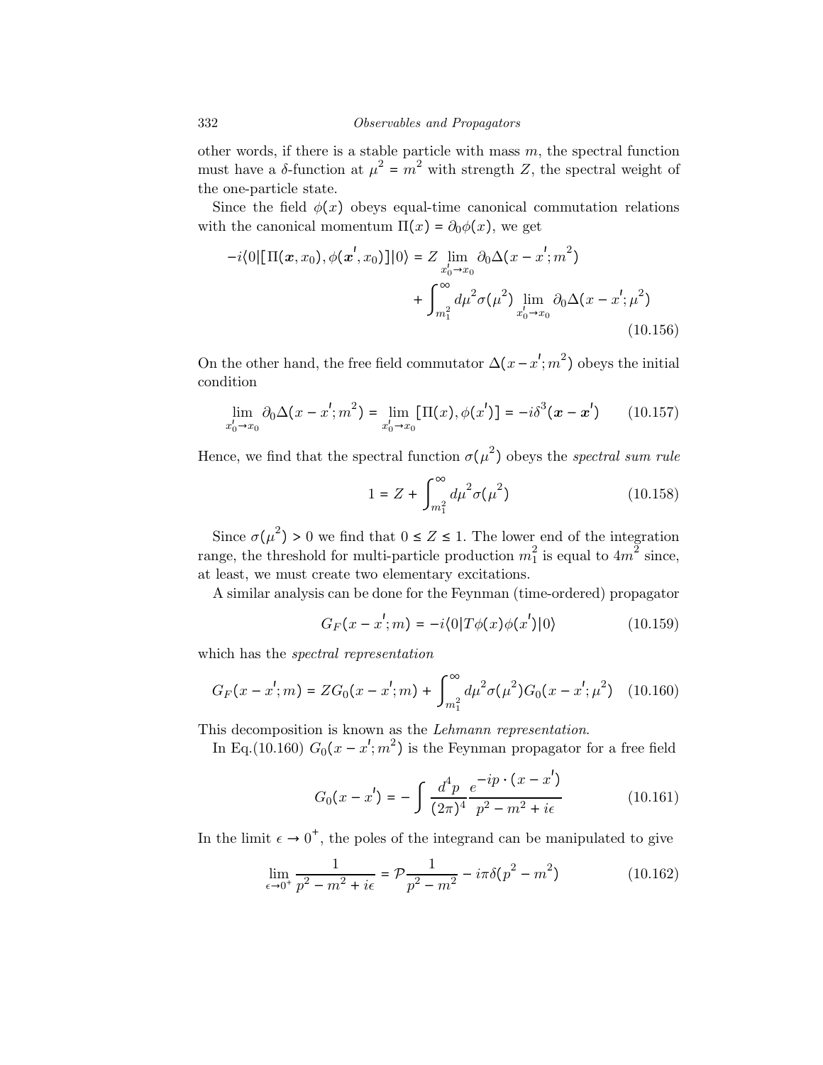other words, if there is a stable particle with mass $m$, the spectral function must have a $\delta$-function at $\mu^2 = m^2$ with strength $Z$, the spectral weight of the one-particle state.

Since the field $\phi(x)$ obeys equal-time canonical commutation relations with the canonical momentum $\Pi(x) = \partial_0 \phi(x)$, we get

$$
\begin{aligned}
-i\langle 0|[\Pi(\boldsymbol{x}, x_0), \phi(\boldsymbol{x}', x_0)]|0\rangle = Z \lim_{x_0' \to x_0} \partial_0 \Delta(x - x'; m^2) \\
+ \int_{m_1^2}^{\infty} d\mu^2 \sigma(\mu^2) \lim_{x_0' \to x_0} \partial_0 \Delta(x - x'; \mu^2)
\end{aligned}
\tag{10.156}
$$

On the other hand, the free field commutator $\Delta(x - x'; m^2)$ obeys the initial condition

$$
\lim_{x_0' \to x_0} \partial_0 \Delta(x - x'; m^2) = \lim_{x_0' \to x_0} [\Pi(x), \phi(x')] = -i\delta^3(\boldsymbol{x} - \boldsymbol{x}') \tag{10.157}
$$

Hence, we find that the spectral function $\sigma(\mu^2)$ obeys the *spectral sum rule*

$$
1 = Z + \int_{m_1^2}^{\infty} d\mu^2 \sigma(\mu^2) \tag{10.158}
$$

Since $\sigma(\mu^2) > 0$ we find that $0 \le Z \le 1$. The lower end of the integration range, the threshold for multi-particle production $m_1^2$ is equal to $4m^2$ since, at least, we must create two elementary excitations.

A similar analysis can be done for the Feynman (time-ordered) propagator

$$
G_F(x - x'; m) = -i\langle 0|T\phi(x)\phi(x')|0\rangle \tag{10.159}
$$

which has the *spectral representation*

$$
G_F(x - x'; m) = Z G_0(x - x'; m) + \int_{m_1^2}^{\infty} d\mu^2 \sigma(\mu^2) G_0(x - x'; \mu^2) \tag{10.160}
$$

This decomposition is known as the *Lehmann representation*.

In Eq.(10.160) $G_0(x - x'; m^2)$ is the Feynman propagator for a free field

$$
G_0(x - x') = -\int \frac{d^4p}{(2\pi)^4} \frac{e^{-ip\cdot(x - x')}}{p^2 - m^2 + i\epsilon} \tag{10.161}
$$

In the limit $\epsilon \to 0^+$, the poles of the integrand can be manipulated to give

$$
\lim_{\epsilon \to 0^+} \frac{1}{p^2 - m^2 + i\epsilon} = \mathcal{P}\frac{1}{p^2 - m^2} - i\pi\delta(p^2 - m^2) \tag{10.162}
$$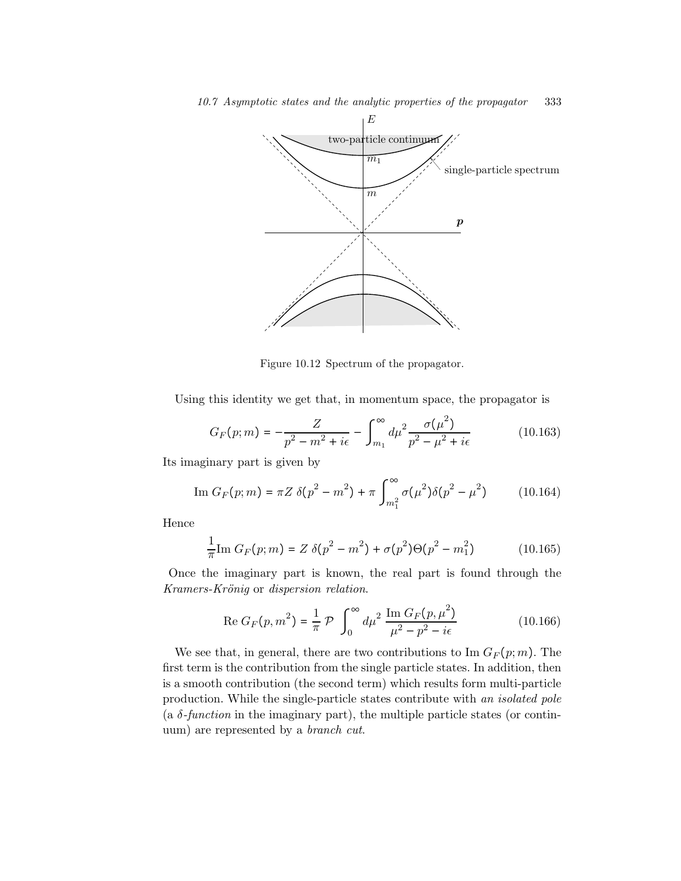Figure 10.12 Spectrum of the propagator.

Using this identity we get that, in momentum space, the propagator is

$$G_F(p;m) = -\frac{Z}{p^2 - m^2 + i\epsilon} - \int_{m_1}^{\infty} d\mu^2 \frac{\sigma(\mu^2)}{p^2 - \mu^2 + i\epsilon} \tag{10.163}$$

Its imaginary part is given by

$$\text{Im}\, G_F(p;m) = \pi Z\, \delta(p^2 - m^2) + \pi \int_{m_1^2}^{\infty} \sigma(\mu^2)\delta(p^2 - \mu^2) \tag{10.164}$$

Hence

$$\frac{1}{\pi}\text{Im}\, G_F(p;m) = Z\, \delta(p^2 - m^2) + \sigma(p^2)\Theta(p^2 - m_1^2) \tag{10.165}$$

Once the imaginary part is known, the real part is found through the *Kramers-Krönig* or *dispersion relation*.

$$\text{Re}\, G_F(p, m^2) = \frac{1}{\pi}\, \mathcal{P} \int_0^{\infty} d\mu^2\, \frac{\text{Im}\, G_F(p, \mu^2)}{\mu^2 - p^2 - i\epsilon} \tag{10.166}$$

We see that, in general, there are two contributions to $\text{Im}\, G_F(p;m)$. The first term is the contribution from the single particle states. In addition, then is a smooth contribution (the second term) which results form multi-particle production. While the single-particle states contribute with *an isolated pole* (a $\delta$*-function* in the imaginary part), the multiple particle states (or continuum) are represented by a *branch cut*.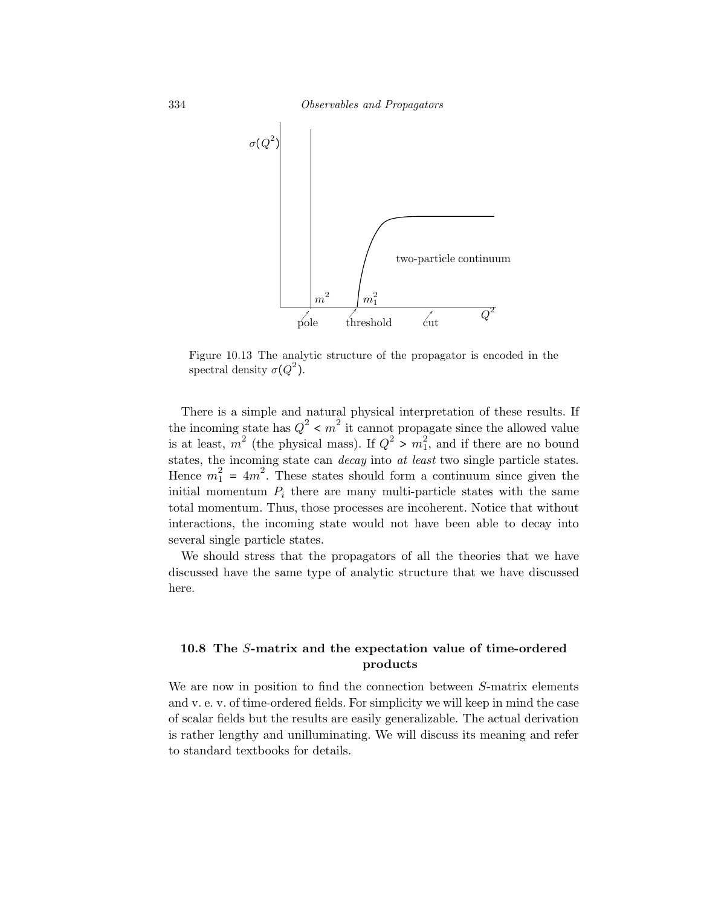Figure 10.13 The analytic structure of the propagator is encoded in the spectral density $\sigma(Q^2)$.

There is a simple and natural physical interpretation of these results. If the incoming state has $Q^2 < m^2$ it cannot propagate since the allowed value is at least, $m^2$ (the physical mass). If $Q^2 > m_1^2$, and if there are no bound states, the incoming state can *decay* into *at least* two single particle states. Hence $m_1^2 = 4m^2$. These states should form a continuum since given the initial momentum $P_i$ there are many multi-particle states with the same total momentum. Thus, those processes are incoherent. Notice that without interactions, the incoming state would not have been able to decay into several single particle states.

We should stress that the propagators of all the theories that we have discussed have the same type of analytic structure that we have discussed here.

## 10.8 The $S$-matrix and the expectation value of time-ordered products

We are now in position to find the connection between $S$-matrix elements and v. e. v. of time-ordered fields. For simplicity we will keep in mind the case of scalar fields but the results are easily generalizable. The actual derivation is rather lengthy and unilluminating. We will discuss its meaning and refer to standard textbooks for details.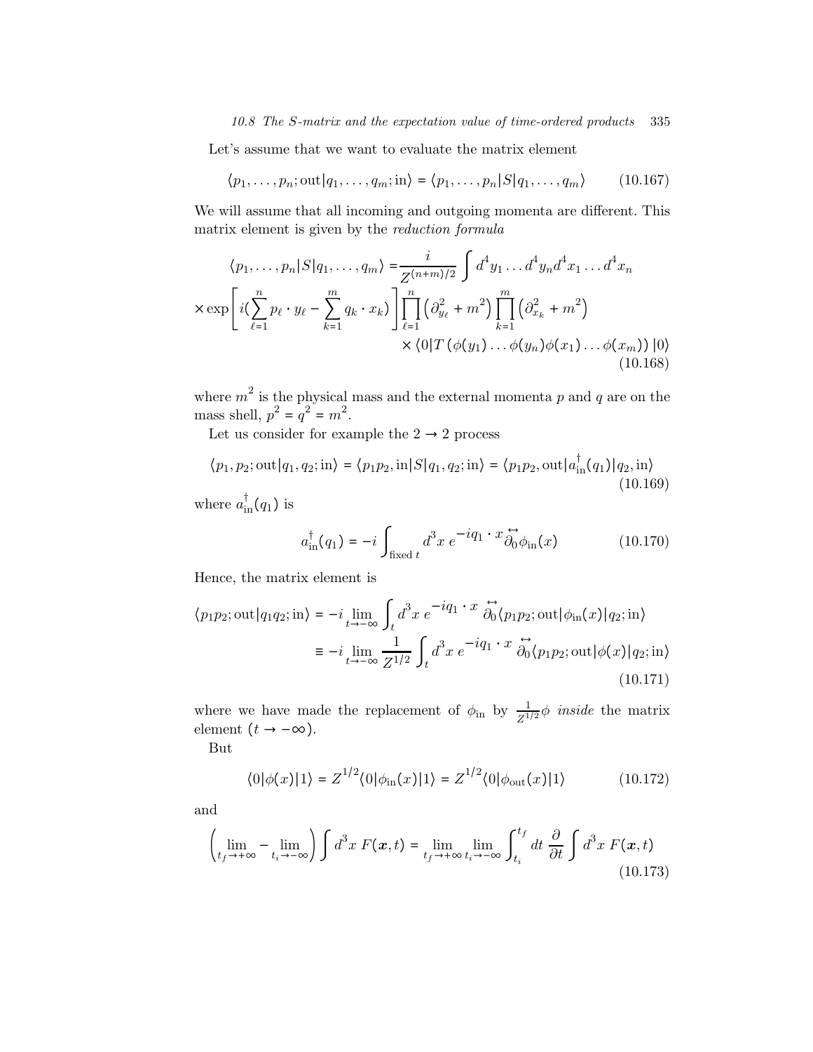Let's assume that we want to evaluate the matrix element

$$\langle p_1, \dots, p_n; \text{out}|q_1, \dots, q_m; \text{in}\rangle = \langle p_1, \dots, p_n|S|q_1, \dots, q_m\rangle \tag{10.167}$$

We will assume that all incoming and outgoing momenta are different. This matrix element is given by the *reduction formula*

$$\begin{aligned}
\langle p_1, \dots, p_n|S|q_1, \dots, q_m\rangle = &\frac{i}{Z^{(n+m)/2}} \int d^4y_1 \dots d^4y_n d^4x_1 \dots d^4x_n \\
\times \exp\left[ i(\sum_{\ell=1}^{n} p_\ell \cdot y_\ell - \sum_{k=1}^{m} q_k \cdot x_k)\right] &\prod_{\ell=1}^{n} \left(\partial^2_{y_\ell} + m^2\right) \prod_{k=1}^{m} \left(\partial^2_{x_k} + m^2\right) \\
&\times \langle 0|T\left(\phi(y_1)\dots\phi(y_n)\phi(x_1)\dots\phi(x_m)\right)|0\rangle
\end{aligned} \tag{10.168}$$

where $m^2$ is the physical mass and the external momenta $p$ and $q$ are on the mass shell, $p^2 = q^2 = m^2$.

Let us consider for example the $2 \to 2$ process

$$\langle p_1, p_2; \text{out}|q_1, q_2; \text{in}\rangle = \langle p_1 p_2, \text{in}|S|q_1, q_2; \text{in}\rangle = \langle p_1 p_2, \text{out}|a^\dagger_{\text{in}}(q_1)|q_2, \text{in}\rangle \tag{10.169}$$

where $a^\dagger_{\text{in}}(q_1)$ is

$$a^\dagger_{\text{in}}(q_1) = -i \int_{\text{fixed } t} d^3x \; e^{-iq_1 \cdot x} \overleftrightarrow{\partial_0} \phi_{\text{in}}(x) \tag{10.170}$$

Hence, the matrix element is

$$\begin{aligned}
\langle p_1 p_2; \text{out}|q_1 q_2; \text{in}\rangle &= -i \lim_{t\to-\infty} \int_t d^3x \; e^{-iq_1 \cdot x} \overleftrightarrow{\partial_0} \langle p_1 p_2; \text{out}|\phi_{\text{in}}(x)|q_2; \text{in}\rangle \\
&\equiv -i \lim_{t\to-\infty} \frac{1}{Z^{1/2}} \int_t d^3x \; e^{-iq_1 \cdot x} \overleftrightarrow{\partial_0} \langle p_1 p_2; \text{out}|\phi(x)|q_2; \text{in}\rangle
\end{aligned} \tag{10.171}$$

where we have made the replacement of $\phi_{\text{in}}$ by $\frac{1}{Z^{1/2}}\phi$ *inside* the matrix element ($t \to -\infty$).

But

$$\langle 0|\phi(x)|1\rangle = Z^{1/2}\langle 0|\phi_{\text{in}}(x)|1\rangle = Z^{1/2}\langle 0|\phi_{\text{out}}(x)|1\rangle \tag{10.172}$$

and

$$\left(\lim_{t_f\to+\infty} - \lim_{t_i\to-\infty}\right) \int d^3x \; F(\boldsymbol{x}, t) = \lim_{t_f\to+\infty} \lim_{t_i\to-\infty} \int_{t_i}^{t_f} dt \; \frac{\partial}{\partial t} \int d^3x \; F(\boldsymbol{x}, t) \tag{10.173}$$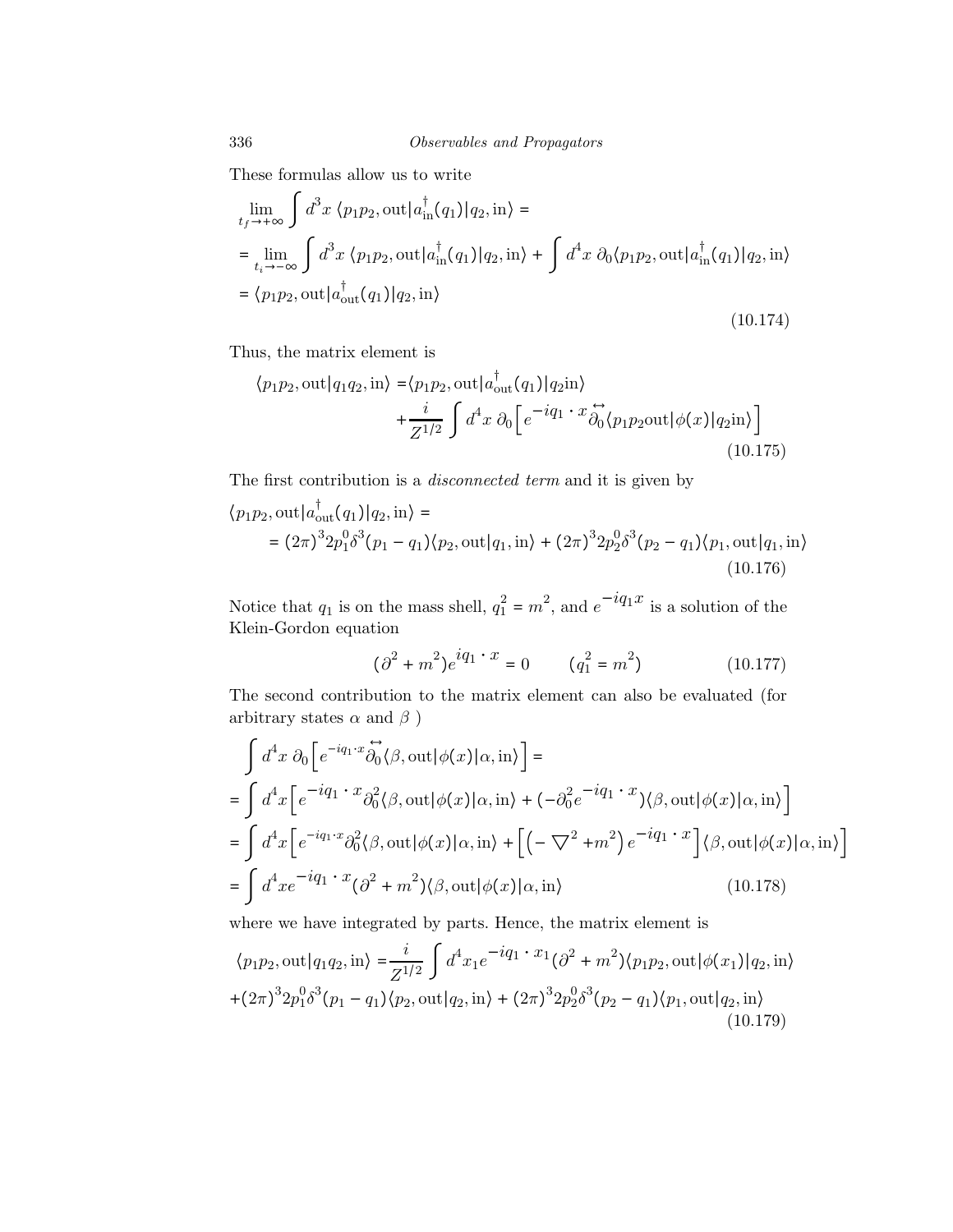These formulas allow us to write

$$
\begin{aligned}
&\lim_{t_f \to +\infty} \int d^3x \, \langle p_1 p_2, \text{out}|a_{\text{in}}^\dagger(q_1)|q_2, \text{in}\rangle = \\
&= \lim_{t_i \to -\infty} \int d^3x \, \langle p_1 p_2, \text{out}|a_{\text{in}}^\dagger(q_1)|q_2, \text{in}\rangle + \int d^4x \, \partial_0 \langle p_1 p_2, \text{out}|a_{\text{in}}^\dagger(q_1)|q_2, \text{in}\rangle \\
&= \langle p_1 p_2, \text{out}|a_{\text{out}}^\dagger(q_1)|q_2, \text{in}\rangle
\end{aligned}
\tag{10.174}
$$

Thus, the matrix element is

$$
\begin{aligned}
\langle p_1 p_2, \text{out}|q_1 q_2, \text{in}\rangle =& \langle p_1 p_2, \text{out}|a_{\text{out}}^\dagger(q_1)|q_2 \text{in}\rangle \\
&+ \frac{i}{Z^{1/2}} \int d^4x \, \partial_0 \Big[ e^{-iq_1 \cdot x} \overleftrightarrow{\partial_0} \langle p_1 p_2 \text{out}|\phi(x)|q_2 \text{in}\rangle \Big]
\end{aligned}
\tag{10.175}
$$

The first contribution is a *disconnected term* and it is given by

$$
\begin{aligned}
&\langle p_1 p_2, \text{out}|a_{\text{out}}^\dagger(q_1)|q_2, \text{in}\rangle = \\
&\quad = (2\pi)^3 2p_1^0 \delta^3(p_1 - q_1)\langle p_2, \text{out}|q_1, \text{in}\rangle + (2\pi)^3 2p_2^0 \delta^3(p_2 - q_1)\langle p_1, \text{out}|q_1, \text{in}\rangle
\end{aligned}
\tag{10.176}
$$

Notice that $q_1$ is on the mass shell, $q_1^2 = m^2$, and $e^{-iq_1 x}$ is a solution of the Klein-Gordon equation

$$
(\partial^2 + m^2) e^{iq_1 \cdot x} = 0 \qquad (q_1^2 = m^2)
\tag{10.177}
$$

The second contribution to the matrix element can also be evaluated (for arbitrary states $\alpha$ and $\beta$ )

$$
\begin{aligned}
&\int d^4x \, \partial_0 \Big[ e^{-iq_1 \cdot x} \overleftrightarrow{\partial_0} \langle \beta, \text{out}|\phi(x)|\alpha, \text{in}\rangle \Big] = \\
&= \int d^4x \Big[ e^{-iq_1 \cdot x} \partial_0^2 \langle \beta, \text{out}|\phi(x)|\alpha, \text{in}\rangle + (-\partial_0^2 e^{-iq_1 \cdot x}) \langle \beta, \text{out}|\phi(x)|\alpha, \text{in}\rangle \Big] \\
&= \int d^4x \Big[ e^{-iq_1 \cdot x} \partial_0^2 \langle \beta, \text{out}|\phi(x)|\alpha, \text{in}\rangle + \Big[ \Big( -\nabla^2 + m^2 \Big) e^{-iq_1 \cdot x} \Big] \langle \beta, \text{out}|\phi(x)|\alpha, \text{in}\rangle \Big] \\
&= \int d^4x e^{-iq_1 \cdot x} (\partial^2 + m^2) \langle \beta, \text{out}|\phi(x)|\alpha, \text{in}\rangle
\end{aligned}
\tag{10.178}
$$

where we have integrated by parts. Hence, the matrix element is

$$
\begin{aligned}
\langle p_1 p_2, \text{out}|q_1 q_2, \text{in}\rangle =& \frac{i}{Z^{1/2}} \int d^4x_1 e^{-iq_1 \cdot x_1} (\partial^2 + m^2) \langle p_1 p_2, \text{out}|\phi(x_1)|q_2, \text{in}\rangle \\
&+ (2\pi)^3 2p_1^0 \delta^3(p_1 - q_1)\langle p_2, \text{out}|q_2, \text{in}\rangle + (2\pi)^3 2p_2^0 \delta^3(p_2 - q_1)\langle p_1, \text{out}|q_2, \text{in}\rangle
\end{aligned}
\tag{10.179}
$$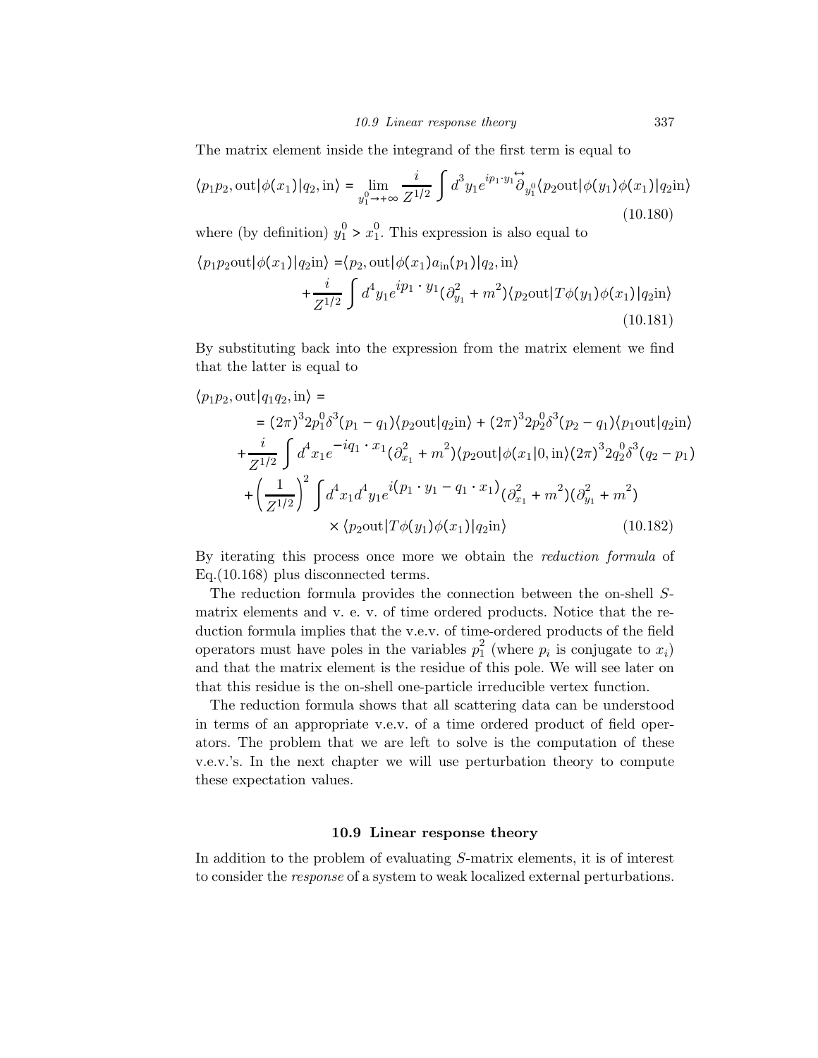The matrix element inside the integrand of the first term is equal to

$$\langle p_1 p_2, \text{out}|\phi(x_1)|q_2, \text{in}\rangle = \lim_{y_1^0 \to +\infty} \frac{i}{Z^{1/2}} \int d^3 y_1 e^{ip_1 \cdot y_1} \overleftrightarrow{\partial}_{y_1^0} \langle p_2 \text{out}|\phi(y_1)\phi(x_1)|q_2 \text{in}\rangle \tag{10.180}$$

where (by definition) $y_1^0 > x_1^0$. This expression is also equal to

$$\begin{aligned}\langle p_1 p_2 \text{out}|\phi(x_1)|q_2 \text{in}\rangle =& \langle p_2, \text{out}|\phi(x_1) a_{\text{in}}(p_1)|q_2, \text{in}\rangle \\ &+ \frac{i}{Z^{1/2}} \int d^4 y_1 e^{ip_1 \cdot y_1} (\partial_{y_1}^2 + m^2) \langle p_2 \text{out}|T\phi(y_1)\phi(x_1)|q_2 \text{in}\rangle\end{aligned} \tag{10.181}$$

By substituting back into the expression from the matrix element we find that the latter is equal to

$$\begin{aligned}&\langle p_1 p_2, \text{out}|q_1 q_2, \text{in}\rangle = \\ &\quad = (2\pi)^3 2p_1^0 \delta^3(p_1 - q_1) \langle p_2 \text{out}|q_2 \text{in}\rangle + (2\pi)^3 2p_2^0 \delta^3(p_2 - q_1) \langle p_1 \text{out}|q_2 \text{in}\rangle \\ &+ \frac{i}{Z^{1/2}} \int d^4 x_1 e^{-iq_1 \cdot x_1} (\partial_{x_1}^2 + m^2) \langle p_2 \text{out}|\phi(x_1|0, \text{in}\rangle (2\pi)^3 2q_2^0 \delta^3(q_2 - p_1) \\ &+ \left(\frac{1}{Z^{1/2}}\right)^2 \int d^4 x_1 d^4 y_1 e^{i(p_1 \cdot y_1 - q_1 \cdot x_1)} (\partial_{x_1}^2 + m^2)(\partial_{y_1}^2 + m^2) \\ &\qquad \times \langle p_2 \text{out}|T\phi(y_1)\phi(x_1)|q_2 \text{in}\rangle\end{aligned} \tag{10.182}$$

By iterating this process once more we obtain the *reduction formula* of Eq.(10.168) plus disconnected terms.

The reduction formula provides the connection between the on-shell $S$-matrix elements and v. e. v. of time ordered products. Notice that the reduction formula implies that the v.e.v. of time-ordered products of the field operators must have poles in the variables $p_1^2$ (where $p_i$ is conjugate to $x_i$) and that the matrix element is the residue of this pole. We will see later on that this residue is the on-shell one-particle irreducible vertex function.

The reduction formula shows that all scattering data can be understood in terms of an appropriate v.e.v. of a time ordered product of field operators. The problem that we are left to solve is the computation of these v.e.v.'s. In the next chapter we will use perturbation theory to compute these expectation values.

## 10.9 Linear response theory

In addition to the problem of evaluating $S$-matrix elements, it is of interest to consider the *response* of a system to weak localized external perturbations.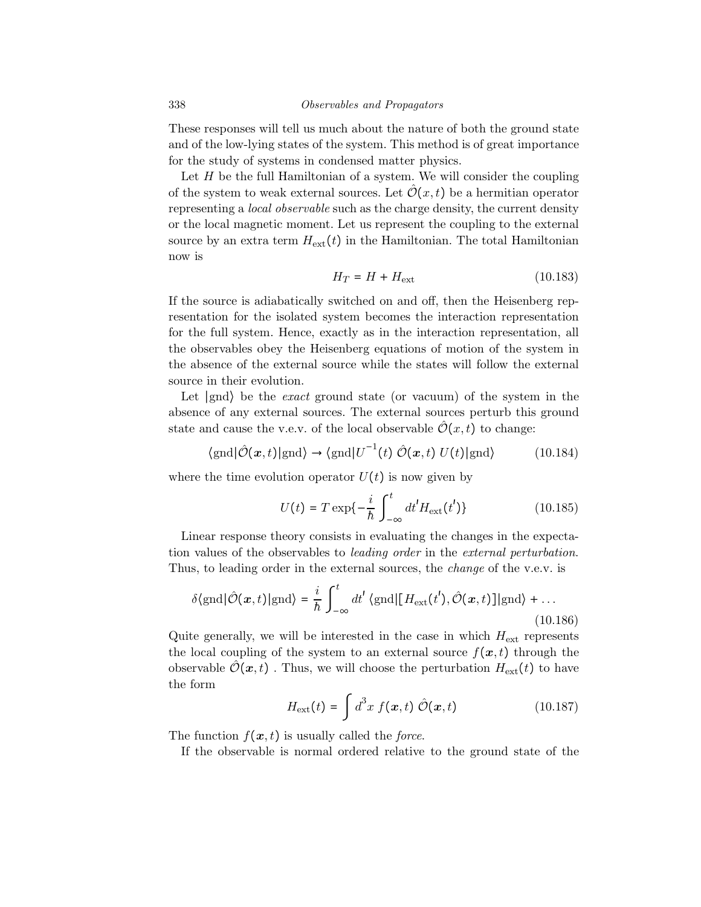These responses will tell us much about the nature of both the ground state and of the low-lying states of the system. This method is of great importance for the study of systems in condensed matter physics.

Let $H$ be the full Hamiltonian of a system. We will consider the coupling of the system to weak external sources. Let $\hat{\mathcal{O}}(x,t)$ be a hermitian operator representing a *local observable* such as the charge density, the current density or the local magnetic moment. Let us represent the coupling to the external source by an extra term $H_{\text{ext}}(t)$ in the Hamiltonian. The total Hamiltonian now is

$$H_T = H + H_{\text{ext}} \tag{10.183}$$

If the source is adiabatically switched on and off, then the Heisenberg representation for the isolated system becomes the interaction representation for the full system. Hence, exactly as in the interaction representation, all the observables obey the Heisenberg equations of motion of the system in the absence of the external source while the states will follow the external source in their evolution.

Let $|\text{gnd}\rangle$ be the *exact* ground state (or vacuum) of the system in the absence of any external sources. The external sources perturb this ground state and cause the v.e.v. of the local observable $\hat{\mathcal{O}}(x,t)$ to change:

$$\langle \text{gnd}|\hat{\mathcal{O}}(\boldsymbol{x},t)|\text{gnd}\rangle \to \langle \text{gnd}|U^{-1}(t)\ \hat{\mathcal{O}}(\boldsymbol{x},t)\ U(t)|\text{gnd}\rangle \tag{10.184}$$

where the time evolution operator $U(t)$ is now given by

$$U(t) = T\exp\{-\frac{i}{\hbar}\int_{-\infty}^{t} dt' H_{\text{ext}}(t')\} \tag{10.185}$$

Linear response theory consists in evaluating the changes in the expectation values of the observables to *leading order* in the *external perturbation*. Thus, to leading order in the external sources, the *change* of the v.e.v. is

$$\delta\langle \text{gnd}|\hat{\mathcal{O}}(\boldsymbol{x},t)|\text{gnd}\rangle = \frac{i}{\hbar}\int_{-\infty}^{t} dt'\ \langle \text{gnd}|[H_{\text{ext}}(t'),\hat{\mathcal{O}}(\boldsymbol{x},t)]|\text{gnd}\rangle + \dots \tag{10.186}$$

Quite generally, we will be interested in the case in which $H_{\text{ext}}$ represents the local coupling of the system to an external source $f(\boldsymbol{x},t)$ through the observable $\hat{\mathcal{O}}(\boldsymbol{x},t)$ . Thus, we will choose the perturbation $H_{\text{ext}}(t)$ to have the form

$$H_{\text{ext}}(t) = \int d^3x\ f(\boldsymbol{x},t)\ \hat{\mathcal{O}}(\boldsymbol{x},t) \tag{10.187}$$

The function $f(\boldsymbol{x},t)$ is usually called the *force*.

If the observable is normal ordered relative to the ground state of the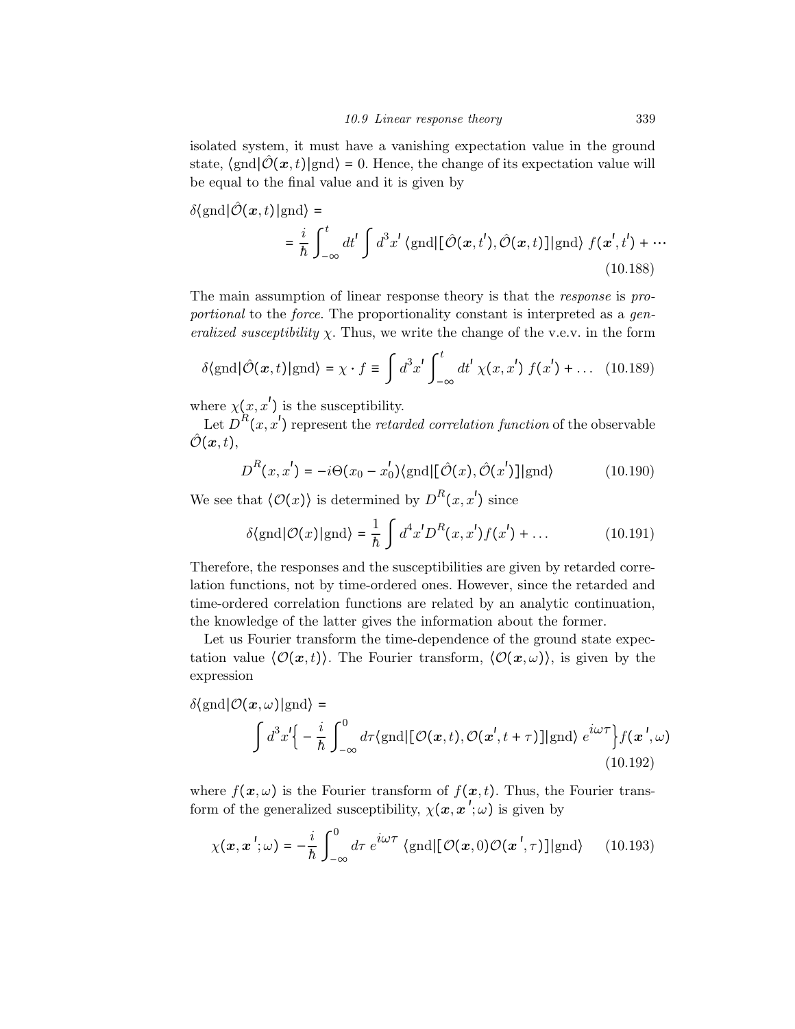isolated system, it must have a vanishing expectation value in the ground state, $\langle \text{gnd}|\hat{\mathcal{O}}(\boldsymbol{x},t)|\text{gnd}\rangle = 0$. Hence, the change of its expectation value will be equal to the final value and it is given by

$$
\begin{aligned}
\delta\langle \text{gnd}|\hat{\mathcal{O}}(\boldsymbol{x},t)|\text{gnd}\rangle &= \\
&= \frac{i}{\hbar}\int_{-\infty}^{t} dt' \int d^3x' \,\langle \text{gnd}|[\hat{\mathcal{O}}(\boldsymbol{x},t'),\hat{\mathcal{O}}(\boldsymbol{x},t)]|\text{gnd}\rangle \; f(\boldsymbol{x}',t') + \cdots
\end{aligned}
\tag{10.188}
$$

The main assumption of linear response theory is that the *response* is *proportional* to the *force*. The proportionality constant is interpreted as a *generalized susceptibility* $\chi$. Thus, we write the change of the v.e.v. in the form

$$
\delta\langle \text{gnd}|\hat{\mathcal{O}}(\boldsymbol{x},t)|\text{gnd}\rangle = \chi\cdot f \equiv \int d^3x' \int_{-\infty}^{t} dt' \,\chi(x,x')\, f(x') + \ldots \tag{10.189}
$$

where $\chi(x,x')$ is the susceptibility.

Let $D^R(x,x')$ represent the *retarded correlation function* of the observable $\hat{\mathcal{O}}(\boldsymbol{x},t)$,

$$
D^R(x,x') = -i\Theta(x_0 - x_0')\langle \text{gnd}|[\hat{\mathcal{O}}(x),\hat{\mathcal{O}}(x')]|\text{gnd}\rangle \tag{10.190}
$$

We see that $\langle \mathcal{O}(x)\rangle$ is determined by $D^R(x,x')$ since

$$
\delta\langle \text{gnd}|\mathcal{O}(x)|\text{gnd}\rangle = \frac{1}{\hbar}\int d^4x' D^R(x,x') f(x') + \ldots \tag{10.191}
$$

Therefore, the responses and the susceptibilities are given by retarded correlation functions, not by time-ordered ones. However, since the retarded and time-ordered correlation functions are related by an analytic continuation, the knowledge of the latter gives the information about the former.

Let us Fourier transform the time-dependence of the ground state expectation value $\langle \mathcal{O}(\boldsymbol{x},t)\rangle$. The Fourier transform, $\langle \mathcal{O}(\boldsymbol{x},\omega)\rangle$, is given by the expression

$$
\begin{aligned}
\delta\langle \text{gnd}|\mathcal{O}(\boldsymbol{x},\omega)|\text{gnd}\rangle &= \\
&\int d^3x' \Big\{ -\frac{i}{\hbar}\int_{-\infty}^{0} d\tau \langle \text{gnd}|[\mathcal{O}(\boldsymbol{x},t),\mathcal{O}(\boldsymbol{x}',t+\tau)]|\text{gnd}\rangle \; e^{i\omega\tau}\Big\} f(\boldsymbol{x}',\omega)
\end{aligned}
\tag{10.192}
$$

where $f(\boldsymbol{x},\omega)$ is the Fourier transform of $f(\boldsymbol{x},t)$. Thus, the Fourier transform of the generalized susceptibility, $\chi(\boldsymbol{x},\boldsymbol{x}';\omega)$ is given by

$$
\chi(\boldsymbol{x},\boldsymbol{x}';\omega) = -\frac{i}{\hbar}\int_{-\infty}^{0} d\tau \; e^{i\omega\tau} \;\langle \text{gnd}|[\mathcal{O}(\boldsymbol{x},0)\mathcal{O}(\boldsymbol{x}',\tau)]|\text{gnd}\rangle \tag{10.193}
$$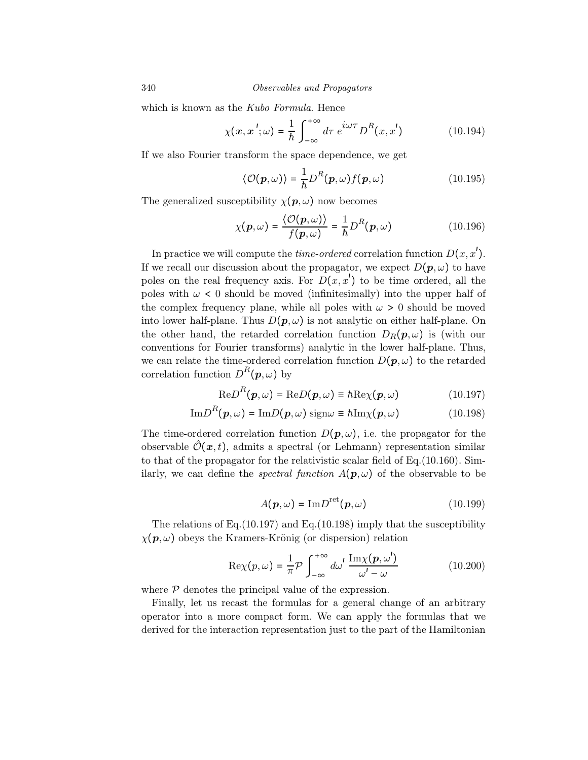which is known as the *Kubo Formula*. Hence

$$\chi(\boldsymbol{x}, \boldsymbol{x}'; \omega) = \frac{1}{\hbar} \int_{-\infty}^{+\infty} d\tau \, e^{i\omega\tau} D^R(x, x') \tag{10.194}$$

If we also Fourier transform the space dependence, we get

$$\langle \mathcal{O}(\boldsymbol{p}, \omega) \rangle = \frac{1}{\hbar} D^R(\boldsymbol{p}, \omega) f(\boldsymbol{p}, \omega) \tag{10.195}$$

The generalized susceptibility $\chi(\boldsymbol{p}, \omega)$ now becomes

$$\chi(\boldsymbol{p}, \omega) = \frac{\langle \mathcal{O}(\boldsymbol{p}, \omega) \rangle}{f(\boldsymbol{p}, \omega)} = \frac{1}{\hbar} D^R(\boldsymbol{p}, \omega) \tag{10.196}$$

In practice we will compute the *time-ordered* correlation function $D(x, x')$. If we recall our discussion about the propagator, we expect $D(\boldsymbol{p}, \omega)$ to have poles on the real frequency axis. For $D(x, x')$ to be time ordered, all the poles with $\omega < 0$ should be moved (infinitesimally) into the upper half of the complex frequency plane, while all poles with $\omega > 0$ should be moved into lower half-plane. Thus $D(\boldsymbol{p}, \omega)$ is not analytic on either half-plane. On the other hand, the retarded correlation function $D_R(\boldsymbol{p}, \omega)$ is (with our conventions for Fourier transforms) analytic in the lower half-plane. Thus, we can relate the time-ordered correlation function $D(\boldsymbol{p}, \omega)$ to the retarded correlation function $D^R(\boldsymbol{p}, \omega)$ by

$$\mathrm{Re} D^R(\boldsymbol{p}, \omega) = \mathrm{Re} D(\boldsymbol{p}, \omega) \equiv \hbar \mathrm{Re} \chi(\boldsymbol{p}, \omega) \tag{10.197}$$

$$\mathrm{Im} D^R(\boldsymbol{p}, \omega) = \mathrm{Im} D(\boldsymbol{p}, \omega) \, \mathrm{sign}\omega \equiv \hbar \mathrm{Im} \chi(\boldsymbol{p}, \omega) \tag{10.198}$$

The time-ordered correlation function $D(\boldsymbol{p}, \omega)$, i.e. the propagator for the observable $\hat{\mathcal{O}}(\boldsymbol{x}, t)$, admits a spectral (or Lehmann) representation similar to that of the propagator for the relativistic scalar field of Eq.(10.160). Similarly, we can define the *spectral function* $A(\boldsymbol{p}, \omega)$ of the observable to be

$$A(\boldsymbol{p}, \omega) = \mathrm{Im} D^{\mathrm{ret}}(\boldsymbol{p}, \omega) \tag{10.199}$$

The relations of Eq.(10.197) and Eq.(10.198) imply that the susceptibility $\chi(\boldsymbol{p}, \omega)$ obeys the Kramers-Krönig (or dispersion) relation

$$\mathrm{Re} \chi(p, \omega) = \frac{1}{\pi} \mathcal{P} \int_{-\infty}^{+\infty} d\omega' \, \frac{\mathrm{Im} \chi(\boldsymbol{p}, \omega')}{\omega' - \omega} \tag{10.200}$$

where $\mathcal{P}$ denotes the principal value of the expression.

Finally, let us recast the formulas for a general change of an arbitrary operator into a more compact form. We can apply the formulas that we derived for the interaction representation just to the part of the Hamiltonian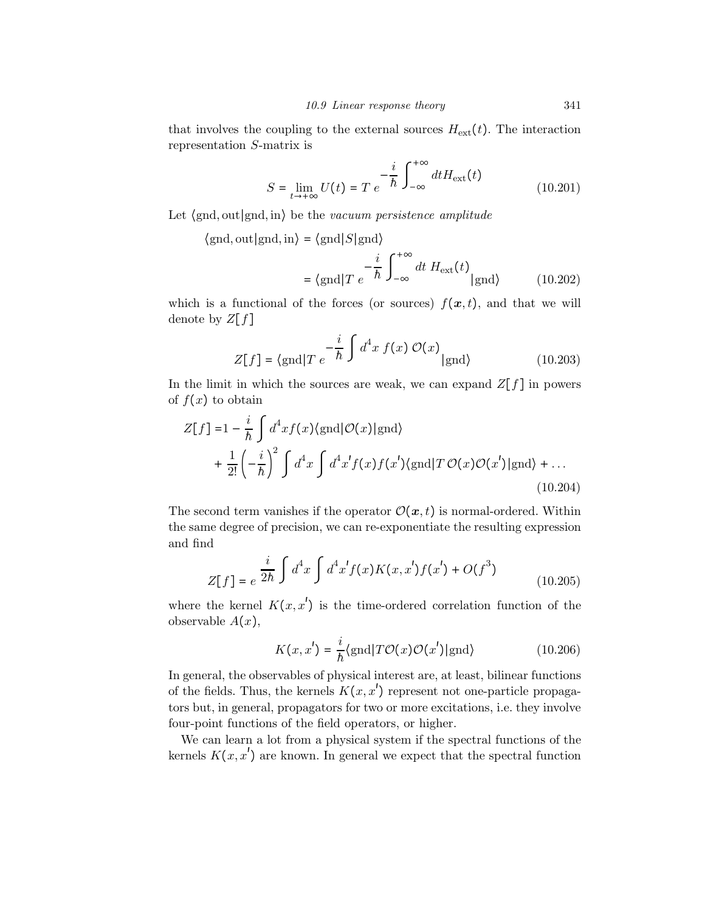that involves the coupling to the external sources $H_{\rm ext}(t)$. The interaction representation $S$-matrix is

$$S = \lim_{t \to +\infty} U(t) = T\, e^{-\frac{i}{\hbar}\int_{-\infty}^{+\infty} dt H_{\rm ext}(t)} \tag{10.201}$$

Let $\langle \text{gnd}, \text{out} | \text{gnd}, \text{in} \rangle$ be the *vacuum persistence amplitude*

$$\begin{aligned}\langle \text{gnd}, \text{out} | \text{gnd}, \text{in} \rangle &= \langle \text{gnd} | S | \text{gnd} \rangle \\ &= \langle \text{gnd} | T\, e^{-\frac{i}{\hbar}\int_{-\infty}^{+\infty} dt\, H_{\rm ext}(t)} | \text{gnd} \rangle \end{aligned} \tag{10.202}$$

which is a functional of the forces (or sources) $f(\boldsymbol{x}, t)$, and that we will denote by $Z[f]$

$$Z[f] = \langle \text{gnd} | T\, e^{-\frac{i}{\hbar}\int d^4x\, f(x)\, \mathcal{O}(x)} | \text{gnd} \rangle \tag{10.203}$$

In the limit in which the sources are weak, we can expand $Z[f]$ in powers of $f(x)$ to obtain

$$\begin{aligned} Z[f] =& 1 - \frac{i}{\hbar}\int d^4x f(x) \langle \text{gnd} | \mathcal{O}(x) | \text{gnd} \rangle \\ &+ \frac{1}{2!}\left(-\frac{i}{\hbar}\right)^2 \int d^4x \int d^4x' f(x) f(x') \langle \text{gnd} | T\, \mathcal{O}(x)\mathcal{O}(x') | \text{gnd} \rangle + \ldots \end{aligned} \tag{10.204}$$

The second term vanishes if the operator $\mathcal{O}(\boldsymbol{x}, t)$ is normal-ordered. Within the same degree of precision, we can re-exponentiate the resulting expression and find

$$Z[f] = e^{\frac{i}{2\hbar}\int d^4x \int d^4x' f(x) K(x, x') f(x') + O(f^3)} \tag{10.205}$$

where the kernel $K(x, x')$ is the time-ordered correlation function of the observable $A(x)$,

$$K(x, x') = \frac{i}{\hbar}\langle \text{gnd} | T\mathcal{O}(x)\mathcal{O}(x') | \text{gnd} \rangle \tag{10.206}$$

In general, the observables of physical interest are, at least, bilinear functions of the fields. Thus, the kernels $K(x, x')$ represent not one-particle propagators but, in general, propagators for two or more excitations, i.e. they involve four-point functions of the field operators, or higher.

We can learn a lot from a physical system if the spectral functions of the kernels $K(x, x')$ are known. In general we expect that the spectral function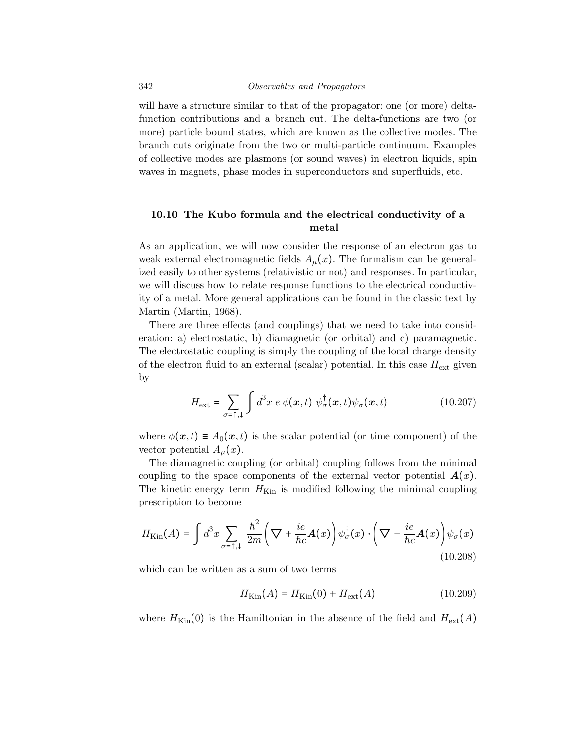will have a structure similar to that of the propagator: one (or more) delta-function contributions and a branch cut. The delta-functions are two (or more) particle bound states, which are known as the collective modes. The branch cuts originate from the two or multi-particle continuum. Examples of collective modes are plasmons (or sound waves) in electron liquids, spin waves in magnets, phase modes in superconductors and superfluids, etc.

## 10.10 The Kubo formula and the electrical conductivity of a metal

As an application, we will now consider the response of an electron gas to weak external electromagnetic fields $A_\mu(x)$. The formalism can be generalized easily to other systems (relativistic or not) and responses. In particular, we will discuss how to relate response functions to the electrical conductivity of a metal. More general applications can be found in the classic text by Martin (Martin, 1968).

There are three effects (and couplings) that we need to take into consideration: a) electrostatic, b) diamagnetic (or orbital) and c) paramagnetic. The electrostatic coupling is simply the coupling of the local charge density of the electron fluid to an external (scalar) potential. In this case $H_{\text{ext}}$ given by

$$H_{\text{ext}} = \sum_{\sigma=\uparrow,\downarrow} \int d^3x \; e \; \phi(\boldsymbol{x},t) \; \psi_\sigma^\dagger(\boldsymbol{x},t)\psi_\sigma(\boldsymbol{x},t) \tag{10.207}$$

where $\phi(\boldsymbol{x},t) \equiv A_0(\boldsymbol{x},t)$ is the scalar potential (or time component) of the vector potential $A_\mu(x)$.

The diamagnetic (or orbital) coupling follows from the minimal coupling to the space components of the external vector potential $\boldsymbol{A}(x)$. The kinetic energy term $H_{\text{Kin}}$ is modified following the minimal coupling prescription to become

$$H_{\text{Kin}}(A) = \int d^3x \sum_{\sigma=\uparrow,\downarrow} \frac{\hbar^2}{2m}\left(\nabla + \frac{ie}{\hbar c}\boldsymbol{A}(x)\right)\psi_\sigma^\dagger(x) \cdot \left(\nabla - \frac{ie}{\hbar c}\boldsymbol{A}(x)\right)\psi_\sigma(x) \tag{10.208}$$

which can be written as a sum of two terms

$$H_{\text{Kin}}(A) = H_{\text{Kin}}(0) + H_{\text{ext}}(A) \tag{10.209}$$

where $H_{\text{Kin}}(0)$ is the Hamiltonian in the absence of the field and $H_{\text{ext}}(A)$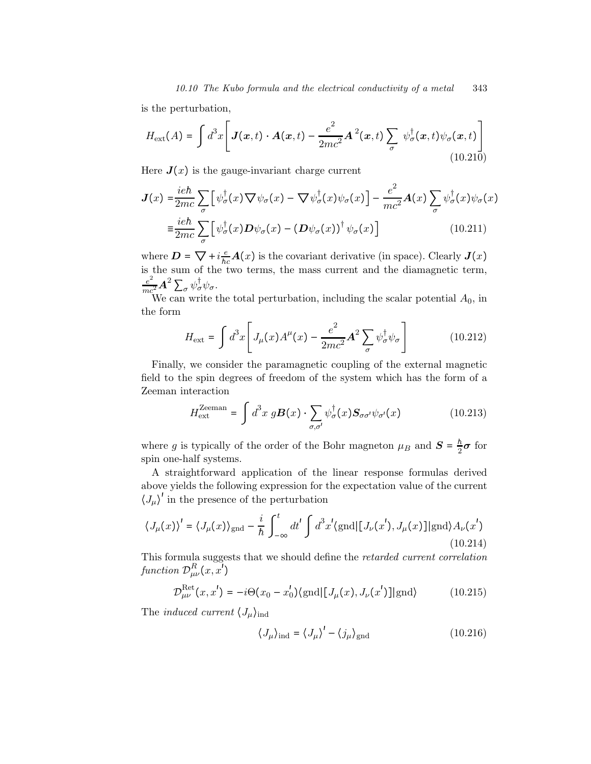is the perturbation,

$$H_{\text{ext}}(A) = \int d^3x \left[ \boldsymbol{J}(\boldsymbol{x},t) \cdot \boldsymbol{A}(\boldsymbol{x},t) - \frac{e^2}{2mc^2} \boldsymbol{A}^2(\boldsymbol{x},t) \sum_\sigma \psi_\sigma^\dagger(\boldsymbol{x},t)\psi_\sigma(\boldsymbol{x},t) \right] \tag{10.210}$$

Here $\boldsymbol{J}(x)$ is the gauge-invariant charge current

$$\begin{aligned}\boldsymbol{J}(x) =& \frac{ie\hbar}{2mc} \sum_\sigma \left[ \psi_\sigma^\dagger(x) \nabla \psi_\sigma(x) - \nabla \psi_\sigma^\dagger(x) \psi_\sigma(x) \right] - \frac{e^2}{mc^2} \boldsymbol{A}(x) \sum_\sigma \psi_\sigma^\dagger(x)\psi_\sigma(x) \\ \equiv& \frac{ie\hbar}{2mc} \sum_\sigma \left[ \psi_\sigma^\dagger(x) \boldsymbol{D} \psi_\sigma(x) - \left(\boldsymbol{D}\psi_\sigma(x)\right)^\dagger \psi_\sigma(x) \right]\end{aligned} \tag{10.211}$$

where $\boldsymbol{D} = \nabla + i\frac{e}{\hbar c}\boldsymbol{A}(x)$ is the covariant derivative (in space). Clearly $\boldsymbol{J}(x)$ is the sum of the two terms, the mass current and the diamagnetic term, $\frac{e^2}{mc^2}\boldsymbol{A}^2 \sum_\sigma \psi_\sigma^\dagger \psi_\sigma$.

We can write the total perturbation, including the scalar potential $A_0$, in the form

$$H_{\text{ext}} = \int d^3x \left[ J_\mu(x) A^\mu(x) - \frac{e^2}{2mc^2} \boldsymbol{A}^2 \sum_\sigma \psi_\sigma^\dagger \psi_\sigma \right] \tag{10.212}$$

Finally, we consider the paramagnetic coupling of the external magnetic field to the spin degrees of freedom of the system which has the form of a Zeeman interaction

$$H_{\text{ext}}^{\text{Zeeman}} = \int d^3x \; g\boldsymbol{B}(x) \cdot \sum_{\sigma,\sigma'} \psi_\sigma^\dagger(x) \boldsymbol{S}_{\sigma\sigma'} \psi_{\sigma'}(x) \tag{10.213}$$

where $g$ is typically of the order of the Bohr magneton $\mu_B$ and $\boldsymbol{S} = \frac{\hbar}{2}\boldsymbol{\sigma}$ for spin one-half systems.

A straightforward application of the linear response formulas derived above yields the following expression for the expectation value of the current $\langle J_\mu \rangle'$ in the presence of the perturbation

$$\langle J_\mu(x) \rangle' = \langle J_\mu(x) \rangle_{\text{gnd}} - \frac{i}{\hbar} \int_{-\infty}^{t} dt' \int d^3x' \langle \text{gnd} | [J_\nu(x'), J_\mu(x)] | \text{gnd} \rangle A_\nu(x') \tag{10.214}$$

This formula suggests that we should define the *retarded current correlation function* $\mathcal{D}_{\mu\nu}^R(x,x')$

$$\mathcal{D}_{\mu\nu}^{\text{Ret}}(x,x') = -i\Theta(x_0 - x_0') \langle \text{gnd} | [J_\mu(x), J_\nu(x')] | \text{gnd} \rangle \tag{10.215}$$

The *induced current* $\langle J_\mu \rangle_{\text{ind}}$

$$\langle J_\mu \rangle_{\text{ind}} = \langle J_\mu \rangle' - \langle j_\mu \rangle_{\text{gnd}} \tag{10.216}$$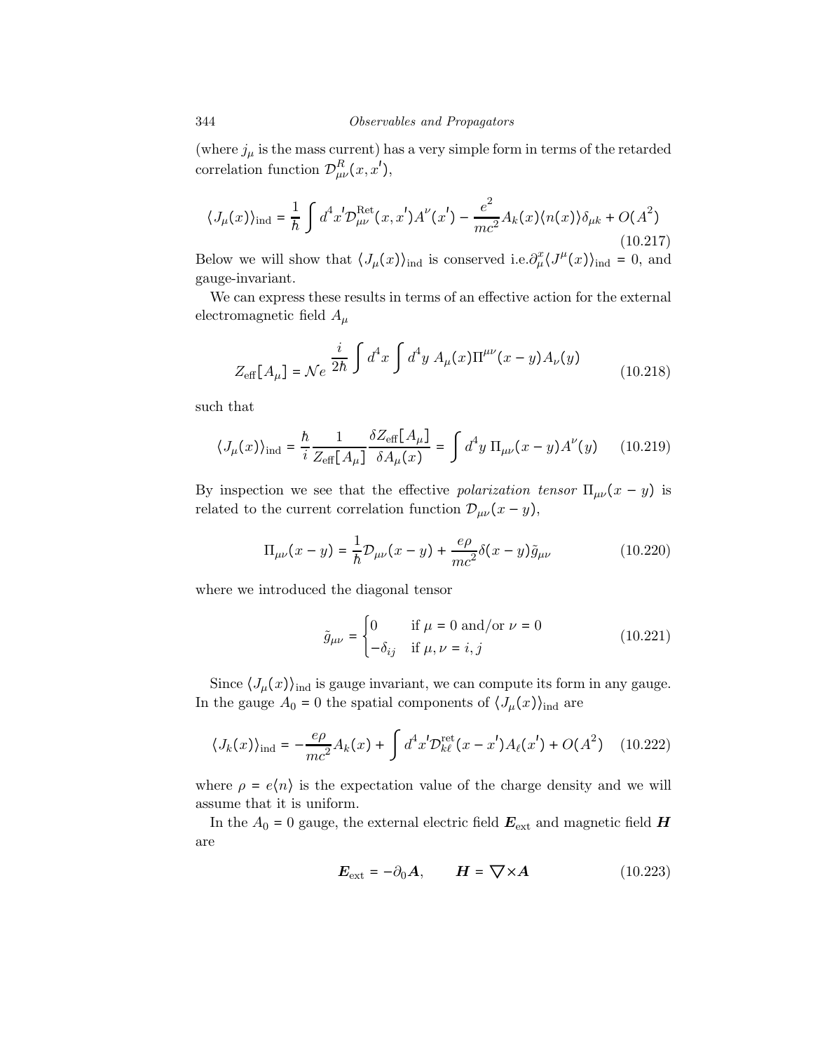(where $j_\mu$ is the mass current) has a very simple form in terms of the retarded correlation function $\mathcal{D}^R_{\mu\nu}(x, x')$,

$$\langle J_\mu(x)\rangle_{\text{ind}} = \frac{1}{\hbar}\int d^4x' \mathcal{D}^{\text{Ret}}_{\mu\nu}(x, x')A^\nu(x') - \frac{e^2}{mc^2}A_k(x)\langle n(x)\rangle\delta_{\mu k} + O(A^2) \tag{10.217}$$

Below we will show that $\langle J_\mu(x)\rangle_{\text{ind}}$ is conserved i.e.$\partial^x_\mu\langle J^\mu(x)\rangle_{\text{ind}} = 0$, and gauge-invariant.

We can express these results in terms of an effective action for the external electromagnetic field $A_\mu$

$$Z_{\text{eff}}[A_\mu] = \mathcal{N} e^{\frac{i}{2\hbar}\int d^4x \int d^4y \; A_\mu(x)\Pi^{\mu\nu}(x-y)A_\nu(y)} \tag{10.218}$$

such that

$$\langle J_\mu(x)\rangle_{\text{ind}} = \frac{\hbar}{i}\frac{1}{Z_{\text{eff}}[A_\mu]}\frac{\delta Z_{\text{eff}}[A_\mu]}{\delta A_\mu(x)} = \int d^4y \; \Pi_{\mu\nu}(x-y)A^\nu(y) \tag{10.219}$$

By inspection we see that the effective *polarization tensor* $\Pi_{\mu\nu}(x-y)$ is related to the current correlation function $\mathcal{D}_{\mu\nu}(x-y)$,

$$\Pi_{\mu\nu}(x-y) = \frac{1}{\hbar}\mathcal{D}_{\mu\nu}(x-y) + \frac{e\rho}{mc^2}\delta(x-y)\tilde{g}_{\mu\nu} \tag{10.220}$$

where we introduced the diagonal tensor

$$\tilde{g}_{\mu\nu} = \begin{cases} 0 & \text{if } \mu = 0 \text{ and/or } \nu = 0 \\ -\delta_{ij} & \text{if } \mu, \nu = i, j \end{cases} \tag{10.221}$$

Since $\langle J_\mu(x)\rangle_{\text{ind}}$ is gauge invariant, we can compute its form in any gauge. In the gauge $A_0 = 0$ the spatial components of $\langle J_\mu(x)\rangle_{\text{ind}}$ are

$$\langle J_k(x)\rangle_{\text{ind}} = -\frac{e\rho}{mc^2}A_k(x) + \int d^4x' \mathcal{D}^{\text{ret}}_{k\ell}(x-x')A_\ell(x') + O(A^2) \tag{10.222}$$

where $\rho = e\langle n\rangle$ is the expectation value of the charge density and we will assume that it is uniform.

In the $A_0 = 0$ gauge, the external electric field $\boldsymbol{E}_{\text{ext}}$ and magnetic field $\boldsymbol{H}$ are

$$\boldsymbol{E}_{\text{ext}} = -\partial_0\boldsymbol{A}, \qquad \boldsymbol{H} = \nabla\times\boldsymbol{A} \tag{10.223}$$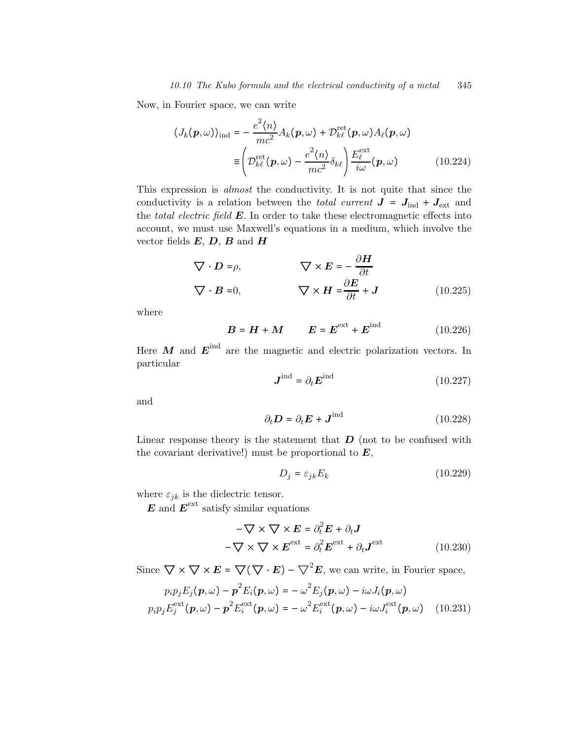Now, in Fourier space, we can write

$$
\begin{aligned}
\langle J_k(\boldsymbol{p},\omega)\rangle_{\text{ind}} &= -\frac{e^2\langle n\rangle}{mc^2}A_k(\boldsymbol{p},\omega) + \mathcal{D}^{\text{ret}}_{k\ell}(\boldsymbol{p},\omega)A_\ell(\boldsymbol{p},\omega) \\
&\equiv \left(\mathcal{D}^{\text{ret}}_{k\ell}(\boldsymbol{p},\omega) - \frac{e^2\langle n\rangle}{mc^2}\delta_{k\ell}\right)\frac{E^{\text{ext}}_\ell}{i\omega}(\boldsymbol{p},\omega) \qquad (10.224)
\end{aligned}
$$

This expression is *almost* the conductivity. It is not quite that since the conductivity is a relation between the *total current* $\boldsymbol{J} = \boldsymbol{J}_{\text{ind}} + \boldsymbol{J}_{\text{ext}}$ and the *total electric field* $\boldsymbol{E}$. In order to take these electromagnetic effects into account, we must use Maxwell's equations in a medium, which involve the vector fields $\boldsymbol{E}$, $\boldsymbol{D}$, $\boldsymbol{B}$ and $\boldsymbol{H}$

$$
\begin{aligned}
\nabla \cdot \boldsymbol{D} &= \rho, \qquad & \nabla \times \boldsymbol{E} &= -\frac{\partial \boldsymbol{H}}{\partial t} \\
\nabla \cdot \boldsymbol{B} &= 0, \qquad & \nabla \times \boldsymbol{H} &= \frac{\partial \boldsymbol{E}}{\partial t} + \boldsymbol{J} \qquad (10.225)
\end{aligned}
$$

where

$$
\boldsymbol{B} = \boldsymbol{H} + \boldsymbol{M} \qquad \boldsymbol{E} = \boldsymbol{E}^{\text{ext}} + \boldsymbol{E}^{\text{ind}} \qquad (10.226)
$$

Here $\boldsymbol{M}$ and $\boldsymbol{E}^{\text{ind}}$ are the magnetic and electric polarization vectors. In particular

$$
\boldsymbol{J}^{\text{ind}} = \partial_t \boldsymbol{E}^{\text{ind}} \qquad (10.227)
$$

and

$$
\partial_t \boldsymbol{D} = \partial_t \boldsymbol{E} + \boldsymbol{J}^{\text{ind}} \qquad (10.228)
$$

Linear response theory is the statement that $\boldsymbol{D}$ (not to be confused with the covariant derivative!) must be proportional to $\boldsymbol{E}$,

$$
D_j = \varepsilon_{jk}E_k \qquad (10.229)
$$

where $\varepsilon_{jk}$ is the dielectric tensor.

$\boldsymbol{E}$ and $\boldsymbol{E}^{\text{ext}}$ satisfy similar equations

$$
\begin{aligned}
-\nabla \times \nabla \times \boldsymbol{E} &= \partial_t^2 \boldsymbol{E} + \partial_t \boldsymbol{J} \\
-\nabla \times \nabla \times \boldsymbol{E}^{\text{ext}} &= \partial_t^2 \boldsymbol{E}^{\text{ext}} + \partial_t \boldsymbol{J}^{\text{ext}} \qquad (10.230)
\end{aligned}
$$

Since $\nabla \times \nabla \times \boldsymbol{E} = \nabla(\nabla \cdot \boldsymbol{E}) - \nabla^2 \boldsymbol{E}$, we can write, in Fourier space,

$$
\begin{aligned}
p_i p_j E_j(\boldsymbol{p},\omega) - \boldsymbol{p}^2 E_i(\boldsymbol{p},\omega) &= -\omega^2 E_j(\boldsymbol{p},\omega) - i\omega J_i(\boldsymbol{p},\omega) \\
p_i p_j E^{\text{ext}}_j(\boldsymbol{p},\omega) - \boldsymbol{p}^2 E^{\text{ext}}_i(\boldsymbol{p},\omega) &= -\omega^2 E^{\text{ext}}_i(\boldsymbol{p},\omega) - i\omega J^{\text{ext}}_i(\boldsymbol{p},\omega) \qquad (10.231)
\end{aligned}
$$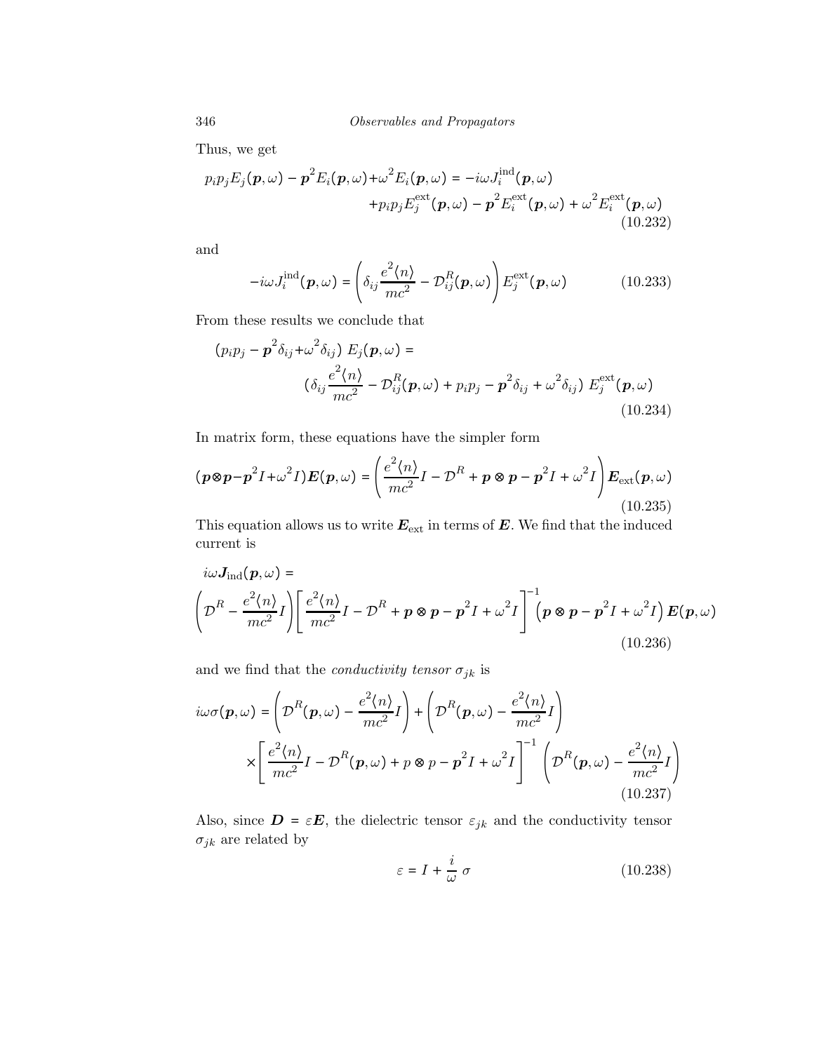Thus, we get

$$
\begin{aligned}
p_i p_j E_j(\boldsymbol{p},\omega) - \boldsymbol{p}^2 E_i(\boldsymbol{p},\omega) + \omega^2 E_i(\boldsymbol{p},\omega) = -i\omega J_i^{\text{ind}}(\boldsymbol{p},\omega) \\
+ p_i p_j E_j^{\text{ext}}(\boldsymbol{p},\omega) - \boldsymbol{p}^2 E_i^{\text{ext}}(\boldsymbol{p},\omega) + \omega^2 E_i^{\text{ext}}(\boldsymbol{p},\omega)
\end{aligned}
\tag{10.232}
$$

and

$$
-i\omega J_i^{\text{ind}}(\boldsymbol{p},\omega) = \left( \delta_{ij} \frac{e^2 \langle n \rangle}{mc^2} - \mathcal{D}_{ij}^R(\boldsymbol{p},\omega) \right) E_j^{\text{ext}}(\boldsymbol{p},\omega) \tag{10.233}
$$

From these results we conclude that

$$
\begin{aligned}
&(p_i p_j - \boldsymbol{p}^2 \delta_{ij} + \omega^2 \delta_{ij})\ E_j(\boldsymbol{p},\omega) = \\
&\qquad (\delta_{ij} \frac{e^2 \langle n \rangle}{mc^2} - \mathcal{D}_{ij}^R(\boldsymbol{p},\omega) + p_i p_j - \boldsymbol{p}^2 \delta_{ij} + \omega^2 \delta_{ij})\ E_j^{\text{ext}}(\boldsymbol{p},\omega)
\end{aligned}
\tag{10.234}
$$

In matrix form, these equations have the simpler form

$$
(\boldsymbol{p} \otimes \boldsymbol{p} - \boldsymbol{p}^2 I + \omega^2 I) \boldsymbol{E}(\boldsymbol{p},\omega) = \left( \frac{e^2 \langle n \rangle}{mc^2} I - \mathcal{D}^R + \boldsymbol{p} \otimes \boldsymbol{p} - \boldsymbol{p}^2 I + \omega^2 I \right) \boldsymbol{E}_{\text{ext}}(\boldsymbol{p},\omega) \tag{10.235}
$$

This equation allows us to write $\boldsymbol{E}_{\text{ext}}$ in terms of $\boldsymbol{E}$. We find that the induced current is

$$
\begin{aligned}
&i\omega \boldsymbol{J}_{\text{ind}}(\boldsymbol{p},\omega) = \\
&\left( \mathcal{D}^R - \frac{e^2 \langle n \rangle}{mc^2} I \right) \left[ \frac{e^2 \langle n \rangle}{mc^2} I - \mathcal{D}^R + \boldsymbol{p} \otimes \boldsymbol{p} - \boldsymbol{p}^2 I + \omega^2 I \right]^{-1} \left( \boldsymbol{p} \otimes \boldsymbol{p} - \boldsymbol{p}^2 I + \omega^2 I \right) \boldsymbol{E}(\boldsymbol{p},\omega)
\end{aligned}
\tag{10.236}
$$

and we find that the *conductivity tensor* $\sigma_{jk}$ is

$$
\begin{aligned}
i\omega \sigma(\boldsymbol{p},\omega) = &\left( \mathcal{D}^R(\boldsymbol{p},\omega) - \frac{e^2 \langle n \rangle}{mc^2} I \right) + \left( \mathcal{D}^R(\boldsymbol{p},\omega) - \frac{e^2 \langle n \rangle}{mc^2} I \right) \\
&\times \left[ \frac{e^2 \langle n \rangle}{mc^2} I - \mathcal{D}^R(\boldsymbol{p},\omega) + p \otimes p - \boldsymbol{p}^2 I + \omega^2 I \right]^{-1} \left( \mathcal{D}^R(\boldsymbol{p},\omega) - \frac{e^2 \langle n \rangle}{mc^2} I \right)
\end{aligned}
\tag{10.237}
$$

Also, since $\boldsymbol{D} = \varepsilon \boldsymbol{E}$, the dielectric tensor $\varepsilon_{jk}$ and the conductivity tensor $\sigma_{jk}$ are related by

$$
\varepsilon = I + \frac{i}{\omega}\ \sigma \tag{10.238}
$$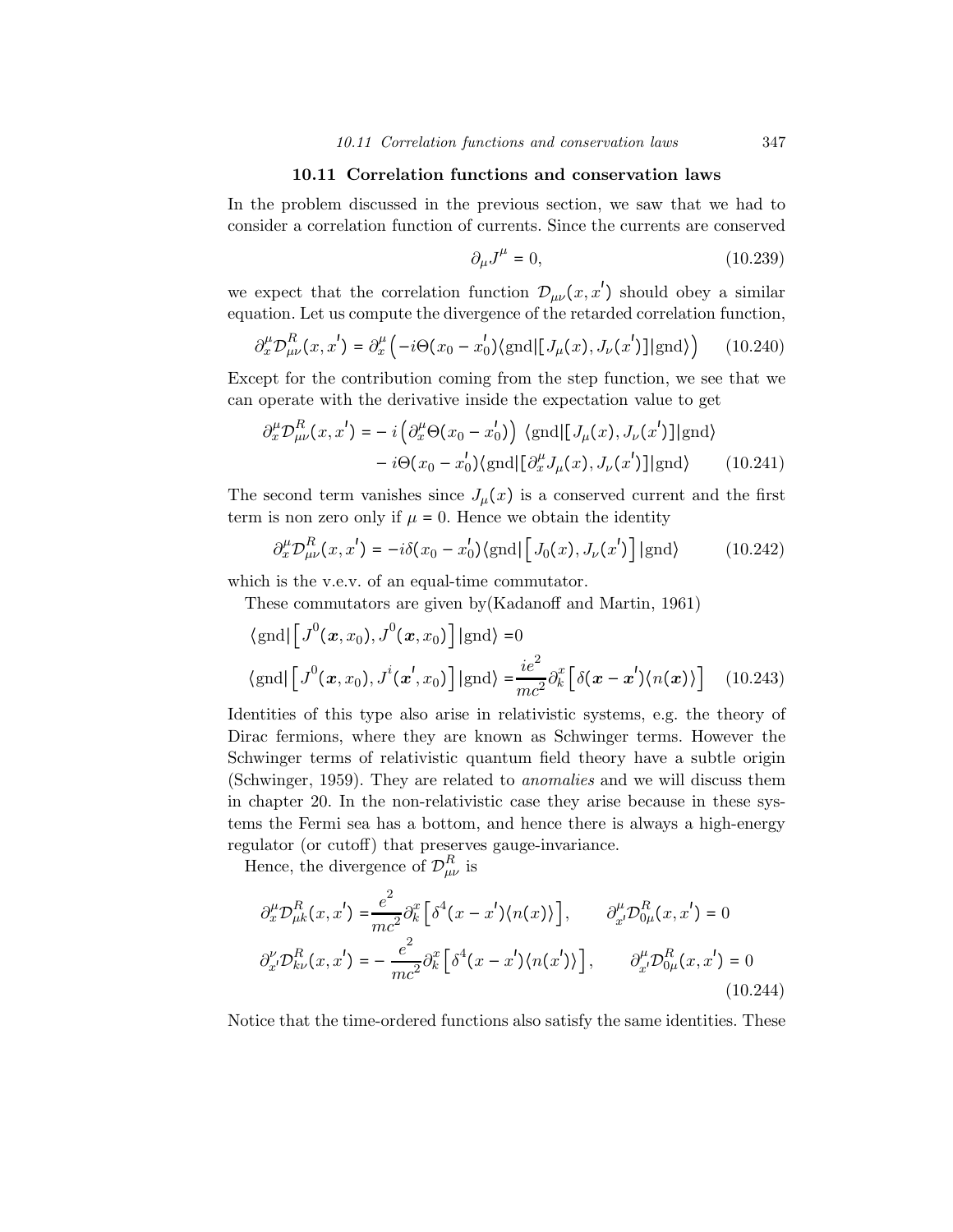## 10.11 Correlation functions and conservation laws

In the problem discussed in the previous section, we saw that we had to consider a correlation function of currents. Since the currents are conserved

$$\partial_\mu J^\mu = 0, \tag{10.239}$$

we expect that the correlation function $\mathcal{D}_{\mu\nu}(x, x')$ should obey a similar equation. Let us compute the divergence of the retarded correlation function,

$$\partial_x^\mu \mathcal{D}^R_{\mu\nu}(x, x') = \partial_x^\mu \left( -i\Theta(x_0 - x_0') \langle \text{gnd}| [J_\mu(x), J_\nu(x')] |\text{gnd}\rangle \right) \tag{10.240}$$

Except for the contribution coming from the step function, we see that we can operate with the derivative inside the expectation value to get

$$\begin{aligned}
\partial_x^\mu \mathcal{D}^R_{\mu\nu}(x, x') = &-i \left( \partial_x^\mu \Theta(x_0 - x_0') \right) \langle \text{gnd}| [J_\mu(x), J_\nu(x')] |\text{gnd}\rangle \\
&- i\Theta(x_0 - x_0') \langle \text{gnd}| [\partial_x^\mu J_\mu(x), J_\nu(x')] |\text{gnd}\rangle
\end{aligned} \tag{10.241}$$

The second term vanishes since $J_\mu(x)$ is a conserved current and the first term is non zero only if $\mu = 0$. Hence we obtain the identity

$$\partial_x^\mu \mathcal{D}^R_{\mu\nu}(x, x') = -i\delta(x_0 - x_0') \langle \text{gnd}| \left[ J_0(x), J_\nu(x') \right] |\text{gnd}\rangle \tag{10.242}$$

which is the v.e.v. of an equal-time commutator.

These commutators are given by(Kadanoff and Martin, 1961)

$$\begin{aligned}
\langle \text{gnd}| \left[ J^0(\boldsymbol{x}, x_0), J^0(\boldsymbol{x}, x_0) \right] |\text{gnd}\rangle &= 0 \\
\langle \text{gnd}| \left[ J^0(\boldsymbol{x}, x_0), J^i(\boldsymbol{x}', x_0) \right] |\text{gnd}\rangle &= \frac{ie^2}{mc^2} \partial_k^x \left[ \delta(\boldsymbol{x} - \boldsymbol{x}') \langle n(\boldsymbol{x}) \rangle \right]
\end{aligned} \tag{10.243}$$

Identities of this type also arise in relativistic systems, e.g. the theory of Dirac fermions, where they are known as Schwinger terms. However the Schwinger terms of relativistic quantum field theory have a subtle origin (Schwinger, 1959). They are related to *anomalies* and we will discuss them in chapter 20. In the non-relativistic case they arise because in these systems the Fermi sea has a bottom, and hence there is always a high-energy regulator (or cutoff) that preserves gauge-invariance.

Hence, the divergence of $\mathcal{D}^R_{\mu\nu}$ is

$$\begin{aligned}
\partial_x^\mu \mathcal{D}^R_{\mu k}(x, x') &= \frac{e^2}{mc^2} \partial_k^x \left[ \delta^4(x - x') \langle n(x) \rangle \right], \qquad \partial_{x'}^\mu \mathcal{D}^R_{0\mu}(x, x') = 0 \\
\partial_{x'}^\nu \mathcal{D}^R_{k\nu}(x, x') &= -\frac{e^2}{mc^2} \partial_k^x \left[ \delta^4(x - x') \langle n(x') \rangle \right], \qquad \partial_{x'}^\mu \mathcal{D}^R_{0\mu}(x, x') = 0
\end{aligned} \tag{10.244}$$

Notice that the time-ordered functions also satisfy the same identities. These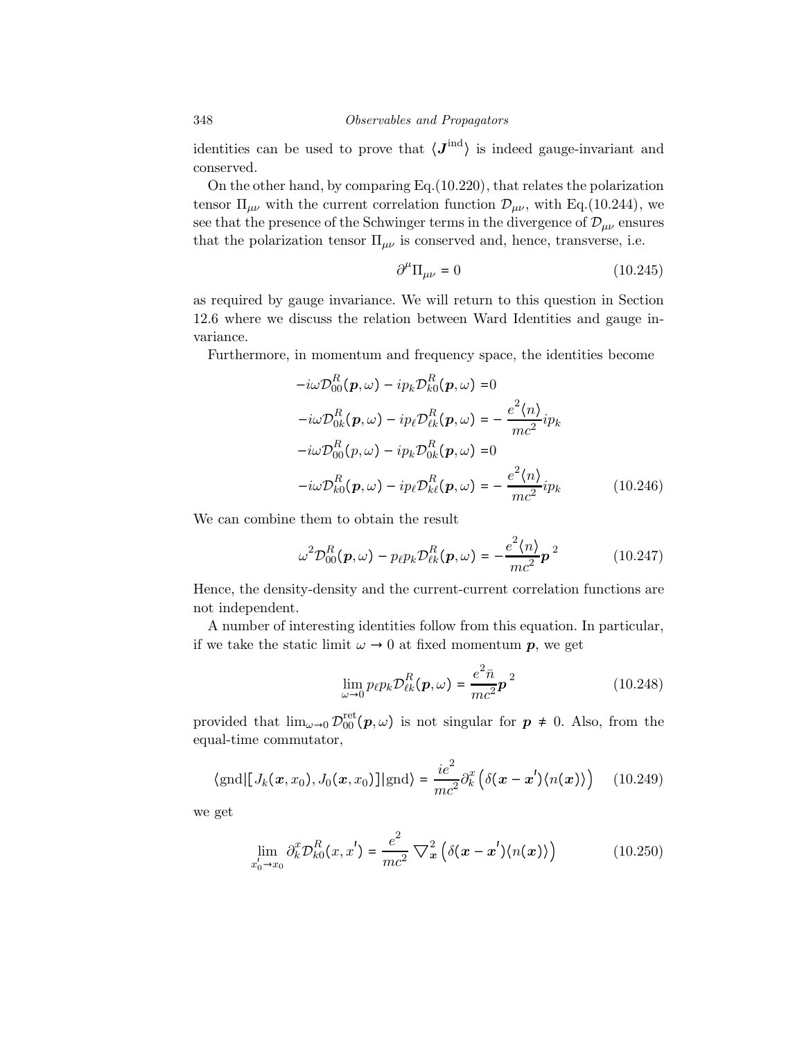identities can be used to prove that $\langle \boldsymbol{J}^{\text{ind}} \rangle$ is indeed gauge-invariant and conserved.

On the other hand, by comparing Eq.(10.220), that relates the polarization tensor $\Pi_{\mu\nu}$ with the current correlation function $\mathcal{D}_{\mu\nu}$, with Eq.(10.244), we see that the presence of the Schwinger terms in the divergence of $\mathcal{D}_{\mu\nu}$ ensures that the polarization tensor $\Pi_{\mu\nu}$ is conserved and, hence, transverse, i.e.

$$\partial^\mu \Pi_{\mu\nu} = 0 \tag{10.245}$$

as required by gauge invariance. We will return to this question in Section 12.6 where we discuss the relation between Ward Identities and gauge invariance.

Furthermore, in momentum and frequency space, the identities become

$$\begin{aligned}
-i\omega \mathcal{D}^R_{00}(\boldsymbol{p},\omega) - ip_k \mathcal{D}^R_{k0}(\boldsymbol{p},\omega) &= 0 \\
-i\omega \mathcal{D}^R_{0k}(\boldsymbol{p},\omega) - ip_\ell \mathcal{D}^R_{\ell k}(\boldsymbol{p},\omega) &= -\frac{e^2\langle n\rangle}{mc^2} ip_k \\
-i\omega \mathcal{D}^R_{00}(p,\omega) - ip_k \mathcal{D}^R_{0k}(\boldsymbol{p},\omega) &= 0 \\
-i\omega \mathcal{D}^R_{k0}(\boldsymbol{p},\omega) - ip_\ell \mathcal{D}^R_{k\ell}(\boldsymbol{p},\omega) &= -\frac{e^2\langle n\rangle}{mc^2} ip_k
\end{aligned} \tag{10.246}$$

We can combine them to obtain the result

$$\omega^2 \mathcal{D}^R_{00}(\boldsymbol{p},\omega) - p_\ell p_k \mathcal{D}^R_{\ell k}(\boldsymbol{p},\omega) = -\frac{e^2\langle n\rangle}{mc^2}\boldsymbol{p}^2 \tag{10.247}$$

Hence, the density-density and the current-current correlation functions are not independent.

A number of interesting identities follow from this equation. In particular, if we take the static limit $\omega \to 0$ at fixed momentum $\boldsymbol{p}$, we get

$$\lim_{\omega\to 0} p_\ell p_k \mathcal{D}^R_{\ell k}(\boldsymbol{p},\omega) = \frac{e^2 \bar{n}}{mc^2}\boldsymbol{p}^2 \tag{10.248}$$

provided that $\lim_{\omega\to 0}\mathcal{D}^{\text{ret}}_{00}(\boldsymbol{p},\omega)$ is not singular for $\boldsymbol{p} \neq 0$. Also, from the equal-time commutator,

$$\langle \text{gnd}|[J_k(\boldsymbol{x},x_0), J_0(\boldsymbol{x},x_0)]|\text{gnd}\rangle = \frac{ie^2}{mc^2}\partial^x_k\left(\delta(\boldsymbol{x}-\boldsymbol{x}')\langle n(\boldsymbol{x})\rangle\right) \tag{10.249}$$

we get

$$\lim_{x_0'\to x_0} \partial^x_k \mathcal{D}^R_{k0}(x,x') = \frac{e^2}{mc^2}\,\nabla^2_{\boldsymbol{x}}\left(\delta(\boldsymbol{x}-\boldsymbol{x}')\langle n(\boldsymbol{x})\rangle\right) \tag{10.250}$$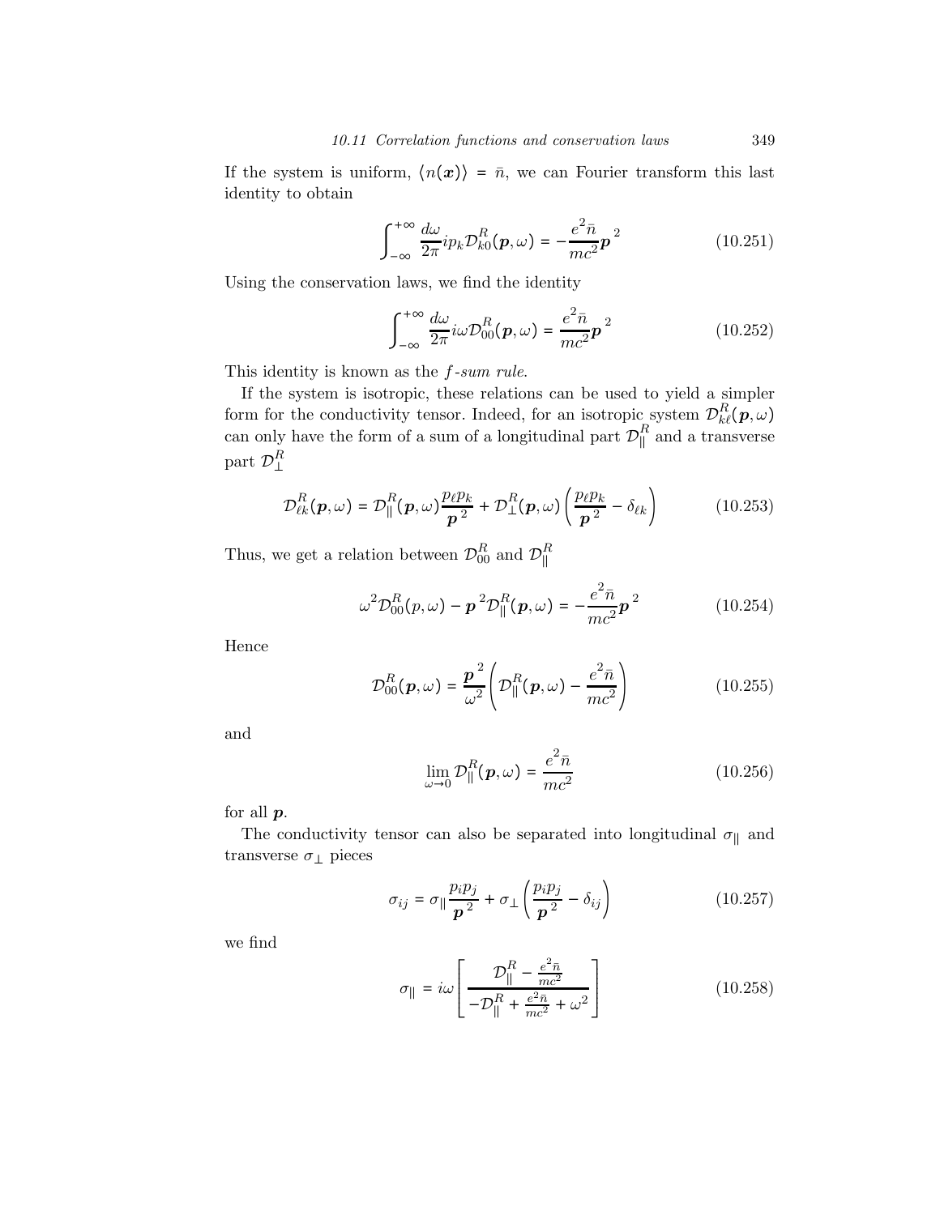If the system is uniform, $\langle n(\boldsymbol{x})\rangle = \bar{n}$, we can Fourier transform this last identity to obtain

$$\int_{-\infty}^{+\infty} \frac{d\omega}{2\pi} i p_k \mathcal{D}^R_{k0}(\boldsymbol{p},\omega) = -\frac{e^2\bar{n}}{mc^2}\boldsymbol{p}^2 \tag{10.251}$$

Using the conservation laws, we find the identity

$$\int_{-\infty}^{+\infty} \frac{d\omega}{2\pi} i\omega \mathcal{D}^R_{00}(\boldsymbol{p},\omega) = \frac{e^2\bar{n}}{mc^2}\boldsymbol{p}^2 \tag{10.252}$$

This identity is known as the *f-sum rule*.

If the system is isotropic, these relations can be used to yield a simpler form for the conductivity tensor. Indeed, for an isotropic system $\mathcal{D}^R_{k\ell}(\boldsymbol{p},\omega)$ can only have the form of a sum of a longitudinal part $\mathcal{D}^R_{\parallel}$ and a transverse part $\mathcal{D}^R_{\perp}$

$$\mathcal{D}^R_{\ell k}(\boldsymbol{p},\omega) = \mathcal{D}^R_{\parallel}(\boldsymbol{p},\omega)\frac{p_\ell p_k}{\boldsymbol{p}^2} + \mathcal{D}^R_{\perp}(\boldsymbol{p},\omega)\left(\frac{p_\ell p_k}{\boldsymbol{p}^2} - \delta_{\ell k}\right) \tag{10.253}$$

Thus, we get a relation between $\mathcal{D}^R_{00}$ and $\mathcal{D}^R_{\parallel}$

$$\omega^2 \mathcal{D}^R_{00}(p,\omega) - \boldsymbol{p}^2 \mathcal{D}^R_{\parallel}(\boldsymbol{p},\omega) = -\frac{e^2\bar{n}}{mc^2}\boldsymbol{p}^2 \tag{10.254}$$

Hence

$$\mathcal{D}^R_{00}(\boldsymbol{p},\omega) = \frac{\boldsymbol{p}^2}{\omega^2}\left(\mathcal{D}^R_{\parallel}(\boldsymbol{p},\omega) - \frac{e^2\bar{n}}{mc^2}\right) \tag{10.255}$$

and

$$\lim_{\omega\to 0} \mathcal{D}^R_{\parallel}(\boldsymbol{p},\omega) = \frac{e^2\bar{n}}{mc^2} \tag{10.256}$$

for all $\boldsymbol{p}$.

The conductivity tensor can also be separated into longitudinal $\sigma_\parallel$ and transverse $\sigma_\perp$ pieces

$$\sigma_{ij} = \sigma_\parallel \frac{p_i p_j}{\boldsymbol{p}^2} + \sigma_\perp\left(\frac{p_i p_j}{\boldsymbol{p}^2} - \delta_{ij}\right) \tag{10.257}$$

we find

$$\sigma_\parallel = i\omega\left[\frac{\mathcal{D}^R_{\parallel} - \frac{e^2\bar{n}}{mc^2}}{-\mathcal{D}^R_{\parallel} + \frac{e^2\bar{n}}{mc^2} + \omega^2}\right] \tag{10.258}$$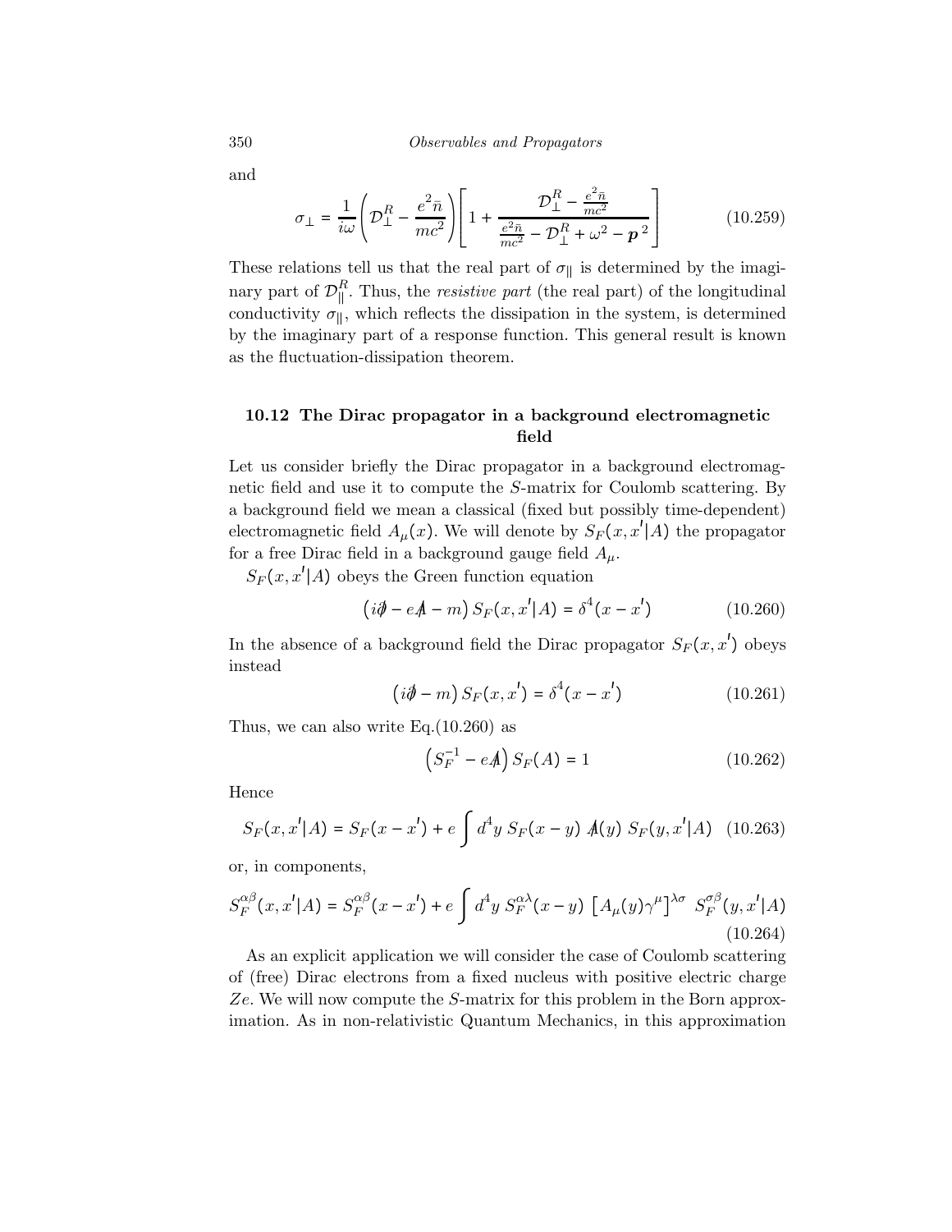and

$$\sigma_\perp = \frac{1}{i\omega}\left(\mathcal{D}_\perp^R - \frac{e^2\bar{n}}{mc^2}\right)\left[1 + \frac{\mathcal{D}_\perp^R - \frac{e^2\bar{n}}{mc^2}}{\frac{e^2\bar{n}}{mc^2} - \mathcal{D}_\perp^R + \omega^2 - \boldsymbol{p}^2}\right] \tag{10.259}$$

These relations tell us that the real part of $\sigma_\parallel$ is determined by the imaginary part of $\mathcal{D}_\parallel^R$. Thus, the *resistive part* (the real part) of the longitudinal conductivity $\sigma_\parallel$, which reflects the dissipation in the system, is determined by the imaginary part of a response function. This general result is known as the fluctuation-dissipation theorem.

## 10.12 The Dirac propagator in a background electromagnetic field

Let us consider briefly the Dirac propagator in a background electromagnetic field and use it to compute the $S$-matrix for Coulomb scattering. By a background field we mean a classical (fixed but possibly time-dependent) electromagnetic field $A_\mu(x)$. We will denote by $S_F(x, x'|A)$ the propagator for a free Dirac field in a background gauge field $A_\mu$.

$S_F(x, x'|A)$ obeys the Green function equation

$$\left(i\partial\!\!\!/ - eA\!\!\!/ - m\right) S_F(x, x'|A) = \delta^4(x - x') \tag{10.260}$$

In the absence of a background field the Dirac propagator $S_F(x, x')$ obeys instead

$$\left(i\partial\!\!\!/ - m\right) S_F(x, x') = \delta^4(x - x') \tag{10.261}$$

Thus, we can also write Eq.(10.260) as

$$\left(S_F^{-1} - eA\!\!\!/\right) S_F(A) = 1 \tag{10.262}$$

Hence

$$S_F(x, x'|A) = S_F(x - x') + e\int d^4y\; S_F(x - y)\; A\!\!\!/(y)\; S_F(y, x'|A) \tag{10.263}$$

or, in components,

$$S_F^{\alpha\beta}(x, x'|A) = S_F^{\alpha\beta}(x - x') + e\int d^4y\; S_F^{\alpha\lambda}(x - y)\;\left[A_\mu(y)\gamma^\mu\right]^{\lambda\sigma}\; S_F^{\sigma\beta}(y, x'|A) \tag{10.264}$$

As an explicit application we will consider the case of Coulomb scattering of (free) Dirac electrons from a fixed nucleus with positive electric charge $Ze$. We will now compute the $S$-matrix for this problem in the Born approximation. As in non-relativistic Quantum Mechanics, in this approximation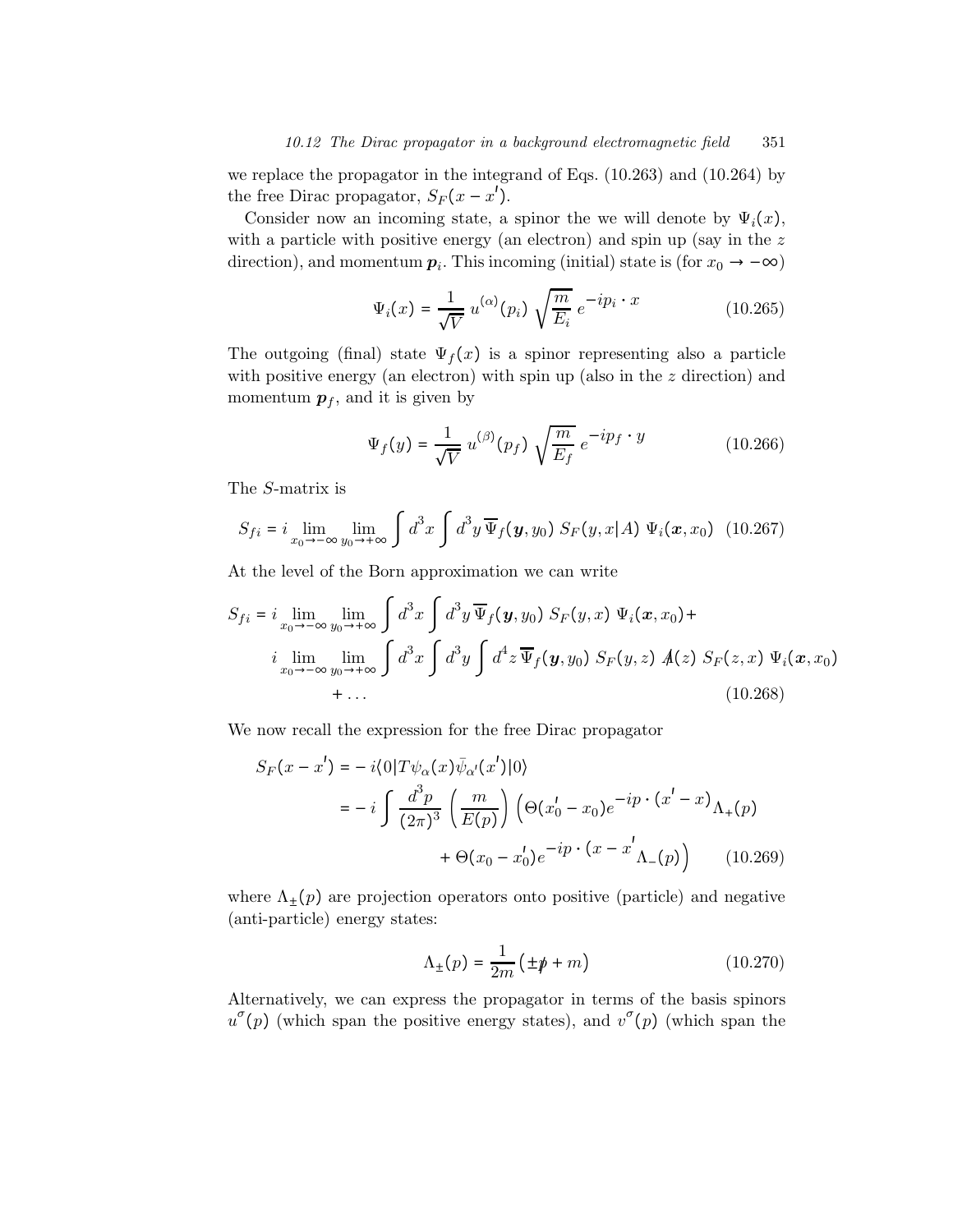we replace the propagator in the integrand of Eqs. (10.263) and (10.264) by the free Dirac propagator, $S_F(x - x')$.

Consider now an incoming state, a spinor the we will denote by $\Psi_i(x)$, with a particle with positive energy (an electron) and spin up (say in the $z$ direction), and momentum $\boldsymbol{p}_i$. This incoming (initial) state is (for $x_0 \to -\infty$)

$$\Psi_i(x) = \frac{1}{\sqrt{V}}\, u^{(\alpha)}(p_i)\, \sqrt{\frac{m}{E_i}}\, e^{-ip_i \cdot x} \tag{10.265}$$

The outgoing (final) state $\Psi_f(x)$ is a spinor representing also a particle with positive energy (an electron) with spin up (also in the $z$ direction) and momentum $\boldsymbol{p}_f$, and it is given by

$$\Psi_f(y) = \frac{1}{\sqrt{V}}\, u^{(\beta)}(p_f)\, \sqrt{\frac{m}{E_f}}\, e^{-ip_f \cdot y} \tag{10.266}$$

The $S$-matrix is

$$S_{fi} = i \lim_{x_0 \to -\infty} \lim_{y_0 \to +\infty} \int d^3x \int d^3y\, \overline{\Psi}_f(\boldsymbol{y}, y_0)\; S_F(y, x|A)\; \Psi_i(\boldsymbol{x}, x_0) \tag{10.267}$$

At the level of the Born approximation we can write

$$\begin{aligned} S_{fi} = {} & i \lim_{x_0 \to -\infty} \lim_{y_0 \to +\infty} \int d^3x \int d^3y\, \overline{\Psi}_f(\boldsymbol{y}, y_0)\; S_F(y, x)\; \Psi_i(\boldsymbol{x}, x_0) + \\ & i \lim_{x_0 \to -\infty} \lim_{y_0 \to +\infty} \int d^3x \int d^3y \int d^4z\, \overline{\Psi}_f(\boldsymbol{y}, y_0)\; S_F(y, z)\; \not{A}(z)\; S_F(z, x)\; \Psi_i(\boldsymbol{x}, x_0) \\ & + \ldots \end{aligned} \tag{10.268}$$

We now recall the expression for the free Dirac propagator

$$\begin{aligned} S_F(x - x') &= -i \langle 0 | T \psi_\alpha(x) \bar{\psi}_{\alpha'}(x') | 0 \rangle \\ &= -i \int \frac{d^3p}{(2\pi)^3} \left( \frac{m}{E(p)} \right) \Big( \Theta(x_0' - x_0) e^{-ip \cdot (x' - x)} \Lambda_+(p) \\ &\qquad + \Theta(x_0 - x_0') e^{-ip \cdot (x - x'} \Lambda_-(p) \Big) \end{aligned} \tag{10.269}$$

where $\Lambda_\pm(p)$ are projection operators onto positive (particle) and negative (anti-particle) energy states:

$$\Lambda_\pm(p) = \frac{1}{2m} \left( \pm \not{p} + m \right) \tag{10.270}$$

Alternatively, we can express the propagator in terms of the basis spinors $u^\sigma(p)$ (which span the positive energy states), and $v^\sigma(p)$ (which span the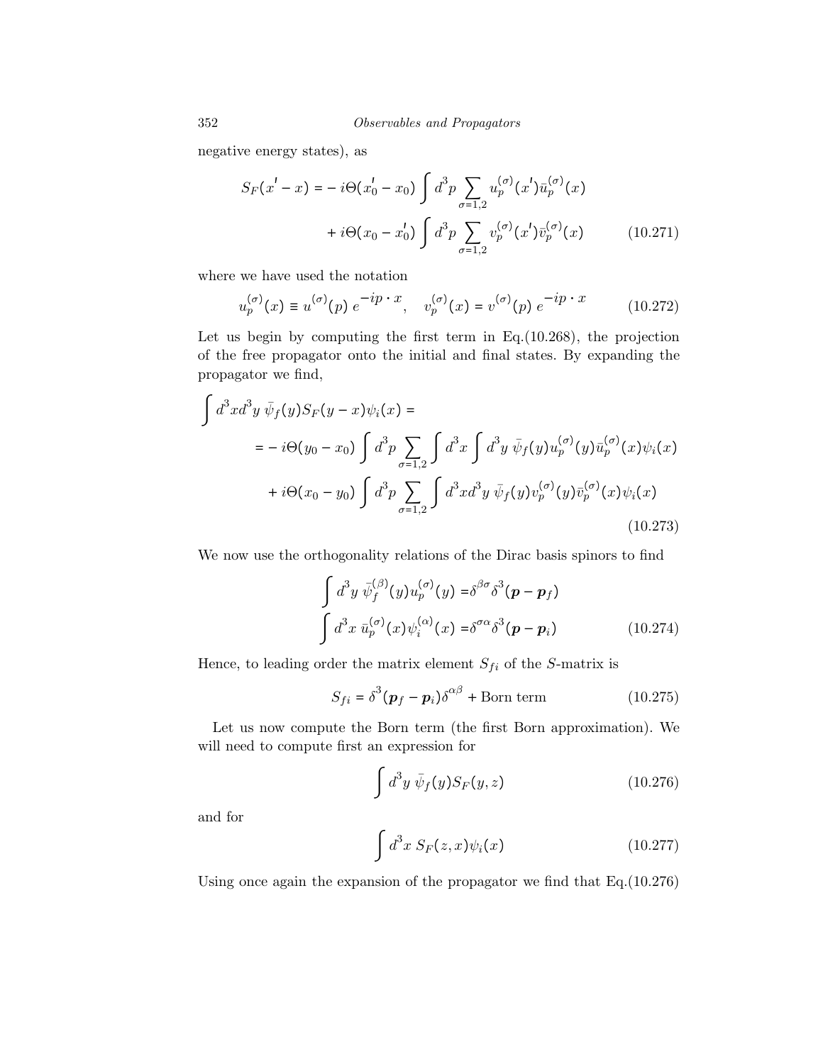negative energy states), as

$$S_F(x' - x) = -i\Theta(x'_0 - x_0) \int d^3p \sum_{\sigma=1,2} u_p^{(\sigma)}(x')\bar{u}_p^{(\sigma)}(x)$$
$$+ i\Theta(x_0 - x'_0) \int d^3p \sum_{\sigma=1,2} v_p^{(\sigma)}(x')\bar{v}_p^{(\sigma)}(x) \tag{10.271}$$

where we have used the notation

$$u_p^{(\sigma)}(x) \equiv u^{(\sigma)}(p)\, e^{-ip \cdot x}, \quad v_p^{(\sigma)}(x) = v^{(\sigma)}(p)\, e^{-ip \cdot x} \tag{10.272}$$

Let us begin by computing the first term in Eq.(10.268), the projection of the free propagator onto the initial and final states. By expanding the propagator we find,

$$\int d^3x d^3y\, \bar{\psi}_f(y) S_F(y - x)\psi_i(x) =$$
$$= -i\Theta(y_0 - x_0) \int d^3p \sum_{\sigma=1,2} \int d^3x \int d^3y\, \bar{\psi}_f(y) u_p^{(\sigma)}(y)\bar{u}_p^{(\sigma)}(x)\psi_i(x)$$
$$+ i\Theta(x_0 - y_0) \int d^3p \sum_{\sigma=1,2} \int d^3x d^3y\, \bar{\psi}_f(y) v_p^{(\sigma)}(y)\bar{v}_p^{(\sigma)}(x)\psi_i(x) \tag{10.273}$$

We now use the orthogonality relations of the Dirac basis spinors to find

$$\int d^3y\, \bar{\psi}_f^{(\beta)}(y) u_p^{(\sigma)}(y) = \delta^{\beta\sigma}\delta^3(\boldsymbol{p} - \boldsymbol{p}_f)$$
$$\int d^3x\, \bar{u}_p^{(\sigma)}(x)\psi_i^{(\alpha)}(x) = \delta^{\sigma\alpha}\delta^3(\boldsymbol{p} - \boldsymbol{p}_i) \tag{10.274}$$

Hence, to leading order the matrix element $S_{fi}$ of the $S$-matrix is

$$S_{fi} = \delta^3(\boldsymbol{p}_f - \boldsymbol{p}_i)\delta^{\alpha\beta} + \text{Born term} \tag{10.275}$$

Let us now compute the Born term (the first Born approximation). We will need to compute first an expression for

$$\int d^3y\, \bar{\psi}_f(y) S_F(y, z) \tag{10.276}$$

and for

$$\int d^3x\, S_F(z, x)\psi_i(x) \tag{10.277}$$

Using once again the expansion of the propagator we find that Eq.(10.276)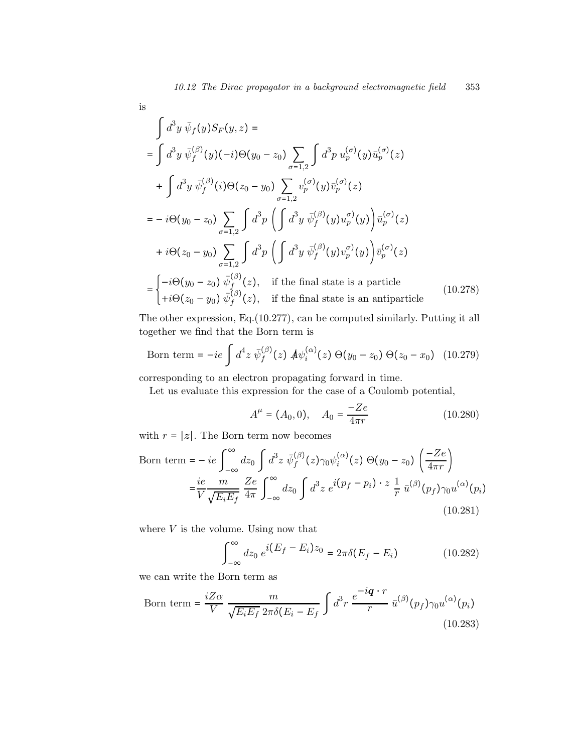is

$$
\begin{aligned}
&\int d^3y\ \bar{\psi}_f(y) S_F(y,z) = \\
=& \int d^3y\ \bar{\psi}_f^{(\beta)}(y)(-i)\Theta(y_0 - z_0) \sum_{\sigma=1,2} \int d^3p\ u_p^{(\sigma)}(y)\bar{u}_p^{(\sigma)}(z) \\
&+ \int d^3y\ \bar{\psi}_f^{(\beta)}(i)\Theta(z_0 - y_0) \sum_{\sigma=1,2} v_p^{(\sigma)}(y)\bar{v}_p^{(\sigma)}(z) \\
=& -i\Theta(y_0 - z_0) \sum_{\sigma=1,2} \int d^3p\ \left( \int d^3y\ \bar{\psi}_f^{(\beta)}(y) u_p^{\sigma)}(y) \right) \bar{u}_p^{(\sigma)}(z) \\
&+ i\Theta(z_0 - y_0) \sum_{\sigma=1,2} \int d^3p\ \left( \int d^3y\ \bar{\psi}_f^{(\beta)}(y) v_p^{\sigma)}(y) \right) \bar{v}_p^{(\sigma)}(z) \\
=& \begin{cases} -i\Theta(y_0 - z_0)\ \bar{\psi}_f^{(\beta)}(z), & \text{if the final state is a particle} \\ +i\Theta(z_0 - y_0)\ \bar{\psi}_f^{(\beta)}(z), & \text{if the final state is an antiparticle} \end{cases}
\end{aligned}
\tag{10.278}
$$

The other expression, Eq.(10.277), can be computed similarly. Putting it all together we find that the Born term is

$$
\text{Born term} = -ie \int d^4z\ \bar{\psi}_f^{(\beta)}(z)\ A\!\!\!/ \psi_i^{(\alpha)}(z)\ \Theta(y_0 - z_0)\ \Theta(z_0 - x_0) \tag{10.279}
$$

corresponding to an electron propagating forward in time.

Let us evaluate this expression for the case of a Coulomb potential,

$$
A^\mu = (A_0, 0), \quad A_0 = \frac{-Ze}{4\pi r} \tag{10.280}
$$

with $r = |\boldsymbol{z}|$. The Born term now becomes

$$
\begin{aligned}
\text{Born term} =& -ie \int_{-\infty}^{\infty} dz_0 \int d^3z\ \bar{\psi}_f^{(\beta)}(z)\gamma_0\psi_i^{(\alpha)}(z)\ \Theta(y_0 - z_0) \left( \frac{-Ze}{4\pi r} \right) \\
=& \frac{ie}{V} \frac{m}{\sqrt{E_i E_f}} \frac{Ze}{4\pi} \int_{-\infty}^{\infty} dz_0 \int d^3z\ e^{i(p_f - p_i)\cdot z}\ \frac{1}{r}\ \bar{u}^{(\beta)}(p_f)\gamma_0 u^{(\alpha)}(p_i)
\end{aligned}
\tag{10.281}
$$

where $V$ is the volume. Using now that

$$
\int_{-\infty}^{\infty} dz_0\ e^{i(E_f - E_i)z_0} = 2\pi\delta(E_f - E_i) \tag{10.282}
$$

we can write the Born term as

$$
\text{Born term} = \frac{iZ\alpha}{V} \frac{m}{\sqrt{E_i E_f}\ 2\pi\delta(E_i - E_f} \int d^3r\ \frac{e^{-i\boldsymbol{q}\cdot r}}{r}\ \bar{u}^{(\beta)}(p_f)\gamma_0 u^{(\alpha)}(p_i) \tag{10.283}
$$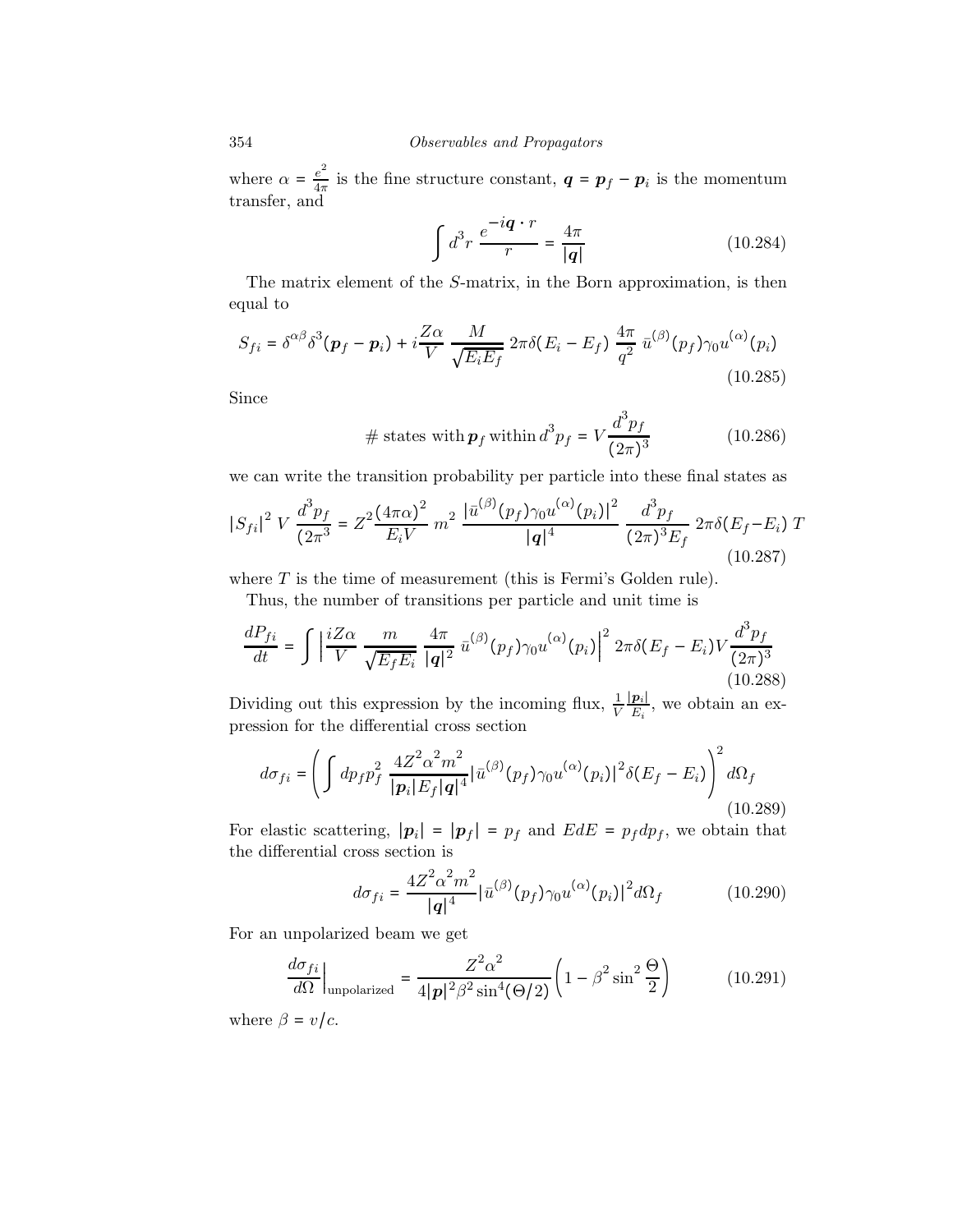where $\alpha = \frac{e^2}{4\pi}$ is the fine structure constant, $\boldsymbol{q} = \boldsymbol{p}_f - \boldsymbol{p}_i$ is the momentum transfer, and

$$\int d^3r \; \frac{e^{-i\boldsymbol{q}\cdot r}}{r} = \frac{4\pi}{|\boldsymbol{q}|} \tag{10.284}$$

The matrix element of the $S$-matrix, in the Born approximation, is then equal to

$$S_{fi} = \delta^{\alpha\beta}\delta^3(\boldsymbol{p}_f - \boldsymbol{p}_i) + i\frac{Z\alpha}{V}\;\frac{M}{\sqrt{E_i E_f}}\;2\pi\delta(E_i - E_f)\;\frac{4\pi}{q^2}\;\bar{u}^{(\beta)}(p_f)\gamma_0 u^{(\alpha)}(p_i) \tag{10.285}$$

Since

$$\#\text{ states with }\boldsymbol{p}_f\text{ within }d^3p_f = V\frac{d^3p_f}{(2\pi)^3} \tag{10.286}$$

we can write the transition probability per particle into these final states as

$$|S_{fi}|^2\;V\;\frac{d^3p_f}{(2\pi^3} = Z^2\frac{(4\pi\alpha)^2}{E_i V}\;m^2\;\frac{|\bar{u}^{(\beta)}(p_f)\gamma_0 u^{(\alpha)}(p_i)|^2}{|\boldsymbol{q}|^4}\;\frac{d^3p_f}{(2\pi)^3 E_f}\;2\pi\delta(E_f - E_i)\;T \tag{10.287}$$

where $T$ is the time of measurement (this is Fermi's Golden rule).

Thus, the number of transitions per particle and unit time is

$$\frac{dP_{fi}}{dt} = \int \Big|\frac{iZ\alpha}{V}\;\frac{m}{\sqrt{E_f E_i}}\;\frac{4\pi}{|\boldsymbol{q}|^2}\;\bar{u}^{(\beta)}(p_f)\gamma_0 u^{(\alpha)}(p_i)\Big|^2\;2\pi\delta(E_f - E_i)V\frac{d^3p_f}{(2\pi)^3} \tag{10.288}$$

Dividing out this expression by the incoming flux, $\frac{1}{V}\frac{|\boldsymbol{p}_i|}{E_i}$, we obtain an expression for the differential cross section

$$d\sigma_{fi} = \left(\int dp_f p_f^2\;\frac{4Z^2\alpha^2 m^2}{|\boldsymbol{p}_i|E_f|\boldsymbol{q}|^4}|\bar{u}^{(\beta)}(p_f)\gamma_0 u^{(\alpha)}(p_i)|^2\delta(E_f - E_i)\right)^2 d\Omega_f \tag{10.289}$$

For elastic scattering, $|\boldsymbol{p}_i| = |\boldsymbol{p}_f| = p_f$ and $EdE = p_f dp_f$, we obtain that the differential cross section is

$$d\sigma_{fi} = \frac{4Z^2\alpha^2 m^2}{|\boldsymbol{q}|^4}|\bar{u}^{(\beta)}(p_f)\gamma_0 u^{(\alpha)}(p_i)|^2 d\Omega_f \tag{10.290}$$

For an unpolarized beam we get

$$\frac{d\sigma_{fi}}{d\Omega}\Big|_{\text{unpolarized}} = \frac{Z^2\alpha^2}{4|\boldsymbol{p}|^2\beta^2\sin^4(\Theta/2)}\left(1 - \beta^2\sin^2\frac{\Theta}{2}\right) \tag{10.291}$$

where $\beta = v/c$.